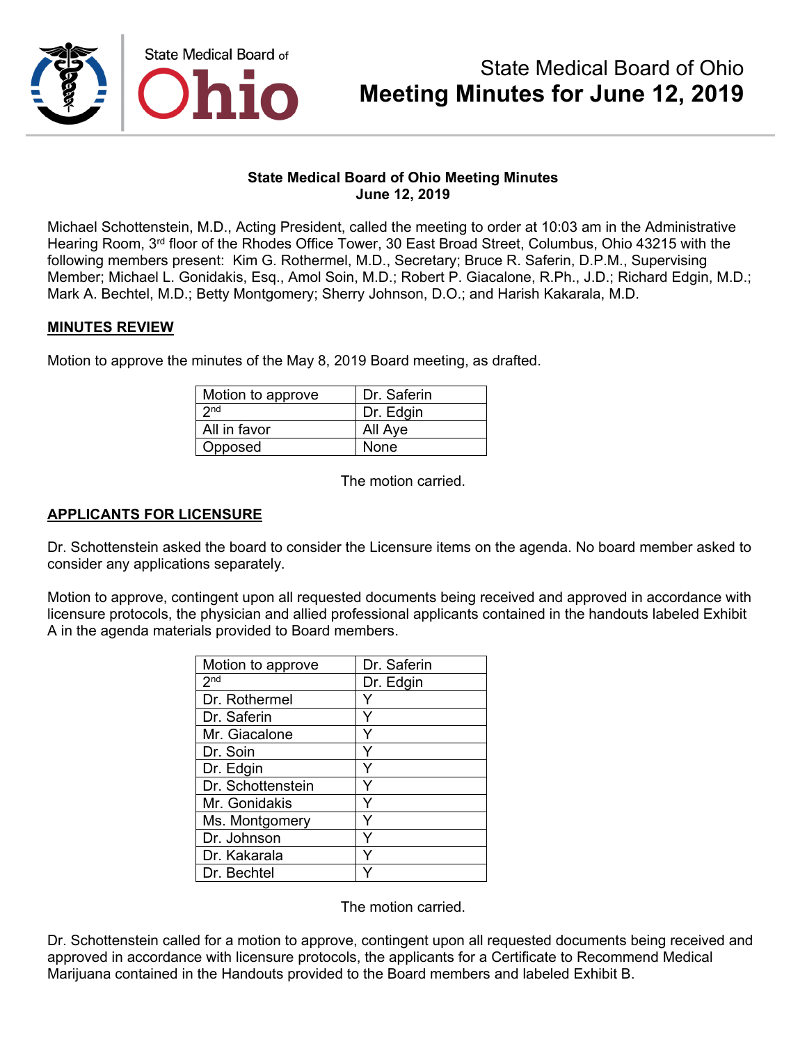# State Medical Board of Ohio
# Meeting Minutes for June 12, 2019

**State Medical Board of Ohio Meeting Minutes**
**June 12, 2019**

Michael Schottenstein, M.D., Acting President, called the meeting to order at 10:03 am in the Administrative Hearing Room, 3rd floor of the Rhodes Office Tower, 30 East Broad Street, Columbus, Ohio 43215 with the following members present: Kim G. Rothermel, M.D., Secretary; Bruce R. Saferin, D.P.M., Supervising Member; Michael L. Gonidakis, Esq., Amol Soin, M.D.; Robert P. Giacalone, R.Ph., J.D.; Richard Edgin, M.D.; Mark A. Bechtel, M.D.; Betty Montgomery; Sherry Johnson, D.O.; and Harish Kakarala, M.D.

## MINUTES REVIEW

Motion to approve the minutes of the May 8, 2019 Board meeting, as drafted.

| Motion to approve | Dr. Saferin |
|---|---|
| 2nd | Dr. Edgin |
| All in favor | All Aye |
| Opposed | None |

The motion carried.

## APPLICANTS FOR LICENSURE

Dr. Schottenstein asked the board to consider the Licensure items on the agenda. No board member asked to consider any applications separately.

Motion to approve, contingent upon all requested documents being received and approved in accordance with licensure protocols, the physician and allied professional applicants contained in the handouts labeled Exhibit A in the agenda materials provided to Board members.

| Motion to approve | Dr. Saferin |
|---|---|
| 2nd | Dr. Edgin |
| Dr. Rothermel | Y |
| Dr. Saferin | Y |
| Mr. Giacalone | Y |
| Dr. Soin | Y |
| Dr. Edgin | Y |
| Dr. Schottenstein | Y |
| Mr. Gonidakis | Y |
| Ms. Montgomery | Y |
| Dr. Johnson | Y |
| Dr. Kakarala | Y |
| Dr. Bechtel | Y |

The motion carried.

Dr. Schottenstein called for a motion to approve, contingent upon all requested documents being received and approved in accordance with licensure protocols, the applicants for a Certificate to Recommend Medical Marijuana contained in the Handouts provided to the Board members and labeled Exhibit B.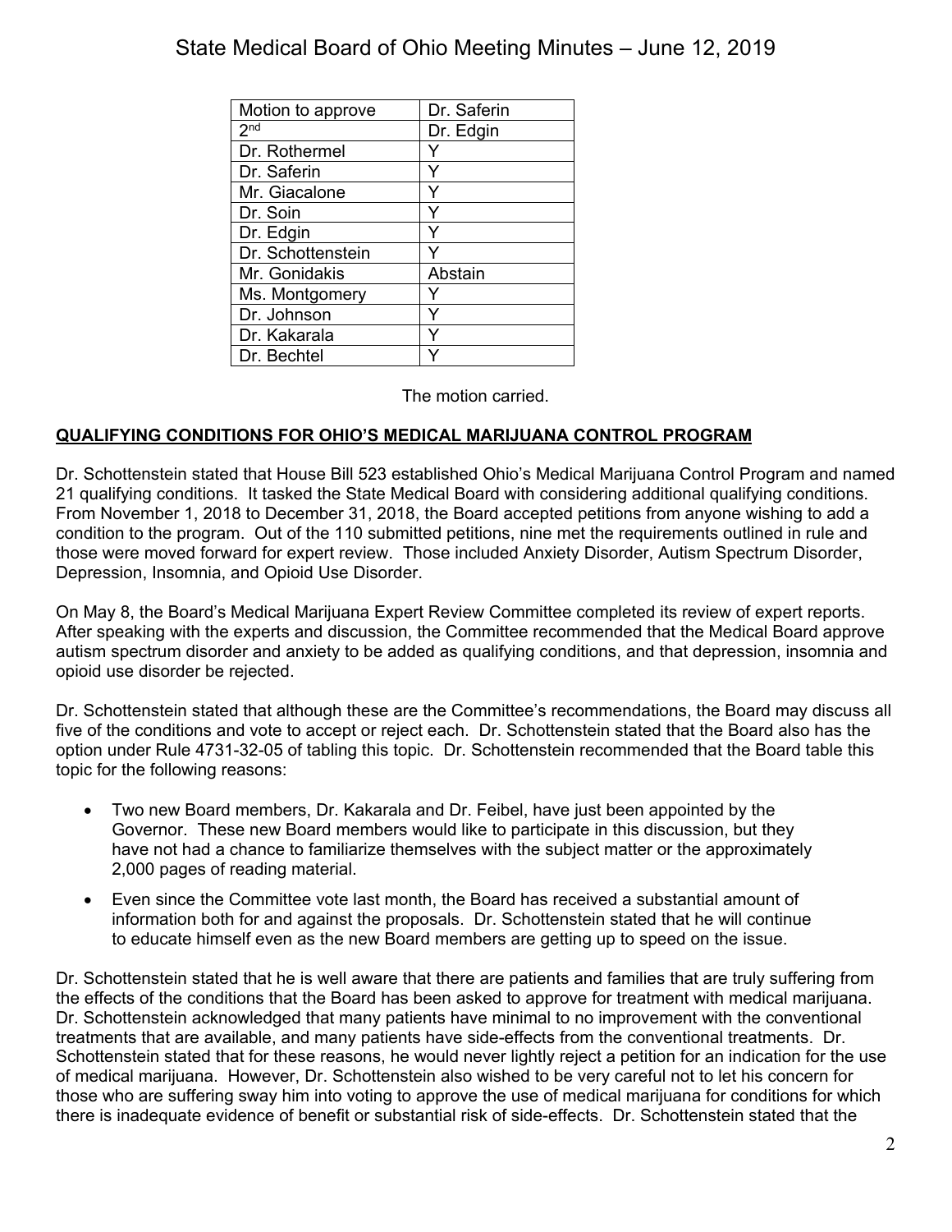| Motion to approve | Dr. Saferin |
|---|---|
| 2nd | Dr. Edgin |
| Dr. Rothermel | Y |
| Dr. Saferin | Y |
| Mr. Giacalone | Y |
| Dr. Soin | Y |
| Dr. Edgin | Y |
| Dr. Schottenstein | Y |
| Mr. Gonidakis | Abstain |
| Ms. Montgomery | Y |
| Dr. Johnson | Y |
| Dr. Kakarala | Y |
| Dr. Bechtel | Y |

The motion carried.

**QUALIFYING CONDITIONS FOR OHIO'S MEDICAL MARIJUANA CONTROL PROGRAM**

Dr. Schottenstein stated that House Bill 523 established Ohio's Medical Marijuana Control Program and named 21 qualifying conditions. It tasked the State Medical Board with considering additional qualifying conditions. From November 1, 2018 to December 31, 2018, the Board accepted petitions from anyone wishing to add a condition to the program. Out of the 110 submitted petitions, nine met the requirements outlined in rule and those were moved forward for expert review. Those included Anxiety Disorder, Autism Spectrum Disorder, Depression, Insomnia, and Opioid Use Disorder.

On May 8, the Board's Medical Marijuana Expert Review Committee completed its review of expert reports. After speaking with the experts and discussion, the Committee recommended that the Medical Board approve autism spectrum disorder and anxiety to be added as qualifying conditions, and that depression, insomnia and opioid use disorder be rejected.

Dr. Schottenstein stated that although these are the Committee's recommendations, the Board may discuss all five of the conditions and vote to accept or reject each. Dr. Schottenstein stated that the Board also has the option under Rule 4731-32-05 of tabling this topic. Dr. Schottenstein recommended that the Board table this topic for the following reasons:

- Two new Board members, Dr. Kakarala and Dr. Feibel, have just been appointed by the Governor. These new Board members would like to participate in this discussion, but they have not had a chance to familiarize themselves with the subject matter or the approximately 2,000 pages of reading material.
- Even since the Committee vote last month, the Board has received a substantial amount of information both for and against the proposals. Dr. Schottenstein stated that he will continue to educate himself even as the new Board members are getting up to speed on the issue.

Dr. Schottenstein stated that he is well aware that there are patients and families that are truly suffering from the effects of the conditions that the Board has been asked to approve for treatment with medical marijuana. Dr. Schottenstein acknowledged that many patients have minimal to no improvement with the conventional treatments that are available, and many patients have side-effects from the conventional treatments. Dr. Schottenstein stated that for these reasons, he would never lightly reject a petition for an indication for the use of medical marijuana. However, Dr. Schottenstein also wished to be very careful not to let his concern for those who are suffering sway him into voting to approve the use of medical marijuana for conditions for which there is inadequate evidence of benefit or substantial risk of side-effects. Dr. Schottenstein stated that the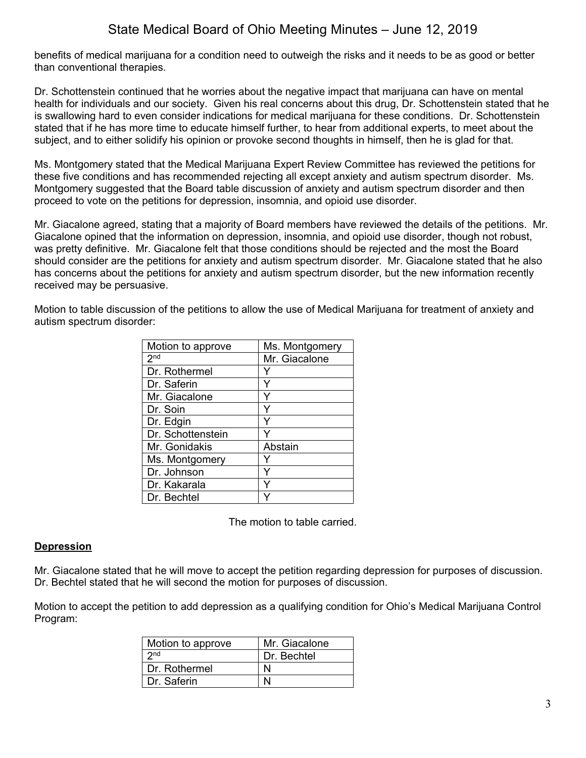benefits of medical marijuana for a condition need to outweigh the risks and it needs to be as good or better than conventional therapies.

Dr. Schottenstein continued that he worries about the negative impact that marijuana can have on mental health for individuals and our society. Given his real concerns about this drug, Dr. Schottenstein stated that he is swallowing hard to even consider indications for medical marijuana for these conditions. Dr. Schottenstein stated that if he has more time to educate himself further, to hear from additional experts, to meet about the subject, and to either solidify his opinion or provoke second thoughts in himself, then he is glad for that.

Ms. Montgomery stated that the Medical Marijuana Expert Review Committee has reviewed the petitions for these five conditions and has recommended rejecting all except anxiety and autism spectrum disorder. Ms. Montgomery suggested that the Board table discussion of anxiety and autism spectrum disorder and then proceed to vote on the petitions for depression, insomnia, and opioid use disorder.

Mr. Giacalone agreed, stating that a majority of Board members have reviewed the details of the petitions. Mr. Giacalone opined that the information on depression, insomnia, and opioid use disorder, though not robust, was pretty definitive. Mr. Giacalone felt that those conditions should be rejected and the most the Board should consider are the petitions for anxiety and autism spectrum disorder. Mr. Giacalone stated that he also has concerns about the petitions for anxiety and autism spectrum disorder, but the new information recently received may be persuasive.

Motion to table discussion of the petitions to allow the use of Medical Marijuana for treatment of anxiety and autism spectrum disorder:

| Motion to approve | Ms. Montgomery |
|---|---|
| 2nd | Mr. Giacalone |
| Dr. Rothermel | Y |
| Dr. Saferin | Y |
| Mr. Giacalone | Y |
| Dr. Soin | Y |
| Dr. Edgin | Y |
| Dr. Schottenstein | Y |
| Mr. Gonidakis | Abstain |
| Ms. Montgomery | Y |
| Dr. Johnson | Y |
| Dr. Kakarala | Y |
| Dr. Bechtel | Y |

The motion to table carried.

**Depression**

Mr. Giacalone stated that he will move to accept the petition regarding depression for purposes of discussion. Dr. Bechtel stated that he will second the motion for purposes of discussion.

Motion to accept the petition to add depression as a qualifying condition for Ohio's Medical Marijuana Control Program:

| Motion to approve | Mr. Giacalone |
|---|---|
| 2nd | Dr. Bechtel |
| Dr. Rothermel | N |
| Dr. Saferin | N |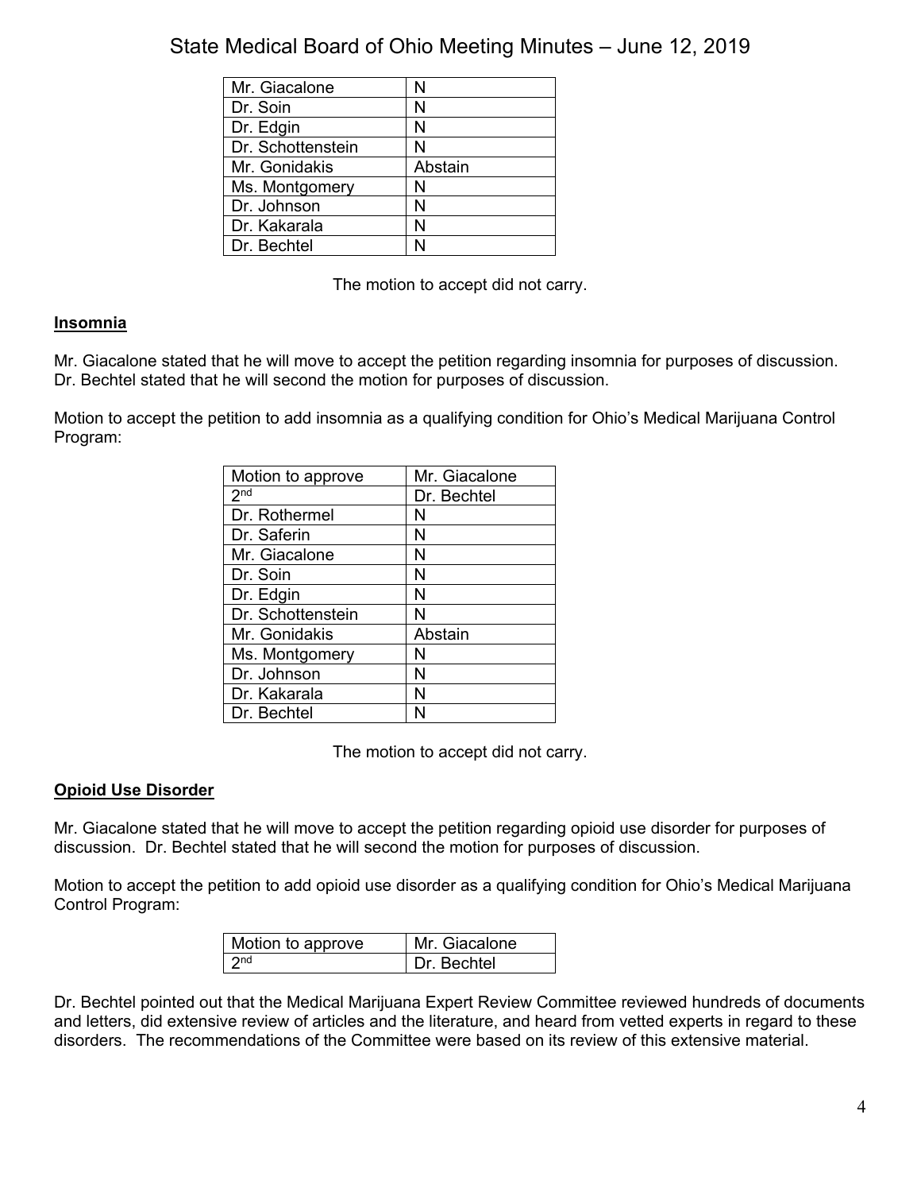| | |
|---|---|
| Mr. Giacalone | N |
| Dr. Soin | N |
| Dr. Edgin | N |
| Dr. Schottenstein | N |
| Mr. Gonidakis | Abstain |
| Ms. Montgomery | N |
| Dr. Johnson | N |
| Dr. Kakarala | N |
| Dr. Bechtel | N |

The motion to accept did not carry.

**Insomnia**

Mr. Giacalone stated that he will move to accept the petition regarding insomnia for purposes of discussion. Dr. Bechtel stated that he will second the motion for purposes of discussion.

Motion to accept the petition to add insomnia as a qualifying condition for Ohio's Medical Marijuana Control Program:

| Motion to approve | Mr. Giacalone |
|---|---|
| 2nd | Dr. Bechtel |
| Dr. Rothermel | N |
| Dr. Saferin | N |
| Mr. Giacalone | N |
| Dr. Soin | N |
| Dr. Edgin | N |
| Dr. Schottenstein | N |
| Mr. Gonidakis | Abstain |
| Ms. Montgomery | N |
| Dr. Johnson | N |
| Dr. Kakarala | N |
| Dr. Bechtel | N |

The motion to accept did not carry.

**Opioid Use Disorder**

Mr. Giacalone stated that he will move to accept the petition regarding opioid use disorder for purposes of discussion. Dr. Bechtel stated that he will second the motion for purposes of discussion.

Motion to accept the petition to add opioid use disorder as a qualifying condition for Ohio's Medical Marijuana Control Program:

| Motion to approve | Mr. Giacalone |
|---|---|
| 2nd | Dr. Bechtel |

Dr. Bechtel pointed out that the Medical Marijuana Expert Review Committee reviewed hundreds of documents and letters, did extensive review of articles and the literature, and heard from vetted experts in regard to these disorders. The recommendations of the Committee were based on its review of this extensive material.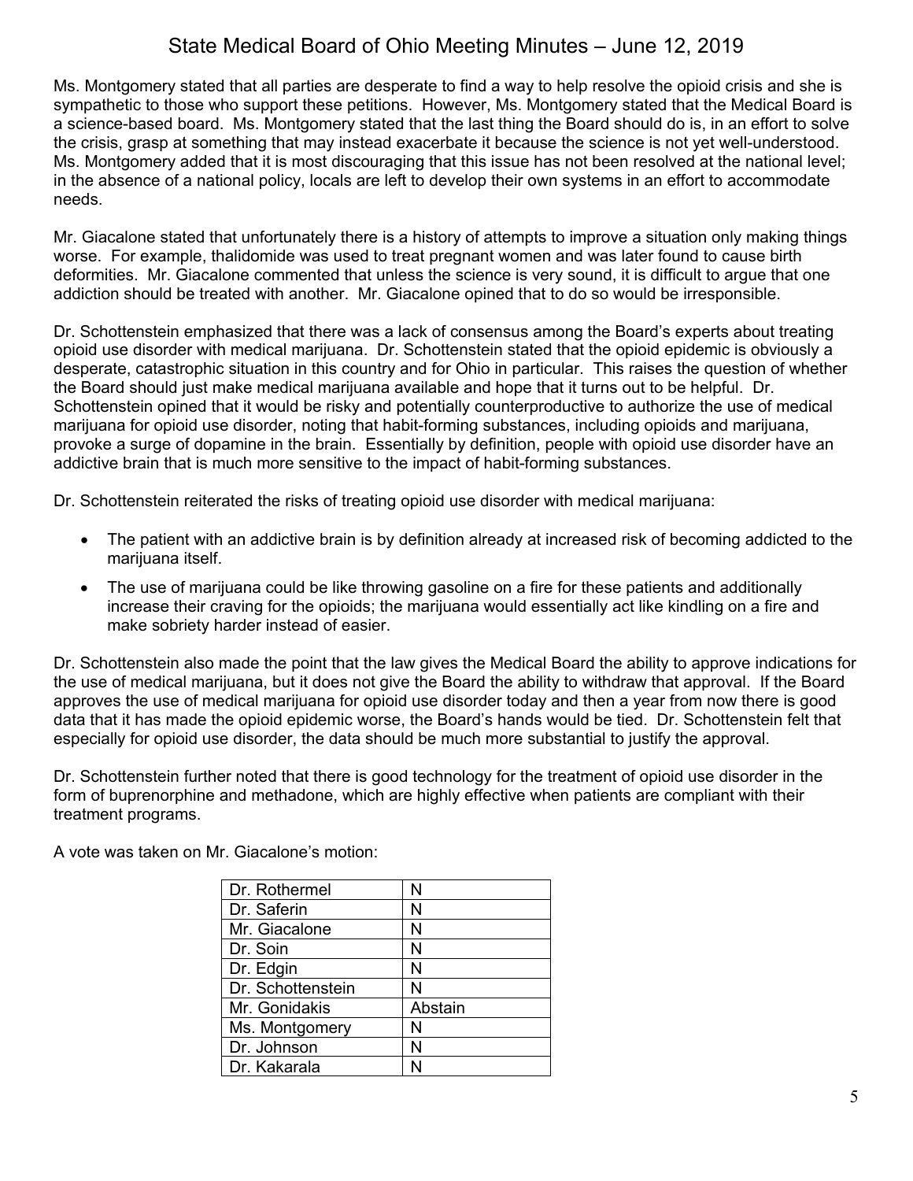Ms. Montgomery stated that all parties are desperate to find a way to help resolve the opioid crisis and she is sympathetic to those who support these petitions. However, Ms. Montgomery stated that the Medical Board is a science-based board. Ms. Montgomery stated that the last thing the Board should do is, in an effort to solve the crisis, grasp at something that may instead exacerbate it because the science is not yet well-understood. Ms. Montgomery added that it is most discouraging that this issue has not been resolved at the national level; in the absence of a national policy, locals are left to develop their own systems in an effort to accommodate needs.

Mr. Giacalone stated that unfortunately there is a history of attempts to improve a situation only making things worse. For example, thalidomide was used to treat pregnant women and was later found to cause birth deformities. Mr. Giacalone commented that unless the science is very sound, it is difficult to argue that one addiction should be treated with another. Mr. Giacalone opined that to do so would be irresponsible.

Dr. Schottenstein emphasized that there was a lack of consensus among the Board's experts about treating opioid use disorder with medical marijuana. Dr. Schottenstein stated that the opioid epidemic is obviously a desperate, catastrophic situation in this country and for Ohio in particular. This raises the question of whether the Board should just make medical marijuana available and hope that it turns out to be helpful. Dr. Schottenstein opined that it would be risky and potentially counterproductive to authorize the use of medical marijuana for opioid use disorder, noting that habit-forming substances, including opioids and marijuana, provoke a surge of dopamine in the brain. Essentially by definition, people with opioid use disorder have an addictive brain that is much more sensitive to the impact of habit-forming substances.

Dr. Schottenstein reiterated the risks of treating opioid use disorder with medical marijuana:

- The patient with an addictive brain is by definition already at increased risk of becoming addicted to the marijuana itself.
- The use of marijuana could be like throwing gasoline on a fire for these patients and additionally increase their craving for the opioids; the marijuana would essentially act like kindling on a fire and make sobriety harder instead of easier.

Dr. Schottenstein also made the point that the law gives the Medical Board the ability to approve indications for the use of medical marijuana, but it does not give the Board the ability to withdraw that approval. If the Board approves the use of medical marijuana for opioid use disorder today and then a year from now there is good data that it has made the opioid epidemic worse, the Board's hands would be tied. Dr. Schottenstein felt that especially for opioid use disorder, the data should be much more substantial to justify the approval.

Dr. Schottenstein further noted that there is good technology for the treatment of opioid use disorder in the form of buprenorphine and methadone, which are highly effective when patients are compliant with their treatment programs.

A vote was taken on Mr. Giacalone's motion:

| | |
|---|---|
| Dr. Rothermel | N |
| Dr. Saferin | N |
| Mr. Giacalone | N |
| Dr. Soin | N |
| Dr. Edgin | N |
| Dr. Schottenstein | N |
| Mr. Gonidakis | Abstain |
| Ms. Montgomery | N |
| Dr. Johnson | N |
| Dr. Kakarala | N |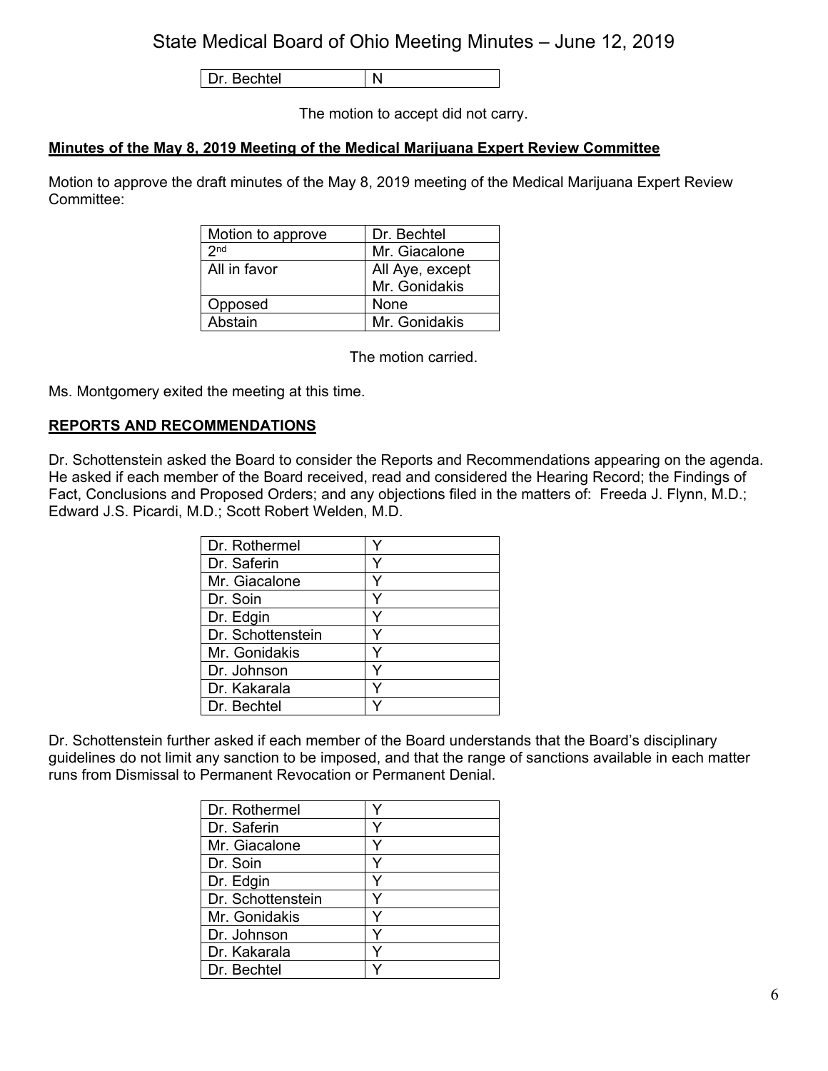| Dr. Bechtel | N |
|---|---|

The motion to accept did not carry.

**Minutes of the May 8, 2019 Meeting of the Medical Marijuana Expert Review Committee**

Motion to approve the draft minutes of the May 8, 2019 meeting of the Medical Marijuana Expert Review Committee:

| Motion to approve | Dr. Bechtel |
|---|---|
| 2nd | Mr. Giacalone |
| All in favor | All Aye, except Mr. Gonidakis |
| Opposed | None |
| Abstain | Mr. Gonidakis |

The motion carried.

Ms. Montgomery exited the meeting at this time.

**REPORTS AND RECOMMENDATIONS**

Dr. Schottenstein asked the Board to consider the Reports and Recommendations appearing on the agenda. He asked if each member of the Board received, read and considered the Hearing Record; the Findings of Fact, Conclusions and Proposed Orders; and any objections filed in the matters of: Freeda J. Flynn, M.D.; Edward J.S. Picardi, M.D.; Scott Robert Welden, M.D.

| Dr. Rothermel | Y |
|---|---|
| Dr. Saferin | Y |
| Mr. Giacalone | Y |
| Dr. Soin | Y |
| Dr. Edgin | Y |
| Dr. Schottenstein | Y |
| Mr. Gonidakis | Y |
| Dr. Johnson | Y |
| Dr. Kakarala | Y |
| Dr. Bechtel | Y |

Dr. Schottenstein further asked if each member of the Board understands that the Board's disciplinary guidelines do not limit any sanction to be imposed, and that the range of sanctions available in each matter runs from Dismissal to Permanent Revocation or Permanent Denial.

| Dr. Rothermel | Y |
|---|---|
| Dr. Saferin | Y |
| Mr. Giacalone | Y |
| Dr. Soin | Y |
| Dr. Edgin | Y |
| Dr. Schottenstein | Y |
| Mr. Gonidakis | Y |
| Dr. Johnson | Y |
| Dr. Kakarala | Y |
| Dr. Bechtel | Y |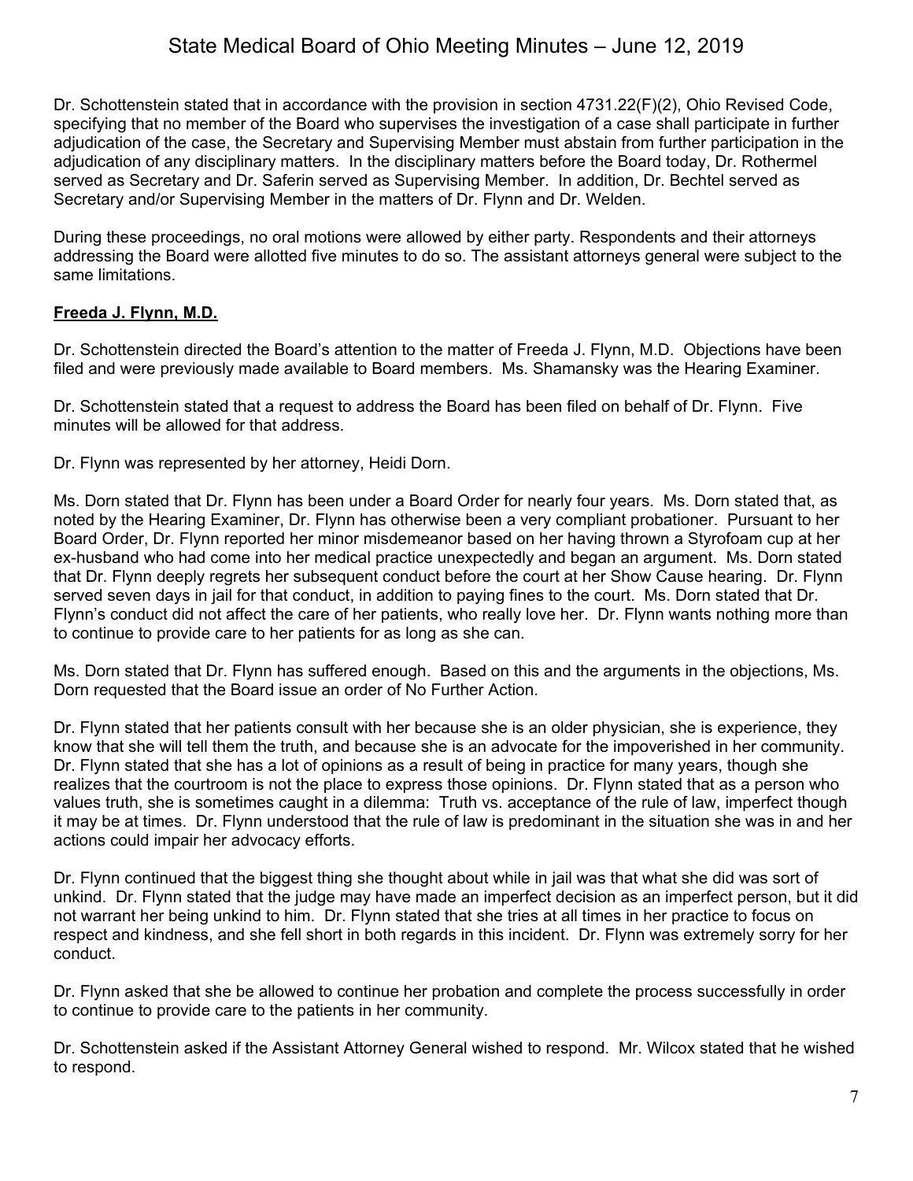Dr. Schottenstein stated that in accordance with the provision in section 4731.22(F)(2), Ohio Revised Code, specifying that no member of the Board who supervises the investigation of a case shall participate in further adjudication of the case, the Secretary and Supervising Member must abstain from further participation in the adjudication of any disciplinary matters. In the disciplinary matters before the Board today, Dr. Rothermel served as Secretary and Dr. Saferin served as Supervising Member. In addition, Dr. Bechtel served as Secretary and/or Supervising Member in the matters of Dr. Flynn and Dr. Welden.

During these proceedings, no oral motions were allowed by either party. Respondents and their attorneys addressing the Board were allotted five minutes to do so. The assistant attorneys general were subject to the same limitations.

**Freeda J. Flynn, M.D.**

Dr. Schottenstein directed the Board's attention to the matter of Freeda J. Flynn, M.D. Objections have been filed and were previously made available to Board members. Ms. Shamansky was the Hearing Examiner.

Dr. Schottenstein stated that a request to address the Board has been filed on behalf of Dr. Flynn. Five minutes will be allowed for that address.

Dr. Flynn was represented by her attorney, Heidi Dorn.

Ms. Dorn stated that Dr. Flynn has been under a Board Order for nearly four years. Ms. Dorn stated that, as noted by the Hearing Examiner, Dr. Flynn has otherwise been a very compliant probationer. Pursuant to her Board Order, Dr. Flynn reported her minor misdemeanor based on her having thrown a Styrofoam cup at her ex-husband who had come into her medical practice unexpectedly and began an argument. Ms. Dorn stated that Dr. Flynn deeply regrets her subsequent conduct before the court at her Show Cause hearing. Dr. Flynn served seven days in jail for that conduct, in addition to paying fines to the court. Ms. Dorn stated that Dr. Flynn's conduct did not affect the care of her patients, who really love her. Dr. Flynn wants nothing more than to continue to provide care to her patients for as long as she can.

Ms. Dorn stated that Dr. Flynn has suffered enough. Based on this and the arguments in the objections, Ms. Dorn requested that the Board issue an order of No Further Action.

Dr. Flynn stated that her patients consult with her because she is an older physician, she is experience, they know that she will tell them the truth, and because she is an advocate for the impoverished in her community. Dr. Flynn stated that she has a lot of opinions as a result of being in practice for many years, though she realizes that the courtroom is not the place to express those opinions. Dr. Flynn stated that as a person who values truth, she is sometimes caught in a dilemma: Truth vs. acceptance of the rule of law, imperfect though it may be at times. Dr. Flynn understood that the rule of law is predominant in the situation she was in and her actions could impair her advocacy efforts.

Dr. Flynn continued that the biggest thing she thought about while in jail was that what she did was sort of unkind. Dr. Flynn stated that the judge may have made an imperfect decision as an imperfect person, but it did not warrant her being unkind to him. Dr. Flynn stated that she tries at all times in her practice to focus on respect and kindness, and she fell short in both regards in this incident. Dr. Flynn was extremely sorry for her conduct.

Dr. Flynn asked that she be allowed to continue her probation and complete the process successfully in order to continue to provide care to the patients in her community.

Dr. Schottenstein asked if the Assistant Attorney General wished to respond. Mr. Wilcox stated that he wished to respond.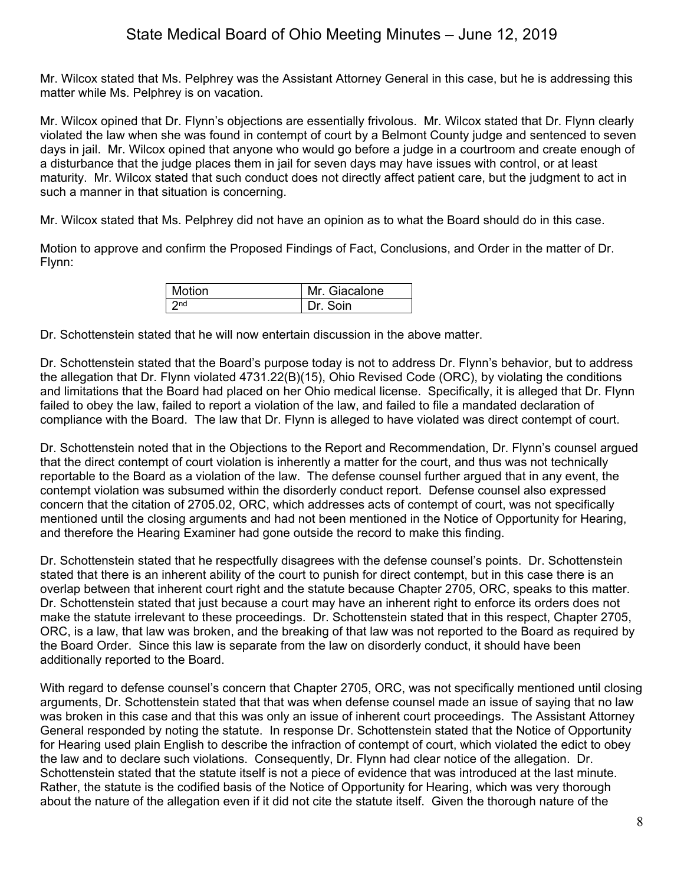Mr. Wilcox stated that Ms. Pelphrey was the Assistant Attorney General in this case, but he is addressing this matter while Ms. Pelphrey is on vacation.

Mr. Wilcox opined that Dr. Flynn's objections are essentially frivolous. Mr. Wilcox stated that Dr. Flynn clearly violated the law when she was found in contempt of court by a Belmont County judge and sentenced to seven days in jail. Mr. Wilcox opined that anyone who would go before a judge in a courtroom and create enough of a disturbance that the judge places them in jail for seven days may have issues with control, or at least maturity. Mr. Wilcox stated that such conduct does not directly affect patient care, but the judgment to act in such a manner in that situation is concerning.

Mr. Wilcox stated that Ms. Pelphrey did not have an opinion as to what the Board should do in this case.

Motion to approve and confirm the Proposed Findings of Fact, Conclusions, and Order in the matter of Dr. Flynn:

| Motion | Mr. Giacalone |
|---|---|
| 2nd | Dr. Soin |

Dr. Schottenstein stated that he will now entertain discussion in the above matter.

Dr. Schottenstein stated that the Board's purpose today is not to address Dr. Flynn's behavior, but to address the allegation that Dr. Flynn violated 4731.22(B)(15), Ohio Revised Code (ORC), by violating the conditions and limitations that the Board had placed on her Ohio medical license. Specifically, it is alleged that Dr. Flynn failed to obey the law, failed to report a violation of the law, and failed to file a mandated declaration of compliance with the Board. The law that Dr. Flynn is alleged to have violated was direct contempt of court.

Dr. Schottenstein noted that in the Objections to the Report and Recommendation, Dr. Flynn's counsel argued that the direct contempt of court violation is inherently a matter for the court, and thus was not technically reportable to the Board as a violation of the law. The defense counsel further argued that in any event, the contempt violation was subsumed within the disorderly conduct report. Defense counsel also expressed concern that the citation of 2705.02, ORC, which addresses acts of contempt of court, was not specifically mentioned until the closing arguments and had not been mentioned in the Notice of Opportunity for Hearing, and therefore the Hearing Examiner had gone outside the record to make this finding.

Dr. Schottenstein stated that he respectfully disagrees with the defense counsel's points. Dr. Schottenstein stated that there is an inherent ability of the court to punish for direct contempt, but in this case there is an overlap between that inherent court right and the statute because Chapter 2705, ORC, speaks to this matter. Dr. Schottenstein stated that just because a court may have an inherent right to enforce its orders does not make the statute irrelevant to these proceedings. Dr. Schottenstein stated that in this respect, Chapter 2705, ORC, is a law, that law was broken, and the breaking of that law was not reported to the Board as required by the Board Order. Since this law is separate from the law on disorderly conduct, it should have been additionally reported to the Board.

With regard to defense counsel's concern that Chapter 2705, ORC, was not specifically mentioned until closing arguments, Dr. Schottenstein stated that that was when defense counsel made an issue of saying that no law was broken in this case and that this was only an issue of inherent court proceedings. The Assistant Attorney General responded by noting the statute. In response Dr. Schottenstein stated that the Notice of Opportunity for Hearing used plain English to describe the infraction of contempt of court, which violated the edict to obey the law and to declare such violations. Consequently, Dr. Flynn had clear notice of the allegation. Dr. Schottenstein stated that the statute itself is not a piece of evidence that was introduced at the last minute. Rather, the statute is the codified basis of the Notice of Opportunity for Hearing, which was very thorough about the nature of the allegation even if it did not cite the statute itself. Given the thorough nature of the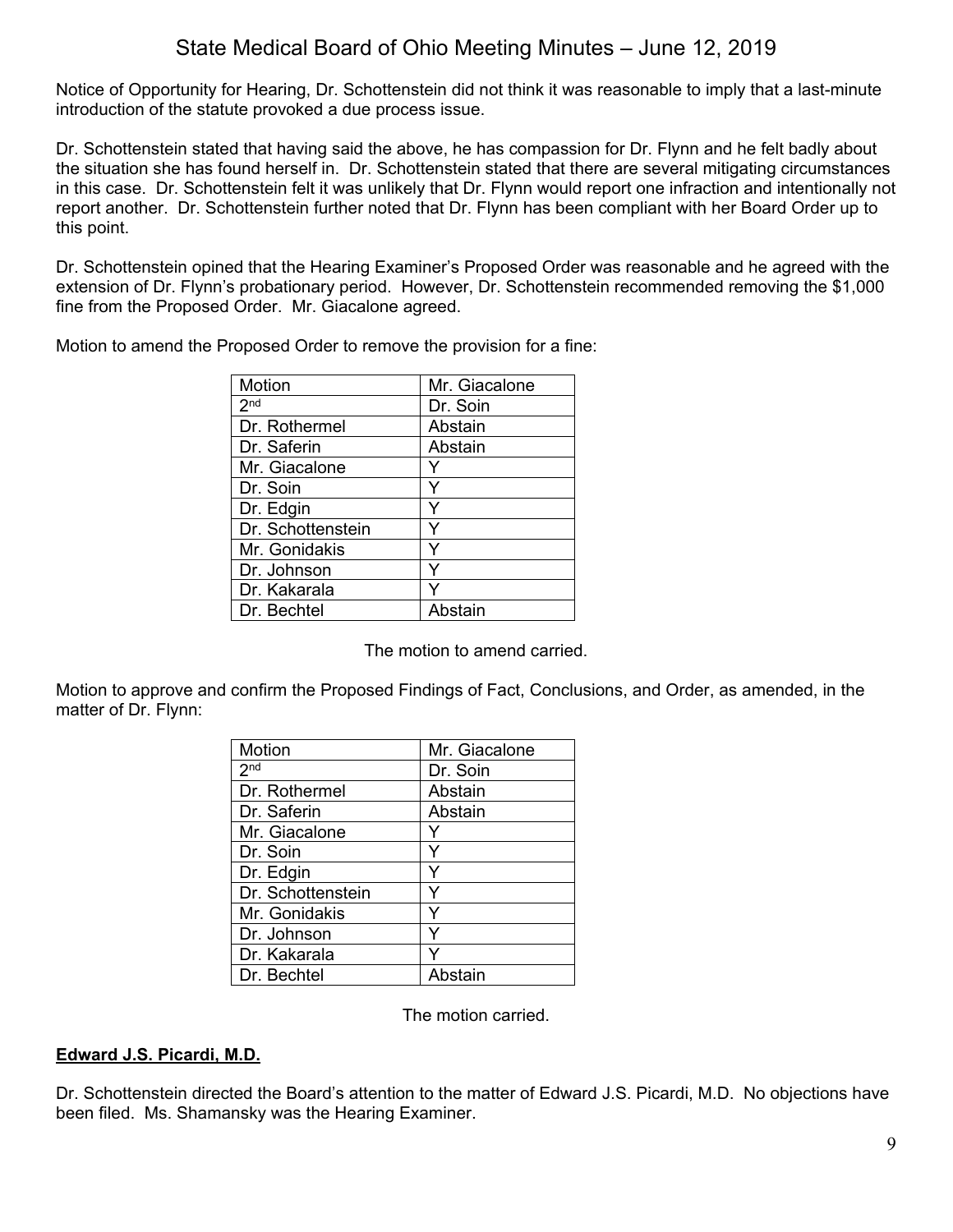Notice of Opportunity for Hearing, Dr. Schottenstein did not think it was reasonable to imply that a last-minute introduction of the statute provoked a due process issue.

Dr. Schottenstein stated that having said the above, he has compassion for Dr. Flynn and he felt badly about the situation she has found herself in. Dr. Schottenstein stated that there are several mitigating circumstances in this case. Dr. Schottenstein felt it was unlikely that Dr. Flynn would report one infraction and intentionally not report another. Dr. Schottenstein further noted that Dr. Flynn has been compliant with her Board Order up to this point.

Dr. Schottenstein opined that the Hearing Examiner's Proposed Order was reasonable and he agreed with the extension of Dr. Flynn's probationary period. However, Dr. Schottenstein recommended removing the $1,000 fine from the Proposed Order. Mr. Giacalone agreed.

Motion to amend the Proposed Order to remove the provision for a fine:

| Motion | Mr. Giacalone |
|---|---|
| 2nd | Dr. Soin |
| Dr. Rothermel | Abstain |
| Dr. Saferin | Abstain |
| Mr. Giacalone | Y |
| Dr. Soin | Y |
| Dr. Edgin | Y |
| Dr. Schottenstein | Y |
| Mr. Gonidakis | Y |
| Dr. Johnson | Y |
| Dr. Kakarala | Y |
| Dr. Bechtel | Abstain |

The motion to amend carried.

Motion to approve and confirm the Proposed Findings of Fact, Conclusions, and Order, as amended, in the matter of Dr. Flynn:

| Motion | Mr. Giacalone |
|---|---|
| 2nd | Dr. Soin |
| Dr. Rothermel | Abstain |
| Dr. Saferin | Abstain |
| Mr. Giacalone | Y |
| Dr. Soin | Y |
| Dr. Edgin | Y |
| Dr. Schottenstein | Y |
| Mr. Gonidakis | Y |
| Dr. Johnson | Y |
| Dr. Kakarala | Y |
| Dr. Bechtel | Abstain |

The motion carried.

**Edward J.S. Picardi, M.D.**

Dr. Schottenstein directed the Board's attention to the matter of Edward J.S. Picardi, M.D. No objections have been filed. Ms. Shamansky was the Hearing Examiner.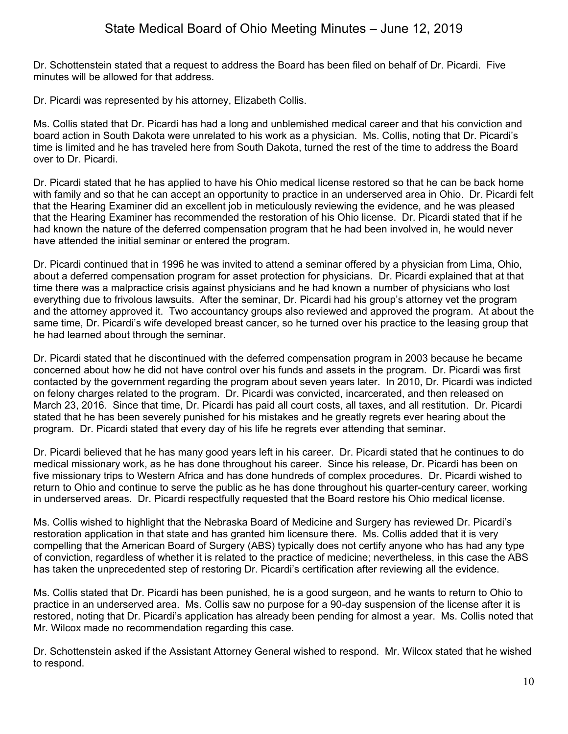Dr. Schottenstein stated that a request to address the Board has been filed on behalf of Dr. Picardi. Five minutes will be allowed for that address.

Dr. Picardi was represented by his attorney, Elizabeth Collis.

Ms. Collis stated that Dr. Picardi has had a long and unblemished medical career and that his conviction and board action in South Dakota were unrelated to his work as a physician. Ms. Collis, noting that Dr. Picardi's time is limited and he has traveled here from South Dakota, turned the rest of the time to address the Board over to Dr. Picardi.

Dr. Picardi stated that he has applied to have his Ohio medical license restored so that he can be back home with family and so that he can accept an opportunity to practice in an underserved area in Ohio. Dr. Picardi felt that the Hearing Examiner did an excellent job in meticulously reviewing the evidence, and he was pleased that the Hearing Examiner has recommended the restoration of his Ohio license. Dr. Picardi stated that if he had known the nature of the deferred compensation program that he had been involved in, he would never have attended the initial seminar or entered the program.

Dr. Picardi continued that in 1996 he was invited to attend a seminar offered by a physician from Lima, Ohio, about a deferred compensation program for asset protection for physicians. Dr. Picardi explained that at that time there was a malpractice crisis against physicians and he had known a number of physicians who lost everything due to frivolous lawsuits. After the seminar, Dr. Picardi had his group's attorney vet the program and the attorney approved it. Two accountancy groups also reviewed and approved the program. At about the same time, Dr. Picardi's wife developed breast cancer, so he turned over his practice to the leasing group that he had learned about through the seminar.

Dr. Picardi stated that he discontinued with the deferred compensation program in 2003 because he became concerned about how he did not have control over his funds and assets in the program. Dr. Picardi was first contacted by the government regarding the program about seven years later. In 2010, Dr. Picardi was indicted on felony charges related to the program. Dr. Picardi was convicted, incarcerated, and then released on March 23, 2016. Since that time, Dr. Picardi has paid all court costs, all taxes, and all restitution. Dr. Picardi stated that he has been severely punished for his mistakes and he greatly regrets ever hearing about the program. Dr. Picardi stated that every day of his life he regrets ever attending that seminar.

Dr. Picardi believed that he has many good years left in his career. Dr. Picardi stated that he continues to do medical missionary work, as he has done throughout his career. Since his release, Dr. Picardi has been on five missionary trips to Western Africa and has done hundreds of complex procedures. Dr. Picardi wished to return to Ohio and continue to serve the public as he has done throughout his quarter-century career, working in underserved areas. Dr. Picardi respectfully requested that the Board restore his Ohio medical license.

Ms. Collis wished to highlight that the Nebraska Board of Medicine and Surgery has reviewed Dr. Picardi's restoration application in that state and has granted him licensure there. Ms. Collis added that it is very compelling that the American Board of Surgery (ABS) typically does not certify anyone who has had any type of conviction, regardless of whether it is related to the practice of medicine; nevertheless, in this case the ABS has taken the unprecedented step of restoring Dr. Picardi's certification after reviewing all the evidence.

Ms. Collis stated that Dr. Picardi has been punished, he is a good surgeon, and he wants to return to Ohio to practice in an underserved area. Ms. Collis saw no purpose for a 90-day suspension of the license after it is restored, noting that Dr. Picardi's application has already been pending for almost a year. Ms. Collis noted that Mr. Wilcox made no recommendation regarding this case.

Dr. Schottenstein asked if the Assistant Attorney General wished to respond. Mr. Wilcox stated that he wished to respond.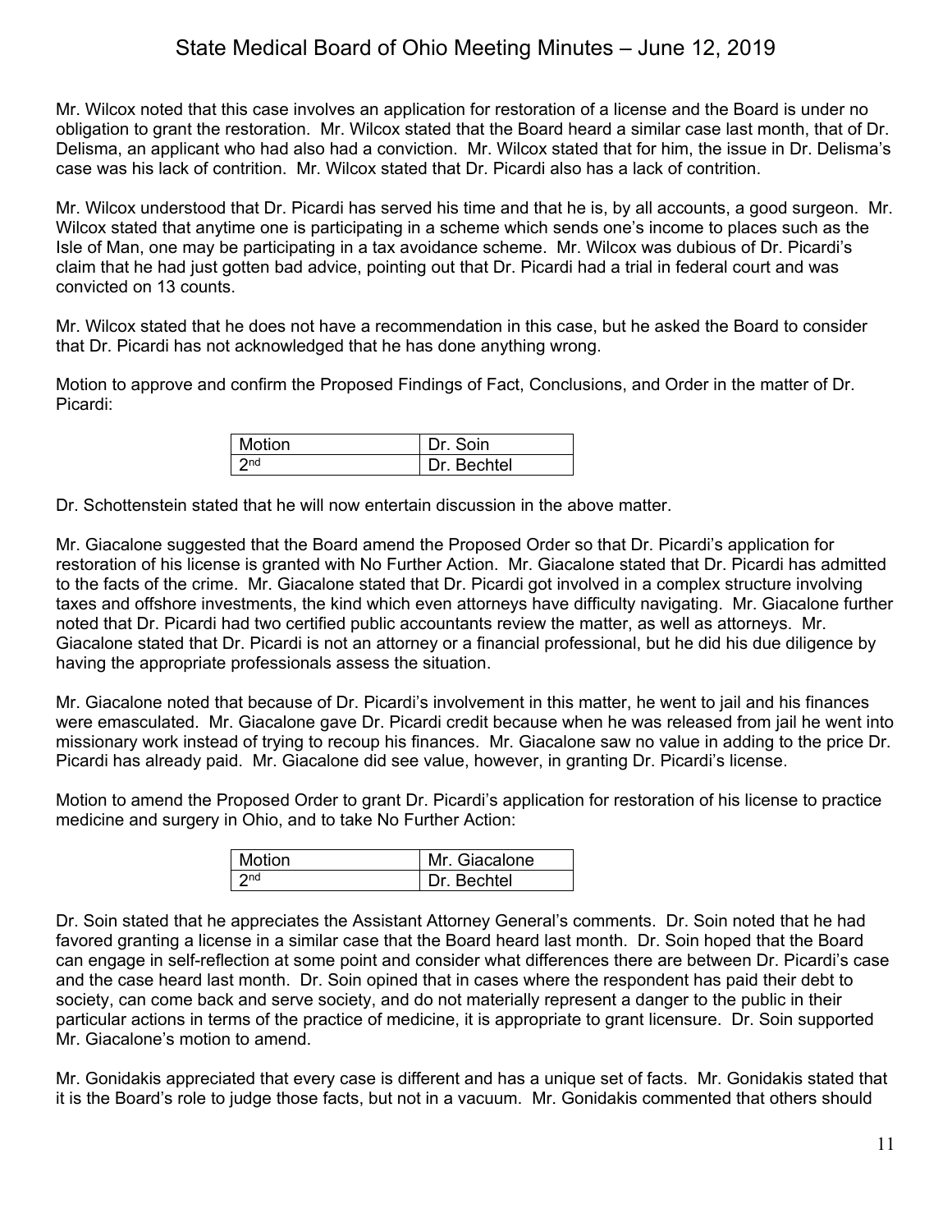Mr. Wilcox noted that this case involves an application for restoration of a license and the Board is under no obligation to grant the restoration. Mr. Wilcox stated that the Board heard a similar case last month, that of Dr. Delisma, an applicant who had also had a conviction. Mr. Wilcox stated that for him, the issue in Dr. Delisma's case was his lack of contrition. Mr. Wilcox stated that Dr. Picardi also has a lack of contrition.

Mr. Wilcox understood that Dr. Picardi has served his time and that he is, by all accounts, a good surgeon. Mr. Wilcox stated that anytime one is participating in a scheme which sends one's income to places such as the Isle of Man, one may be participating in a tax avoidance scheme. Mr. Wilcox was dubious of Dr. Picardi's claim that he had just gotten bad advice, pointing out that Dr. Picardi had a trial in federal court and was convicted on 13 counts.

Mr. Wilcox stated that he does not have a recommendation in this case, but he asked the Board to consider that Dr. Picardi has not acknowledged that he has done anything wrong.

Motion to approve and confirm the Proposed Findings of Fact, Conclusions, and Order in the matter of Dr. Picardi:

| Motion | Dr. Soin |
|---|---|
| 2nd | Dr. Bechtel |

Dr. Schottenstein stated that he will now entertain discussion in the above matter.

Mr. Giacalone suggested that the Board amend the Proposed Order so that Dr. Picardi's application for restoration of his license is granted with No Further Action. Mr. Giacalone stated that Dr. Picardi has admitted to the facts of the crime. Mr. Giacalone stated that Dr. Picardi got involved in a complex structure involving taxes and offshore investments, the kind which even attorneys have difficulty navigating. Mr. Giacalone further noted that Dr. Picardi had two certified public accountants review the matter, as well as attorneys. Mr. Giacalone stated that Dr. Picardi is not an attorney or a financial professional, but he did his due diligence by having the appropriate professionals assess the situation.

Mr. Giacalone noted that because of Dr. Picardi's involvement in this matter, he went to jail and his finances were emasculated. Mr. Giacalone gave Dr. Picardi credit because when he was released from jail he went into missionary work instead of trying to recoup his finances. Mr. Giacalone saw no value in adding to the price Dr. Picardi has already paid. Mr. Giacalone did see value, however, in granting Dr. Picardi's license.

Motion to amend the Proposed Order to grant Dr. Picardi's application for restoration of his license to practice medicine and surgery in Ohio, and to take No Further Action:

| Motion | Mr. Giacalone |
|---|---|
| 2nd | Dr. Bechtel |

Dr. Soin stated that he appreciates the Assistant Attorney General's comments. Dr. Soin noted that he had favored granting a license in a similar case that the Board heard last month. Dr. Soin hoped that the Board can engage in self-reflection at some point and consider what differences there are between Dr. Picardi's case and the case heard last month. Dr. Soin opined that in cases where the respondent has paid their debt to society, can come back and serve society, and do not materially represent a danger to the public in their particular actions in terms of the practice of medicine, it is appropriate to grant licensure. Dr. Soin supported Mr. Giacalone's motion to amend.

Mr. Gonidakis appreciated that every case is different and has a unique set of facts. Mr. Gonidakis stated that it is the Board's role to judge those facts, but not in a vacuum. Mr. Gonidakis commented that others should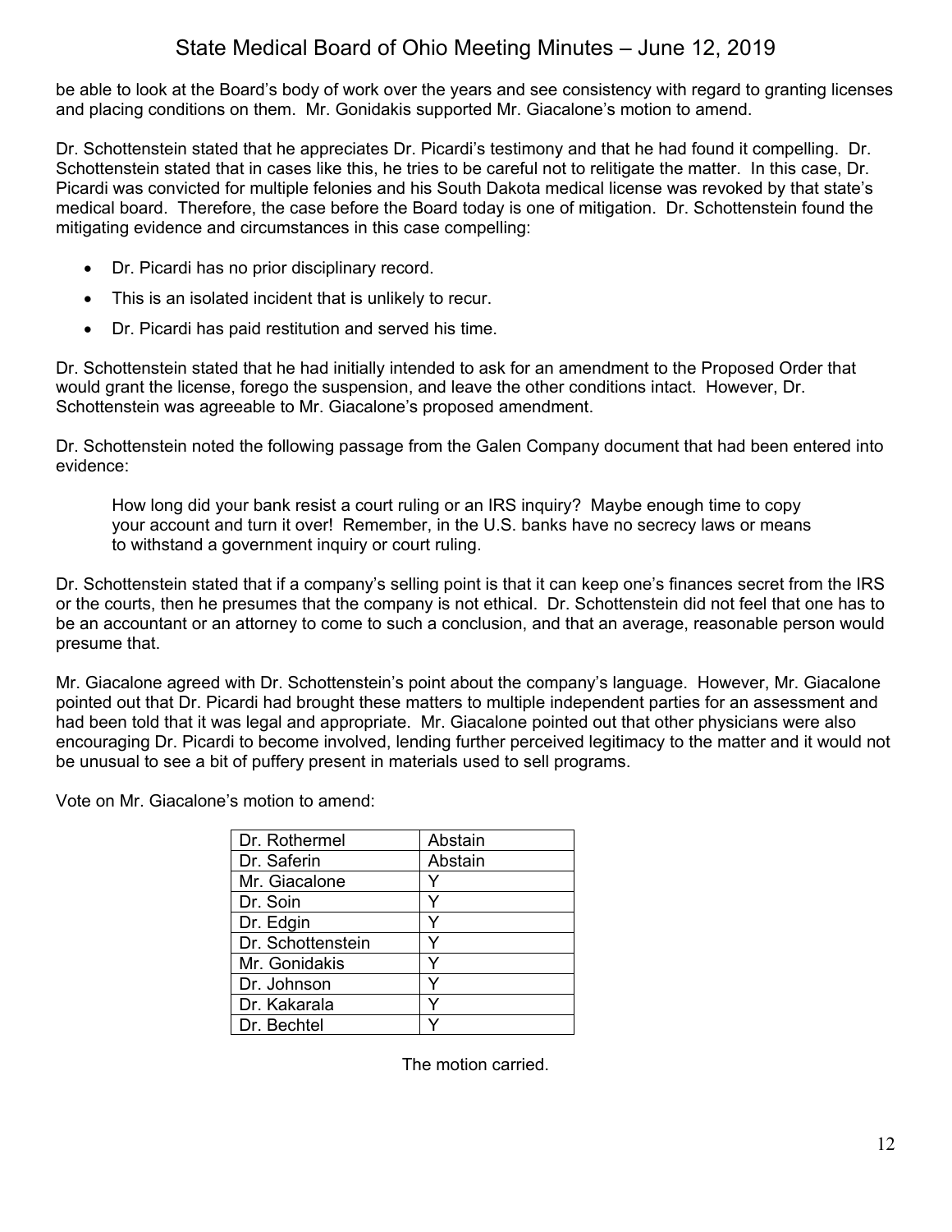be able to look at the Board's body of work over the years and see consistency with regard to granting licenses and placing conditions on them. Mr. Gonidakis supported Mr. Giacalone's motion to amend.

Dr. Schottenstein stated that he appreciates Dr. Picardi's testimony and that he had found it compelling. Dr. Schottenstein stated that in cases like this, he tries to be careful not to relitigate the matter. In this case, Dr. Picardi was convicted for multiple felonies and his South Dakota medical license was revoked by that state's medical board. Therefore, the case before the Board today is one of mitigation. Dr. Schottenstein found the mitigating evidence and circumstances in this case compelling:

- Dr. Picardi has no prior disciplinary record.
- This is an isolated incident that is unlikely to recur.
- Dr. Picardi has paid restitution and served his time.

Dr. Schottenstein stated that he had initially intended to ask for an amendment to the Proposed Order that would grant the license, forego the suspension, and leave the other conditions intact. However, Dr. Schottenstein was agreeable to Mr. Giacalone's proposed amendment.

Dr. Schottenstein noted the following passage from the Galen Company document that had been entered into evidence:

> How long did your bank resist a court ruling or an IRS inquiry? Maybe enough time to copy your account and turn it over! Remember, in the U.S. banks have no secrecy laws or means to withstand a government inquiry or court ruling.

Dr. Schottenstein stated that if a company's selling point is that it can keep one's finances secret from the IRS or the courts, then he presumes that the company is not ethical. Dr. Schottenstein did not feel that one has to be an accountant or an attorney to come to such a conclusion, and that an average, reasonable person would presume that.

Mr. Giacalone agreed with Dr. Schottenstein's point about the company's language. However, Mr. Giacalone pointed out that Dr. Picardi had brought these matters to multiple independent parties for an assessment and had been told that it was legal and appropriate. Mr. Giacalone pointed out that other physicians were also encouraging Dr. Picardi to become involved, lending further perceived legitimacy to the matter and it would not be unusual to see a bit of puffery present in materials used to sell programs.

Vote on Mr. Giacalone's motion to amend:

| | |
|---|---|
| Dr. Rothermel | Abstain |
| Dr. Saferin | Abstain |
| Mr. Giacalone | Y |
| Dr. Soin | Y |
| Dr. Edgin | Y |
| Dr. Schottenstein | Y |
| Mr. Gonidakis | Y |
| Dr. Johnson | Y |
| Dr. Kakarala | Y |
| Dr. Bechtel | Y |

The motion carried.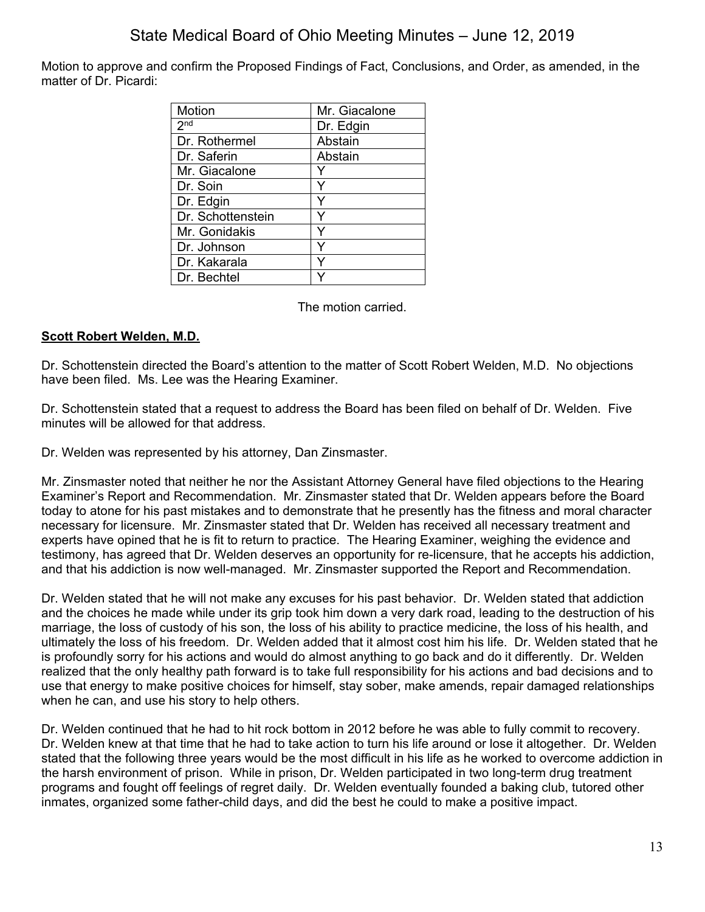Motion to approve and confirm the Proposed Findings of Fact, Conclusions, and Order, as amended, in the matter of Dr. Picardi:

| Motion | Mr. Giacalone |
|---|---|
| 2nd | Dr. Edgin |
| Dr. Rothermel | Abstain |
| Dr. Saferin | Abstain |
| Mr. Giacalone | Y |
| Dr. Soin | Y |
| Dr. Edgin | Y |
| Dr. Schottenstein | Y |
| Mr. Gonidakis | Y |
| Dr. Johnson | Y |
| Dr. Kakarala | Y |
| Dr. Bechtel | Y |

The motion carried.

**Scott Robert Welden, M.D.**

Dr. Schottenstein directed the Board's attention to the matter of Scott Robert Welden, M.D. No objections have been filed. Ms. Lee was the Hearing Examiner.

Dr. Schottenstein stated that a request to address the Board has been filed on behalf of Dr. Welden. Five minutes will be allowed for that address.

Dr. Welden was represented by his attorney, Dan Zinsmaster.

Mr. Zinsmaster noted that neither he nor the Assistant Attorney General have filed objections to the Hearing Examiner's Report and Recommendation. Mr. Zinsmaster stated that Dr. Welden appears before the Board today to atone for his past mistakes and to demonstrate that he presently has the fitness and moral character necessary for licensure. Mr. Zinsmaster stated that Dr. Welden has received all necessary treatment and experts have opined that he is fit to return to practice. The Hearing Examiner, weighing the evidence and testimony, has agreed that Dr. Welden deserves an opportunity for re-licensure, that he accepts his addiction, and that his addiction is now well-managed. Mr. Zinsmaster supported the Report and Recommendation.

Dr. Welden stated that he will not make any excuses for his past behavior. Dr. Welden stated that addiction and the choices he made while under its grip took him down a very dark road, leading to the destruction of his marriage, the loss of custody of his son, the loss of his ability to practice medicine, the loss of his health, and ultimately the loss of his freedom. Dr. Welden added that it almost cost him his life. Dr. Welden stated that he is profoundly sorry for his actions and would do almost anything to go back and do it differently. Dr. Welden realized that the only healthy path forward is to take full responsibility for his actions and bad decisions and to use that energy to make positive choices for himself, stay sober, make amends, repair damaged relationships when he can, and use his story to help others.

Dr. Welden continued that he had to hit rock bottom in 2012 before he was able to fully commit to recovery. Dr. Welden knew at that time that he had to take action to turn his life around or lose it altogether. Dr. Welden stated that the following three years would be the most difficult in his life as he worked to overcome addiction in the harsh environment of prison. While in prison, Dr. Welden participated in two long-term drug treatment programs and fought off feelings of regret daily. Dr. Welden eventually founded a baking club, tutored other inmates, organized some father-child days, and did the best he could to make a positive impact.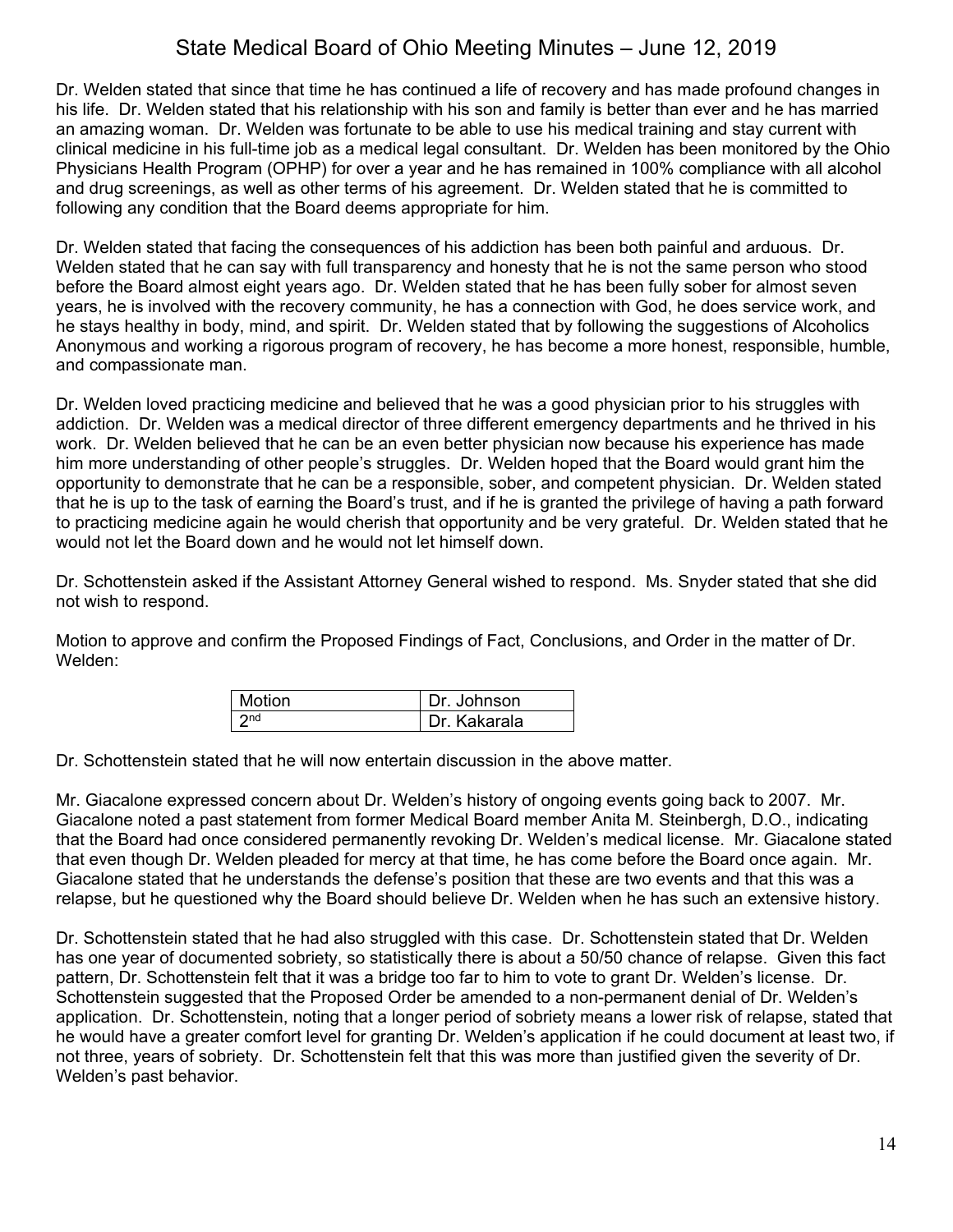Dr. Welden stated that since that time he has continued a life of recovery and has made profound changes in his life. Dr. Welden stated that his relationship with his son and family is better than ever and he has married an amazing woman. Dr. Welden was fortunate to be able to use his medical training and stay current with clinical medicine in his full-time job as a medical legal consultant. Dr. Welden has been monitored by the Ohio Physicians Health Program (OPHP) for over a year and he has remained in 100% compliance with all alcohol and drug screenings, as well as other terms of his agreement. Dr. Welden stated that he is committed to following any condition that the Board deems appropriate for him.

Dr. Welden stated that facing the consequences of his addiction has been both painful and arduous. Dr. Welden stated that he can say with full transparency and honesty that he is not the same person who stood before the Board almost eight years ago. Dr. Welden stated that he has been fully sober for almost seven years, he is involved with the recovery community, he has a connection with God, he does service work, and he stays healthy in body, mind, and spirit. Dr. Welden stated that by following the suggestions of Alcoholics Anonymous and working a rigorous program of recovery, he has become a more honest, responsible, humble, and compassionate man.

Dr. Welden loved practicing medicine and believed that he was a good physician prior to his struggles with addiction. Dr. Welden was a medical director of three different emergency departments and he thrived in his work. Dr. Welden believed that he can be an even better physician now because his experience has made him more understanding of other people's struggles. Dr. Welden hoped that the Board would grant him the opportunity to demonstrate that he can be a responsible, sober, and competent physician. Dr. Welden stated that he is up to the task of earning the Board's trust, and if he is granted the privilege of having a path forward to practicing medicine again he would cherish that opportunity and be very grateful. Dr. Welden stated that he would not let the Board down and he would not let himself down.

Dr. Schottenstein asked if the Assistant Attorney General wished to respond. Ms. Snyder stated that she did not wish to respond.

Motion to approve and confirm the Proposed Findings of Fact, Conclusions, and Order in the matter of Dr. Welden:

| Motion | Dr. Johnson |
|---|---|
| 2nd | Dr. Kakarala |

Dr. Schottenstein stated that he will now entertain discussion in the above matter.

Mr. Giacalone expressed concern about Dr. Welden's history of ongoing events going back to 2007. Mr. Giacalone noted a past statement from former Medical Board member Anita M. Steinbergh, D.O., indicating that the Board had once considered permanently revoking Dr. Welden's medical license. Mr. Giacalone stated that even though Dr. Welden pleaded for mercy at that time, he has come before the Board once again. Mr. Giacalone stated that he understands the defense's position that these are two events and that this was a relapse, but he questioned why the Board should believe Dr. Welden when he has such an extensive history.

Dr. Schottenstein stated that he had also struggled with this case. Dr. Schottenstein stated that Dr. Welden has one year of documented sobriety, so statistically there is about a 50/50 chance of relapse. Given this fact pattern, Dr. Schottenstein felt that it was a bridge too far to him to vote to grant Dr. Welden's license. Dr. Schottenstein suggested that the Proposed Order be amended to a non-permanent denial of Dr. Welden's application. Dr. Schottenstein, noting that a longer period of sobriety means a lower risk of relapse, stated that he would have a greater comfort level for granting Dr. Welden's application if he could document at least two, if not three, years of sobriety. Dr. Schottenstein felt that this was more than justified given the severity of Dr. Welden's past behavior.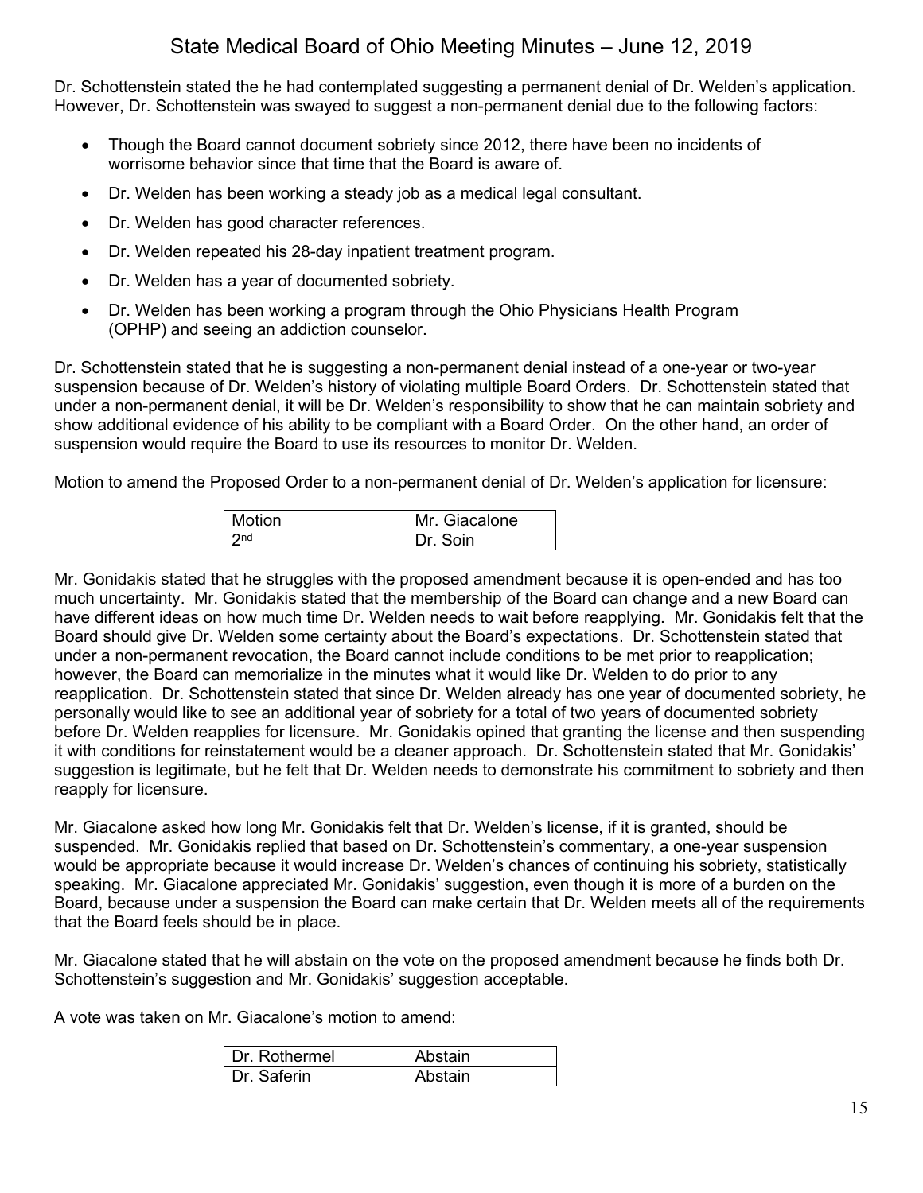Dr. Schottenstein stated the he had contemplated suggesting a permanent denial of Dr. Welden's application. However, Dr. Schottenstein was swayed to suggest a non-permanent denial due to the following factors:

- Though the Board cannot document sobriety since 2012, there have been no incidents of worrisome behavior since that time that the Board is aware of.
- Dr. Welden has been working a steady job as a medical legal consultant.
- Dr. Welden has good character references.
- Dr. Welden repeated his 28-day inpatient treatment program.
- Dr. Welden has a year of documented sobriety.
- Dr. Welden has been working a program through the Ohio Physicians Health Program (OPHP) and seeing an addiction counselor.

Dr. Schottenstein stated that he is suggesting a non-permanent denial instead of a one-year or two-year suspension because of Dr. Welden's history of violating multiple Board Orders. Dr. Schottenstein stated that under a non-permanent denial, it will be Dr. Welden's responsibility to show that he can maintain sobriety and show additional evidence of his ability to be compliant with a Board Order. On the other hand, an order of suspension would require the Board to use its resources to monitor Dr. Welden.

Motion to amend the Proposed Order to a non-permanent denial of Dr. Welden's application for licensure:

| Motion | Mr. Giacalone |
|---|---|
| 2nd | Dr. Soin |

Mr. Gonidakis stated that he struggles with the proposed amendment because it is open-ended and has too much uncertainty. Mr. Gonidakis stated that the membership of the Board can change and a new Board can have different ideas on how much time Dr. Welden needs to wait before reapplying. Mr. Gonidakis felt that the Board should give Dr. Welden some certainty about the Board's expectations. Dr. Schottenstein stated that under a non-permanent revocation, the Board cannot include conditions to be met prior to reapplication; however, the Board can memorialize in the minutes what it would like Dr. Welden to do prior to any reapplication. Dr. Schottenstein stated that since Dr. Welden already has one year of documented sobriety, he personally would like to see an additional year of sobriety for a total of two years of documented sobriety before Dr. Welden reapplies for licensure. Mr. Gonidakis opined that granting the license and then suspending it with conditions for reinstatement would be a cleaner approach. Dr. Schottenstein stated that Mr. Gonidakis' suggestion is legitimate, but he felt that Dr. Welden needs to demonstrate his commitment to sobriety and then reapply for licensure.

Mr. Giacalone asked how long Mr. Gonidakis felt that Dr. Welden's license, if it is granted, should be suspended. Mr. Gonidakis replied that based on Dr. Schottenstein's commentary, a one-year suspension would be appropriate because it would increase Dr. Welden's chances of continuing his sobriety, statistically speaking. Mr. Giacalone appreciated Mr. Gonidakis' suggestion, even though it is more of a burden on the Board, because under a suspension the Board can make certain that Dr. Welden meets all of the requirements that the Board feels should be in place.

Mr. Giacalone stated that he will abstain on the vote on the proposed amendment because he finds both Dr. Schottenstein's suggestion and Mr. Gonidakis' suggestion acceptable.

A vote was taken on Mr. Giacalone's motion to amend:

| Dr. Rothermel | Abstain |
|---|---|
| Dr. Saferin | Abstain |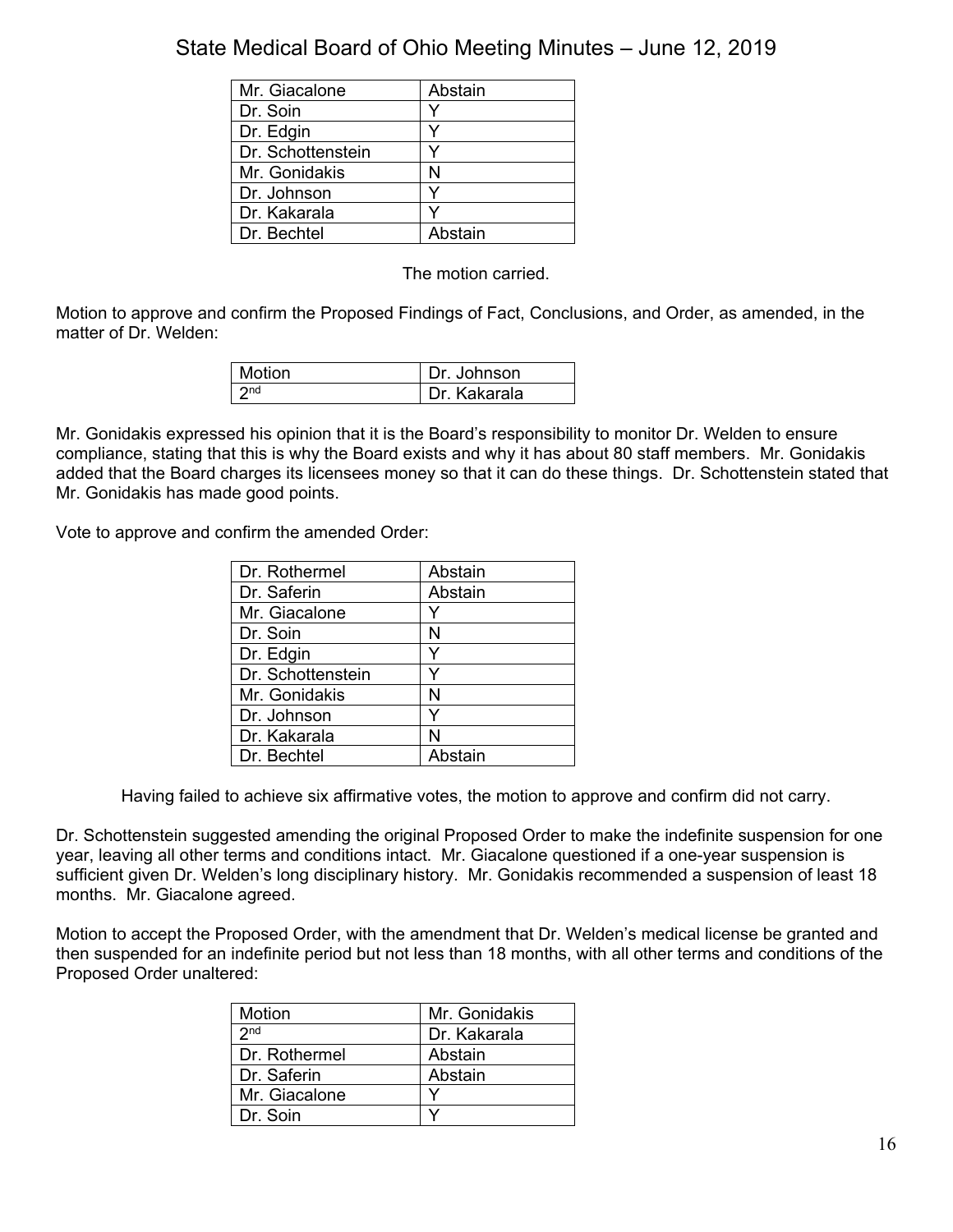| | |
|---|---|
| Mr. Giacalone | Abstain |
| Dr. Soin | Y |
| Dr. Edgin | Y |
| Dr. Schottenstein | Y |
| Mr. Gonidakis | N |
| Dr. Johnson | Y |
| Dr. Kakarala | Y |
| Dr. Bechtel | Abstain |

The motion carried.

Motion to approve and confirm the Proposed Findings of Fact, Conclusions, and Order, as amended, in the matter of Dr. Welden:

| | |
|---|---|
| Motion | Dr. Johnson |
| 2nd | Dr. Kakarala |

Mr. Gonidakis expressed his opinion that it is the Board's responsibility to monitor Dr. Welden to ensure compliance, stating that this is why the Board exists and why it has about 80 staff members. Mr. Gonidakis added that the Board charges its licensees money so that it can do these things. Dr. Schottenstein stated that Mr. Gonidakis has made good points.

Vote to approve and confirm the amended Order:

| | |
|---|---|
| Dr. Rothermel | Abstain |
| Dr. Saferin | Abstain |
| Mr. Giacalone | Y |
| Dr. Soin | N |
| Dr. Edgin | Y |
| Dr. Schottenstein | Y |
| Mr. Gonidakis | N |
| Dr. Johnson | Y |
| Dr. Kakarala | N |
| Dr. Bechtel | Abstain |

Having failed to achieve six affirmative votes, the motion to approve and confirm did not carry.

Dr. Schottenstein suggested amending the original Proposed Order to make the indefinite suspension for one year, leaving all other terms and conditions intact. Mr. Giacalone questioned if a one-year suspension is sufficient given Dr. Welden's long disciplinary history. Mr. Gonidakis recommended a suspension of least 18 months. Mr. Giacalone agreed.

Motion to accept the Proposed Order, with the amendment that Dr. Welden's medical license be granted and then suspended for an indefinite period but not less than 18 months, with all other terms and conditions of the Proposed Order unaltered:

| | |
|---|---|
| Motion | Mr. Gonidakis |
| 2nd | Dr. Kakarala |
| Dr. Rothermel | Abstain |
| Dr. Saferin | Abstain |
| Mr. Giacalone | Y |
| Dr. Soin | Y |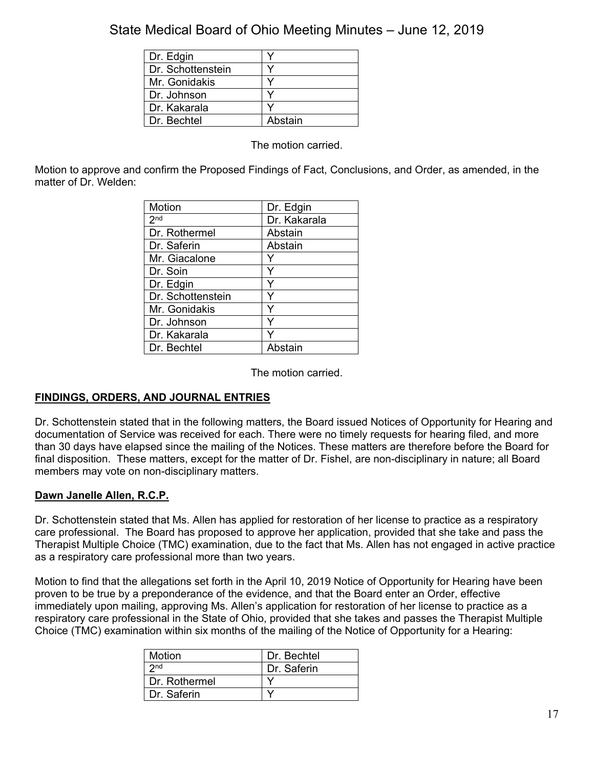| Dr. Edgin | Y |
|---|---|
| Dr. Schottenstein | Y |
| Mr. Gonidakis | Y |
| Dr. Johnson | Y |
| Dr. Kakarala | Y |
| Dr. Bechtel | Abstain |

The motion carried.

Motion to approve and confirm the Proposed Findings of Fact, Conclusions, and Order, as amended, in the matter of Dr. Welden:

| Motion | Dr. Edgin |
|---|---|
| 2nd | Dr. Kakarala |
| Dr. Rothermel | Abstain |
| Dr. Saferin | Abstain |
| Mr. Giacalone | Y |
| Dr. Soin | Y |
| Dr. Edgin | Y |
| Dr. Schottenstein | Y |
| Mr. Gonidakis | Y |
| Dr. Johnson | Y |
| Dr. Kakarala | Y |
| Dr. Bechtel | Abstain |

The motion carried.

## FINDINGS, ORDERS, AND JOURNAL ENTRIES

Dr. Schottenstein stated that in the following matters, the Board issued Notices of Opportunity for Hearing and documentation of Service was received for each. There were no timely requests for hearing filed, and more than 30 days have elapsed since the mailing of the Notices. These matters are therefore before the Board for final disposition. These matters, except for the matter of Dr. Fishel, are non-disciplinary in nature; all Board members may vote on non-disciplinary matters.

### Dawn Janelle Allen, R.C.P.

Dr. Schottenstein stated that Ms. Allen has applied for restoration of her license to practice as a respiratory care professional. The Board has proposed to approve her application, provided that she take and pass the Therapist Multiple Choice (TMC) examination, due to the fact that Ms. Allen has not engaged in active practice as a respiratory care professional more than two years.

Motion to find that the allegations set forth in the April 10, 2019 Notice of Opportunity for Hearing have been proven to be true by a preponderance of the evidence, and that the Board enter an Order, effective immediately upon mailing, approving Ms. Allen's application for restoration of her license to practice as a respiratory care professional in the State of Ohio, provided that she takes and passes the Therapist Multiple Choice (TMC) examination within six months of the mailing of the Notice of Opportunity for a Hearing:

| Motion | Dr. Bechtel |
|---|---|
| 2nd | Dr. Saferin |
| Dr. Rothermel | Y |
| Dr. Saferin | Y |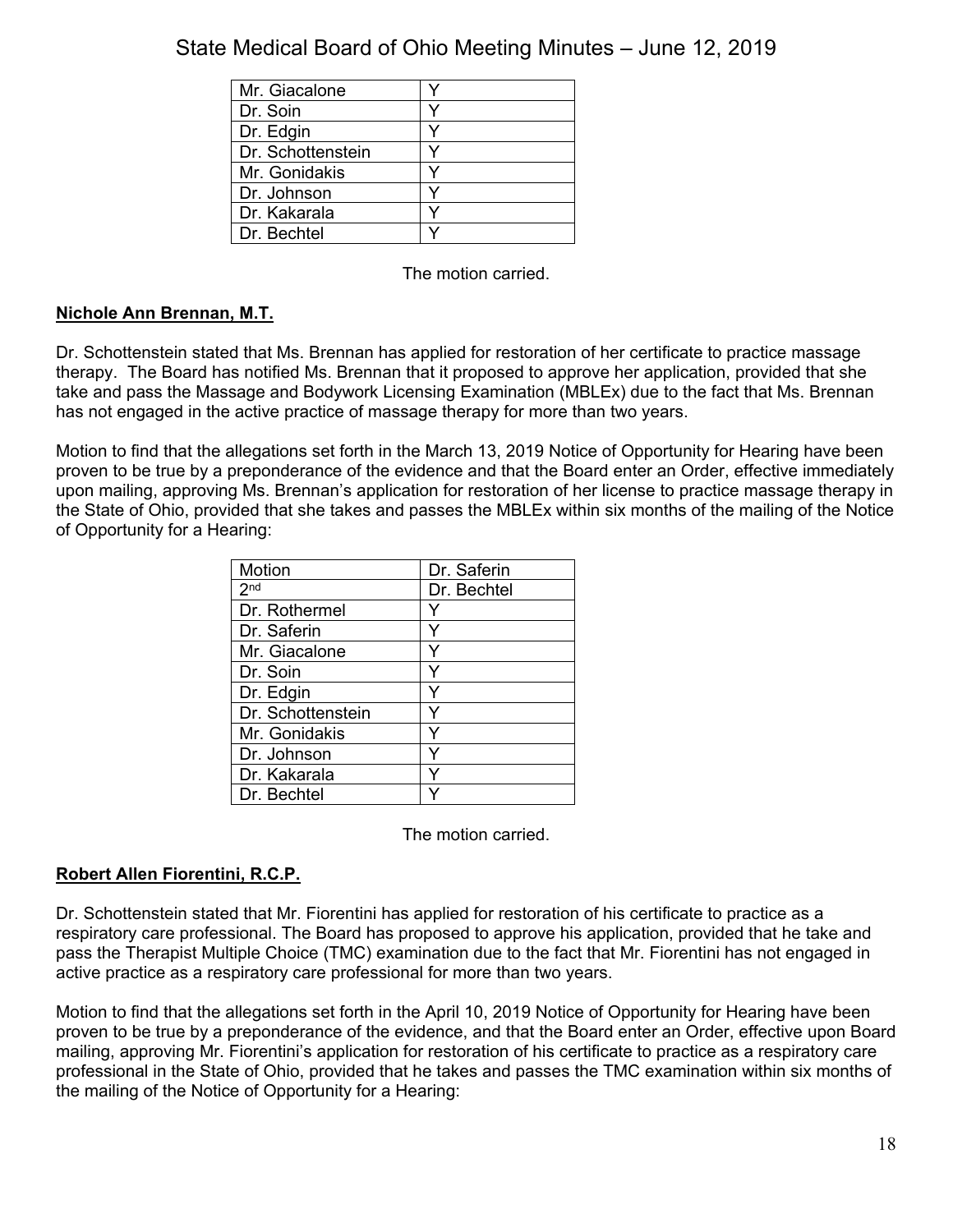| | |
|---|---|
| Mr. Giacalone | Y |
| Dr. Soin | Y |
| Dr. Edgin | Y |
| Dr. Schottenstein | Y |
| Mr. Gonidakis | Y |
| Dr. Johnson | Y |
| Dr. Kakarala | Y |
| Dr. Bechtel | Y |

The motion carried.

**Nichole Ann Brennan, M.T.**

Dr. Schottenstein stated that Ms. Brennan has applied for restoration of her certificate to practice massage therapy. The Board has notified Ms. Brennan that it proposed to approve her application, provided that she take and pass the Massage and Bodywork Licensing Examination (MBLEx) due to the fact that Ms. Brennan has not engaged in the active practice of massage therapy for more than two years.

Motion to find that the allegations set forth in the March 13, 2019 Notice of Opportunity for Hearing have been proven to be true by a preponderance of the evidence and that the Board enter an Order, effective immediately upon mailing, approving Ms. Brennan's application for restoration of her license to practice massage therapy in the State of Ohio, provided that she takes and passes the MBLEx within six months of the mailing of the Notice of Opportunity for a Hearing:

| Motion | Dr. Saferin |
|---|---|
| 2nd | Dr. Bechtel |
| Dr. Rothermel | Y |
| Dr. Saferin | Y |
| Mr. Giacalone | Y |
| Dr. Soin | Y |
| Dr. Edgin | Y |
| Dr. Schottenstein | Y |
| Mr. Gonidakis | Y |
| Dr. Johnson | Y |
| Dr. Kakarala | Y |
| Dr. Bechtel | Y |

The motion carried.

**Robert Allen Fiorentini, R.C.P.**

Dr. Schottenstein stated that Mr. Fiorentini has applied for restoration of his certificate to practice as a respiratory care professional. The Board has proposed to approve his application, provided that he take and pass the Therapist Multiple Choice (TMC) examination due to the fact that Mr. Fiorentini has not engaged in active practice as a respiratory care professional for more than two years.

Motion to find that the allegations set forth in the April 10, 2019 Notice of Opportunity for Hearing have been proven to be true by a preponderance of the evidence, and that the Board enter an Order, effective upon Board mailing, approving Mr. Fiorentini's application for restoration of his certificate to practice as a respiratory care professional in the State of Ohio, provided that he takes and passes the TMC examination within six months of the mailing of the Notice of Opportunity for a Hearing: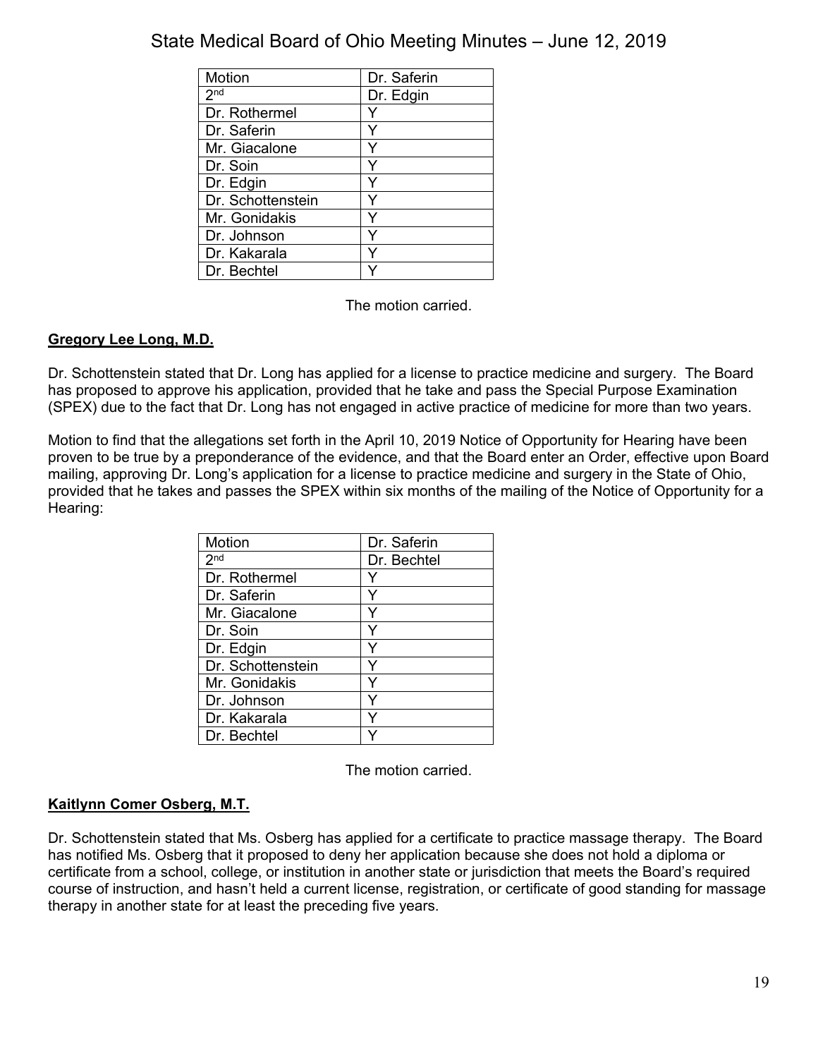| Motion | Dr. Saferin |
|---|---|
| 2nd | Dr. Edgin |
| Dr. Rothermel | Y |
| Dr. Saferin | Y |
| Mr. Giacalone | Y |
| Dr. Soin | Y |
| Dr. Edgin | Y |
| Dr. Schottenstein | Y |
| Mr. Gonidakis | Y |
| Dr. Johnson | Y |
| Dr. Kakarala | Y |
| Dr. Bechtel | Y |

The motion carried.

**Gregory Lee Long, M.D.**

Dr. Schottenstein stated that Dr. Long has applied for a license to practice medicine and surgery. The Board has proposed to approve his application, provided that he take and pass the Special Purpose Examination (SPEX) due to the fact that Dr. Long has not engaged in active practice of medicine for more than two years.

Motion to find that the allegations set forth in the April 10, 2019 Notice of Opportunity for Hearing have been proven to be true by a preponderance of the evidence, and that the Board enter an Order, effective upon Board mailing, approving Dr. Long's application for a license to practice medicine and surgery in the State of Ohio, provided that he takes and passes the SPEX within six months of the mailing of the Notice of Opportunity for a Hearing:

| Motion | Dr. Saferin |
|---|---|
| 2nd | Dr. Bechtel |
| Dr. Rothermel | Y |
| Dr. Saferin | Y |
| Mr. Giacalone | Y |
| Dr. Soin | Y |
| Dr. Edgin | Y |
| Dr. Schottenstein | Y |
| Mr. Gonidakis | Y |
| Dr. Johnson | Y |
| Dr. Kakarala | Y |
| Dr. Bechtel | Y |

The motion carried.

**Kaitlynn Comer Osberg, M.T.**

Dr. Schottenstein stated that Ms. Osberg has applied for a certificate to practice massage therapy. The Board has notified Ms. Osberg that it proposed to deny her application because she does not hold a diploma or certificate from a school, college, or institution in another state or jurisdiction that meets the Board's required course of instruction, and hasn't held a current license, registration, or certificate of good standing for massage therapy in another state for at least the preceding five years.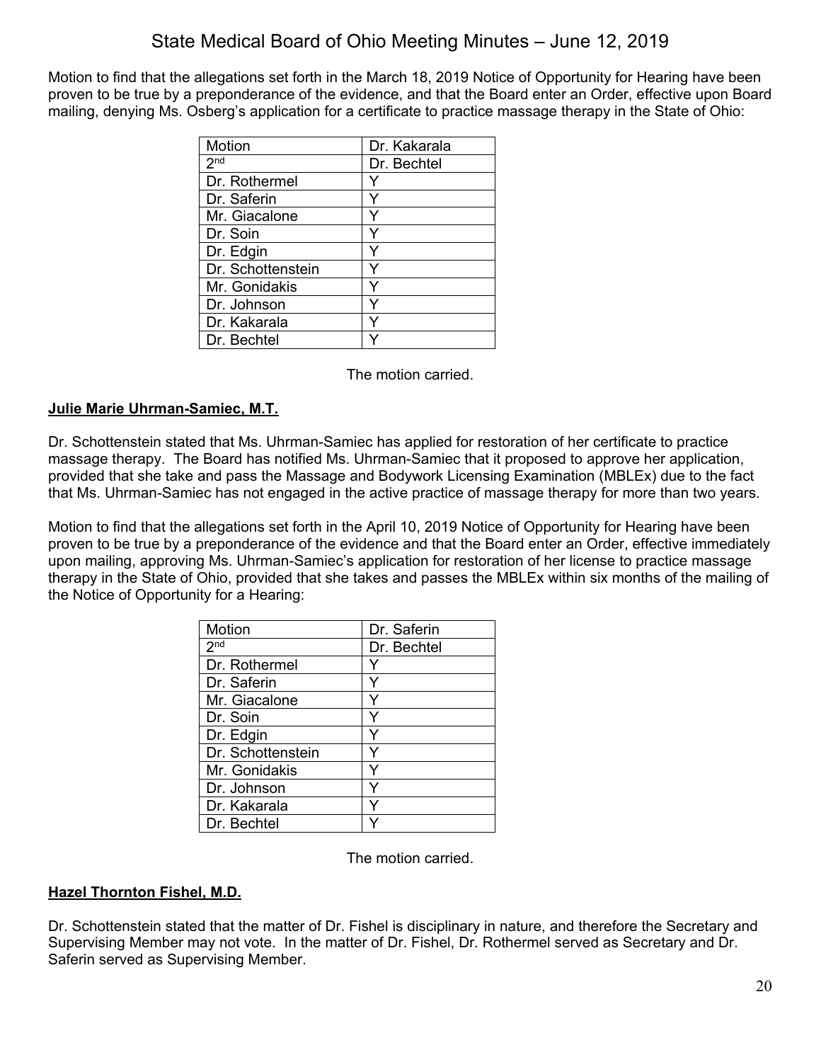Motion to find that the allegations set forth in the March 18, 2019 Notice of Opportunity for Hearing have been proven to be true by a preponderance of the evidence, and that the Board enter an Order, effective upon Board mailing, denying Ms. Osberg's application for a certificate to practice massage therapy in the State of Ohio:

| Motion | Dr. Kakarala |
|---|---|
| 2nd | Dr. Bechtel |
| Dr. Rothermel | Y |
| Dr. Saferin | Y |
| Mr. Giacalone | Y |
| Dr. Soin | Y |
| Dr. Edgin | Y |
| Dr. Schottenstein | Y |
| Mr. Gonidakis | Y |
| Dr. Johnson | Y |
| Dr. Kakarala | Y |
| Dr. Bechtel | Y |

The motion carried.

**Julie Marie Uhrman-Samiec, M.T.**

Dr. Schottenstein stated that Ms. Uhrman-Samiec has applied for restoration of her certificate to practice massage therapy. The Board has notified Ms. Uhrman-Samiec that it proposed to approve her application, provided that she take and pass the Massage and Bodywork Licensing Examination (MBLEx) due to the fact that Ms. Uhrman-Samiec has not engaged in the active practice of massage therapy for more than two years.

Motion to find that the allegations set forth in the April 10, 2019 Notice of Opportunity for Hearing have been proven to be true by a preponderance of the evidence and that the Board enter an Order, effective immediately upon mailing, approving Ms. Uhrman-Samiec's application for restoration of her license to practice massage therapy in the State of Ohio, provided that she takes and passes the MBLEx within six months of the mailing of the Notice of Opportunity for a Hearing:

| Motion | Dr. Saferin |
|---|---|
| 2nd | Dr. Bechtel |
| Dr. Rothermel | Y |
| Dr. Saferin | Y |
| Mr. Giacalone | Y |
| Dr. Soin | Y |
| Dr. Edgin | Y |
| Dr. Schottenstein | Y |
| Mr. Gonidakis | Y |
| Dr. Johnson | Y |
| Dr. Kakarala | Y |
| Dr. Bechtel | Y |

The motion carried.

**Hazel Thornton Fishel, M.D.**

Dr. Schottenstein stated that the matter of Dr. Fishel is disciplinary in nature, and therefore the Secretary and Supervising Member may not vote. In the matter of Dr. Fishel, Dr. Rothermel served as Secretary and Dr. Saferin served as Supervising Member.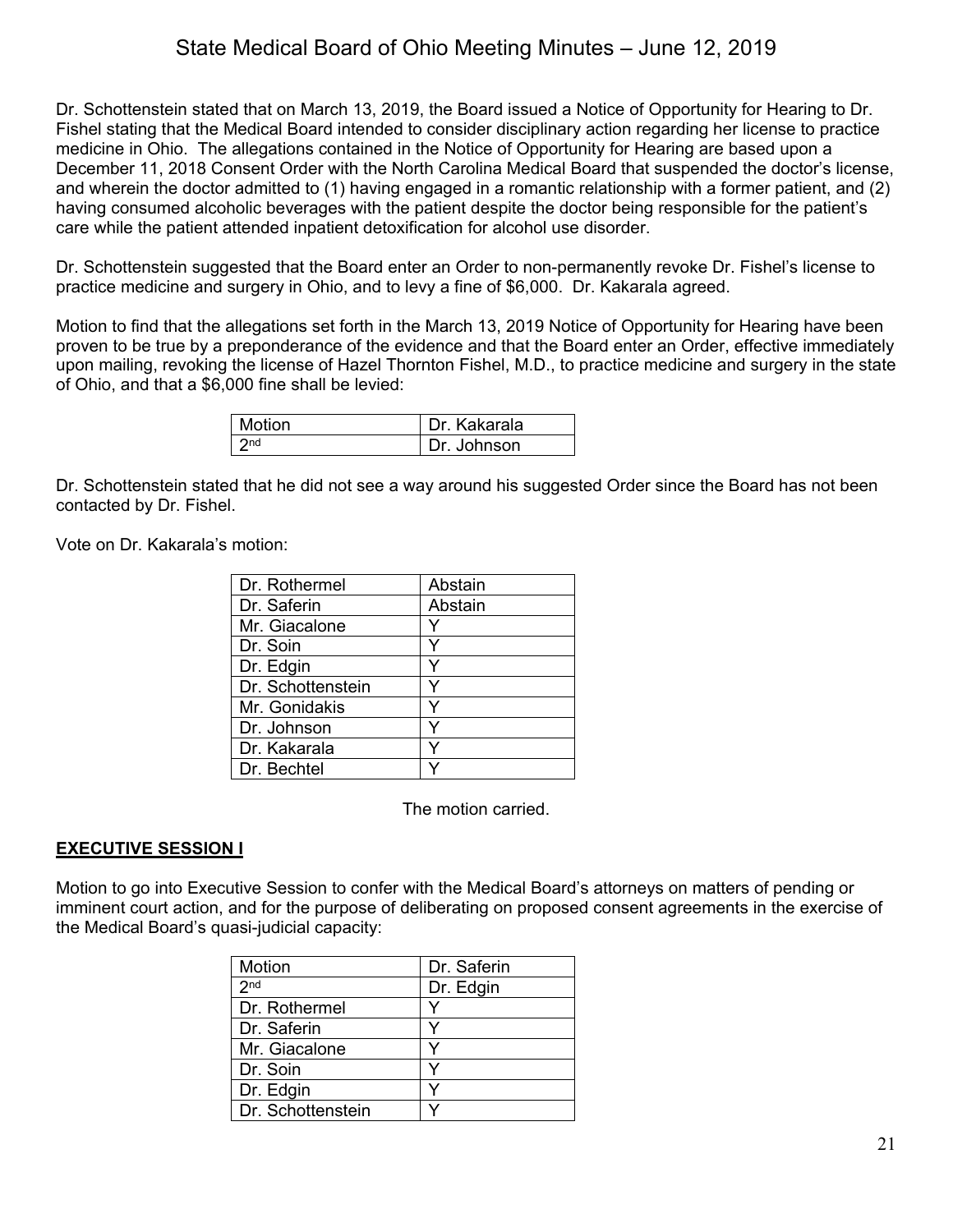Dr. Schottenstein stated that on March 13, 2019, the Board issued a Notice of Opportunity for Hearing to Dr. Fishel stating that the Medical Board intended to consider disciplinary action regarding her license to practice medicine in Ohio. The allegations contained in the Notice of Opportunity for Hearing are based upon a December 11, 2018 Consent Order with the North Carolina Medical Board that suspended the doctor's license, and wherein the doctor admitted to (1) having engaged in a romantic relationship with a former patient, and (2) having consumed alcoholic beverages with the patient despite the doctor being responsible for the patient's care while the patient attended inpatient detoxification for alcohol use disorder.

Dr. Schottenstein suggested that the Board enter an Order to non-permanently revoke Dr. Fishel's license to practice medicine and surgery in Ohio, and to levy a fine of $6,000. Dr. Kakarala agreed.

Motion to find that the allegations set forth in the March 13, 2019 Notice of Opportunity for Hearing have been proven to be true by a preponderance of the evidence and that the Board enter an Order, effective immediately upon mailing, revoking the license of Hazel Thornton Fishel, M.D., to practice medicine and surgery in the state of Ohio, and that a $6,000 fine shall be levied:

| Motion | Dr. Kakarala |
|---|---|
| 2nd | Dr. Johnson |

Dr. Schottenstein stated that he did not see a way around his suggested Order since the Board has not been contacted by Dr. Fishel.

Vote on Dr. Kakarala's motion:

| Dr. Rothermel | Abstain |
|---|---|
| Dr. Saferin | Abstain |
| Mr. Giacalone | Y |
| Dr. Soin | Y |
| Dr. Edgin | Y |
| Dr. Schottenstein | Y |
| Mr. Gonidakis | Y |
| Dr. Johnson | Y |
| Dr. Kakarala | Y |
| Dr. Bechtel | Y |

The motion carried.

## EXECUTIVE SESSION I

Motion to go into Executive Session to confer with the Medical Board's attorneys on matters of pending or imminent court action, and for the purpose of deliberating on proposed consent agreements in the exercise of the Medical Board's quasi-judicial capacity:

| Motion | Dr. Saferin |
|---|---|
| 2nd | Dr. Edgin |
| Dr. Rothermel | Y |
| Dr. Saferin | Y |
| Mr. Giacalone | Y |
| Dr. Soin | Y |
| Dr. Edgin | Y |
| Dr. Schottenstein | Y |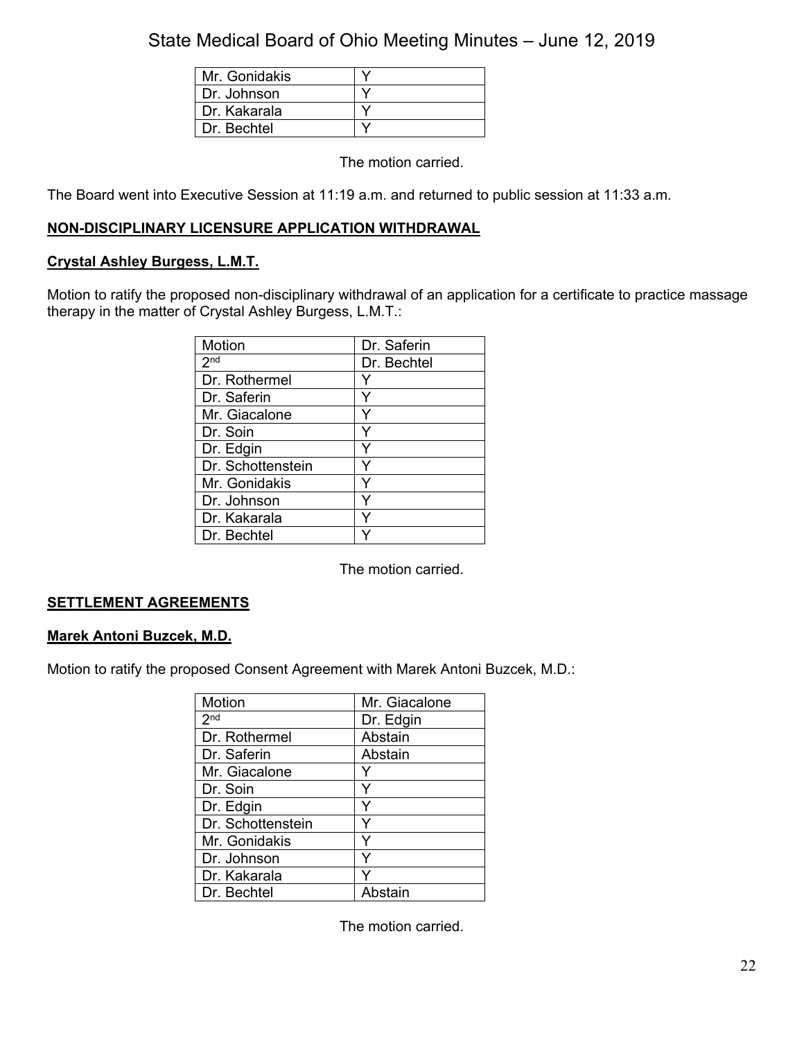| | |
|---|---|
| Mr. Gonidakis | Y |
| Dr. Johnson | Y |
| Dr. Kakarala | Y |
| Dr. Bechtel | Y |

The motion carried.

The Board went into Executive Session at 11:19 a.m. and returned to public session at 11:33 a.m.

**NON-DISCIPLINARY LICENSURE APPLICATION WITHDRAWAL**

**Crystal Ashley Burgess, L.M.T.**

Motion to ratify the proposed non-disciplinary withdrawal of an application for a certificate to practice massage therapy in the matter of Crystal Ashley Burgess, L.M.T.:

| Motion | Dr. Saferin |
|---|---|
| 2nd | Dr. Bechtel |
| Dr. Rothermel | Y |
| Dr. Saferin | Y |
| Mr. Giacalone | Y |
| Dr. Soin | Y |
| Dr. Edgin | Y |
| Dr. Schottenstein | Y |
| Mr. Gonidakis | Y |
| Dr. Johnson | Y |
| Dr. Kakarala | Y |
| Dr. Bechtel | Y |

The motion carried.

**SETTLEMENT AGREEMENTS**

**Marek Antoni Buzcek, M.D.**

Motion to ratify the proposed Consent Agreement with Marek Antoni Buzcek, M.D.:

| Motion | Mr. Giacalone |
|---|---|
| 2nd | Dr. Edgin |
| Dr. Rothermel | Abstain |
| Dr. Saferin | Abstain |
| Mr. Giacalone | Y |
| Dr. Soin | Y |
| Dr. Edgin | Y |
| Dr. Schottenstein | Y |
| Mr. Gonidakis | Y |
| Dr. Johnson | Y |
| Dr. Kakarala | Y |
| Dr. Bechtel | Abstain |

The motion carried.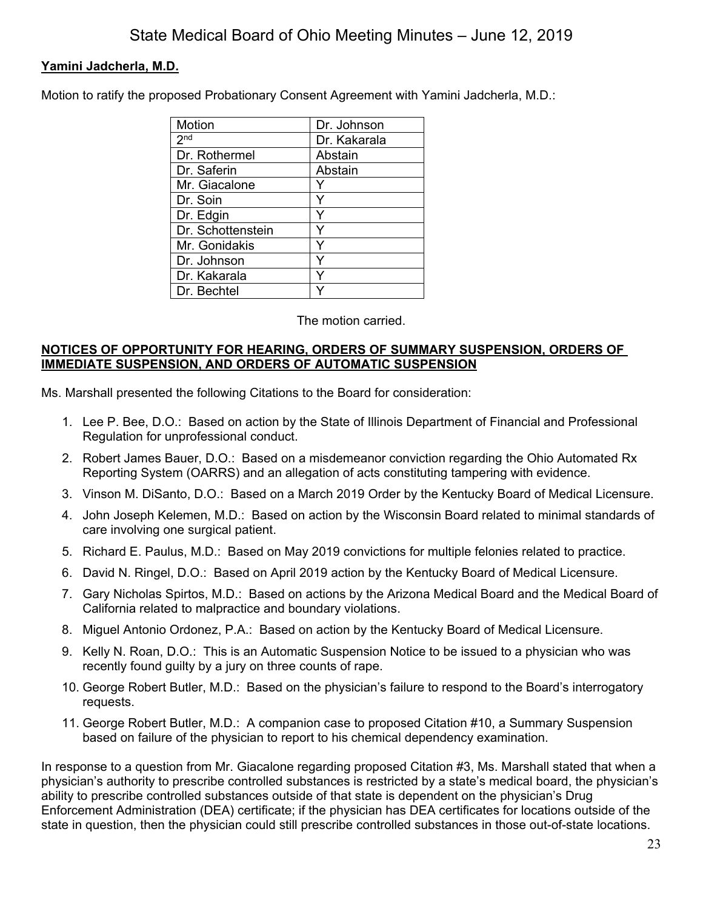**Yamini Jadcherla, M.D.**

Motion to ratify the proposed Probationary Consent Agreement with Yamini Jadcherla, M.D.:

| Motion | Dr. Johnson |
|---|---|
| 2nd | Dr. Kakarala |
| Dr. Rothermel | Abstain |
| Dr. Saferin | Abstain |
| Mr. Giacalone | Y |
| Dr. Soin | Y |
| Dr. Edgin | Y |
| Dr. Schottenstein | Y |
| Mr. Gonidakis | Y |
| Dr. Johnson | Y |
| Dr. Kakarala | Y |
| Dr. Bechtel | Y |

The motion carried.

**NOTICES OF OPPORTUNITY FOR HEARING, ORDERS OF SUMMARY SUSPENSION, ORDERS OF IMMEDIATE SUSPENSION, AND ORDERS OF AUTOMATIC SUSPENSION**

Ms. Marshall presented the following Citations to the Board for consideration:

1. Lee P. Bee, D.O.: Based on action by the State of Illinois Department of Financial and Professional Regulation for unprofessional conduct.
2. Robert James Bauer, D.O.: Based on a misdemeanor conviction regarding the Ohio Automated Rx Reporting System (OARRS) and an allegation of acts constituting tampering with evidence.
3. Vinson M. DiSanto, D.O.: Based on a March 2019 Order by the Kentucky Board of Medical Licensure.
4. John Joseph Kelemen, M.D.: Based on action by the Wisconsin Board related to minimal standards of care involving one surgical patient.
5. Richard E. Paulus, M.D.: Based on May 2019 convictions for multiple felonies related to practice.
6. David N. Ringel, D.O.: Based on April 2019 action by the Kentucky Board of Medical Licensure.
7. Gary Nicholas Spirtos, M.D.: Based on actions by the Arizona Medical Board and the Medical Board of California related to malpractice and boundary violations.
8. Miguel Antonio Ordonez, P.A.: Based on action by the Kentucky Board of Medical Licensure.
9. Kelly N. Roan, D.O.: This is an Automatic Suspension Notice to be issued to a physician who was recently found guilty by a jury on three counts of rape.
10. George Robert Butler, M.D.: Based on the physician's failure to respond to the Board's interrogatory requests.
11. George Robert Butler, M.D.: A companion case to proposed Citation #10, a Summary Suspension based on failure of the physician to report to his chemical dependency examination.

In response to a question from Mr. Giacalone regarding proposed Citation #3, Ms. Marshall stated that when a physician's authority to prescribe controlled substances is restricted by a state's medical board, the physician's ability to prescribe controlled substances outside of that state is dependent on the physician's Drug Enforcement Administration (DEA) certificate; if the physician has DEA certificates for locations outside of the state in question, then the physician could still prescribe controlled substances in those out-of-state locations.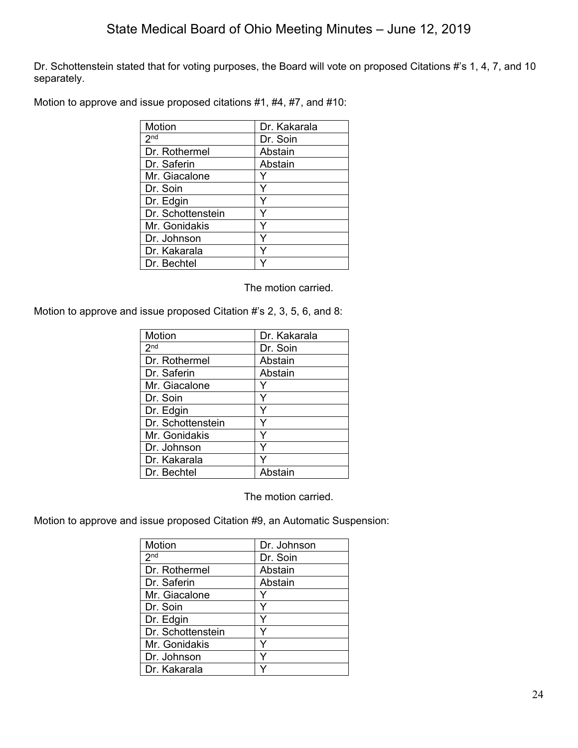Dr. Schottenstein stated that for voting purposes, the Board will vote on proposed Citations #'s 1, 4, 7, and 10 separately.

Motion to approve and issue proposed citations #1, #4, #7, and #10:

| Motion | Dr. Kakarala |
|---|---|
| 2nd | Dr. Soin |
| Dr. Rothermel | Abstain |
| Dr. Saferin | Abstain |
| Mr. Giacalone | Y |
| Dr. Soin | Y |
| Dr. Edgin | Y |
| Dr. Schottenstein | Y |
| Mr. Gonidakis | Y |
| Dr. Johnson | Y |
| Dr. Kakarala | Y |
| Dr. Bechtel | Y |

The motion carried.

Motion to approve and issue proposed Citation #'s 2, 3, 5, 6, and 8:

| Motion | Dr. Kakarala |
|---|---|
| 2nd | Dr. Soin |
| Dr. Rothermel | Abstain |
| Dr. Saferin | Abstain |
| Mr. Giacalone | Y |
| Dr. Soin | Y |
| Dr. Edgin | Y |
| Dr. Schottenstein | Y |
| Mr. Gonidakis | Y |
| Dr. Johnson | Y |
| Dr. Kakarala | Y |
| Dr. Bechtel | Abstain |

The motion carried.

Motion to approve and issue proposed Citation #9, an Automatic Suspension:

| Motion | Dr. Johnson |
|---|---|
| 2nd | Dr. Soin |
| Dr. Rothermel | Abstain |
| Dr. Saferin | Abstain |
| Mr. Giacalone | Y |
| Dr. Soin | Y |
| Dr. Edgin | Y |
| Dr. Schottenstein | Y |
| Mr. Gonidakis | Y |
| Dr. Johnson | Y |
| Dr. Kakarala | Y |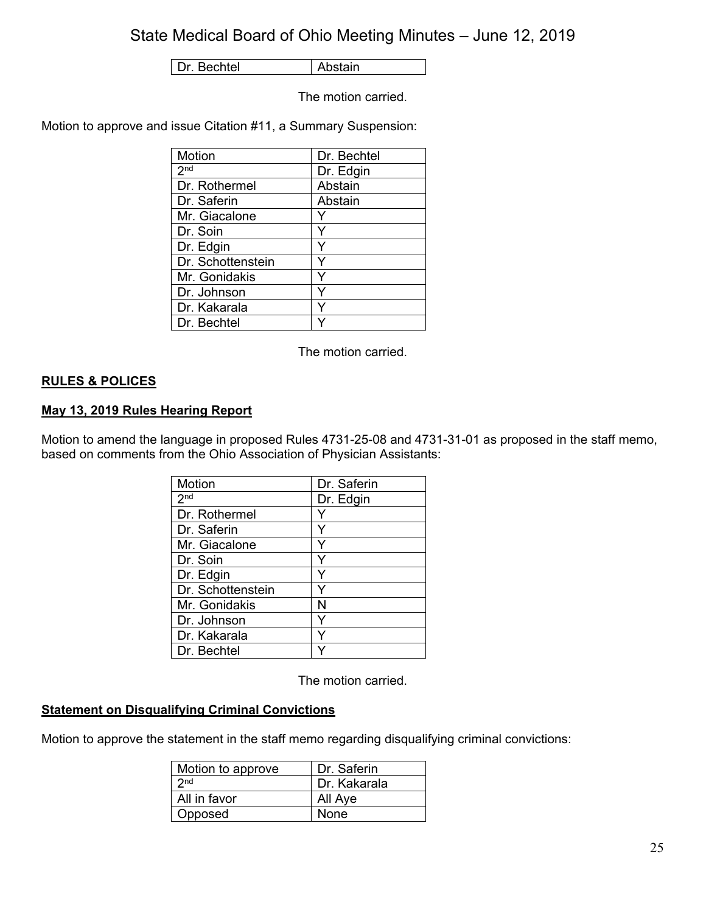| Dr. Bechtel | Abstain |
|---|---|

The motion carried.

Motion to approve and issue Citation #11, a Summary Suspension:

| Motion | Dr. Bechtel |
|---|---|
| 2nd | Dr. Edgin |
| Dr. Rothermel | Abstain |
| Dr. Saferin | Abstain |
| Mr. Giacalone | Y |
| Dr. Soin | Y |
| Dr. Edgin | Y |
| Dr. Schottenstein | Y |
| Mr. Gonidakis | Y |
| Dr. Johnson | Y |
| Dr. Kakarala | Y |
| Dr. Bechtel | Y |

The motion carried.

**RULES & POLICES**

**May 13, 2019 Rules Hearing Report**

Motion to amend the language in proposed Rules 4731-25-08 and 4731-31-01 as proposed in the staff memo, based on comments from the Ohio Association of Physician Assistants:

| Motion | Dr. Saferin |
|---|---|
| 2nd | Dr. Edgin |
| Dr. Rothermel | Y |
| Dr. Saferin | Y |
| Mr. Giacalone | Y |
| Dr. Soin | Y |
| Dr. Edgin | Y |
| Dr. Schottenstein | Y |
| Mr. Gonidakis | N |
| Dr. Johnson | Y |
| Dr. Kakarala | Y |
| Dr. Bechtel | Y |

The motion carried.

**Statement on Disqualifying Criminal Convictions**

Motion to approve the statement in the staff memo regarding disqualifying criminal convictions:

| Motion to approve | Dr. Saferin |
|---|---|
| 2nd | Dr. Kakarala |
| All in favor | All Aye |
| Opposed | None |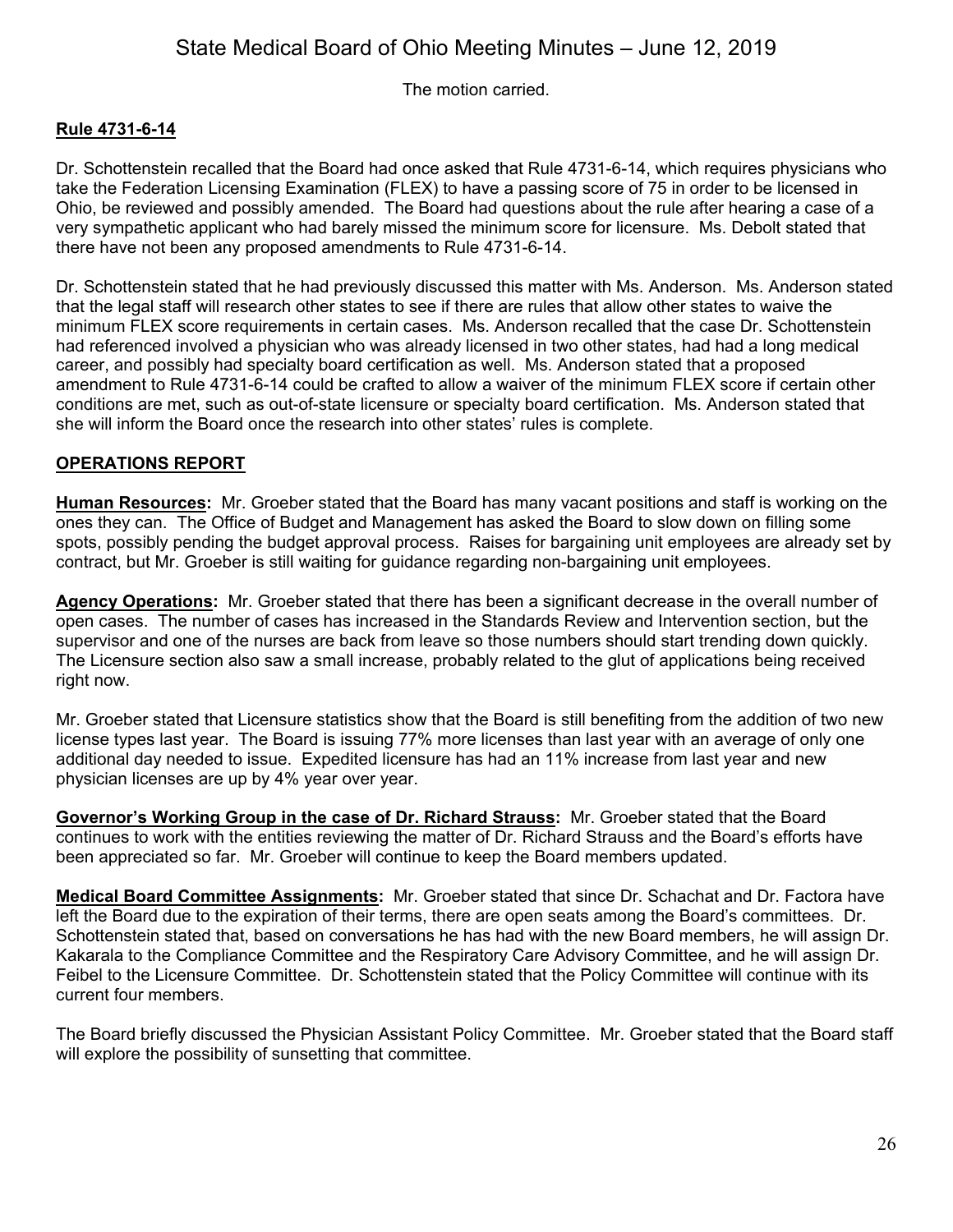The motion carried.

**Rule 4731-6-14**

Dr. Schottenstein recalled that the Board had once asked that Rule 4731-6-14, which requires physicians who take the Federation Licensing Examination (FLEX) to have a passing score of 75 in order to be licensed in Ohio, be reviewed and possibly amended. The Board had questions about the rule after hearing a case of a very sympathetic applicant who had barely missed the minimum score for licensure. Ms. Debolt stated that there have not been any proposed amendments to Rule 4731-6-14.

Dr. Schottenstein stated that he had previously discussed this matter with Ms. Anderson. Ms. Anderson stated that the legal staff will research other states to see if there are rules that allow other states to waive the minimum FLEX score requirements in certain cases. Ms. Anderson recalled that the case Dr. Schottenstein had referenced involved a physician who was already licensed in two other states, had had a long medical career, and possibly had specialty board certification as well. Ms. Anderson stated that a proposed amendment to Rule 4731-6-14 could be crafted to allow a waiver of the minimum FLEX score if certain other conditions are met, such as out-of-state licensure or specialty board certification. Ms. Anderson stated that she will inform the Board once the research into other states' rules is complete.

## OPERATIONS REPORT

**Human Resources:** Mr. Groeber stated that the Board has many vacant positions and staff is working on the ones they can. The Office of Budget and Management has asked the Board to slow down on filling some spots, possibly pending the budget approval process. Raises for bargaining unit employees are already set by contract, but Mr. Groeber is still waiting for guidance regarding non-bargaining unit employees.

**Agency Operations:** Mr. Groeber stated that there has been a significant decrease in the overall number of open cases. The number of cases has increased in the Standards Review and Intervention section, but the supervisor and one of the nurses are back from leave so those numbers should start trending down quickly. The Licensure section also saw a small increase, probably related to the glut of applications being received right now.

Mr. Groeber stated that Licensure statistics show that the Board is still benefiting from the addition of two new license types last year. The Board is issuing 77% more licenses than last year with an average of only one additional day needed to issue. Expedited licensure has had an 11% increase from last year and new physician licenses are up by 4% year over year.

**Governor's Working Group in the case of Dr. Richard Strauss:** Mr. Groeber stated that the Board continues to work with the entities reviewing the matter of Dr. Richard Strauss and the Board's efforts have been appreciated so far. Mr. Groeber will continue to keep the Board members updated.

**Medical Board Committee Assignments:** Mr. Groeber stated that since Dr. Schachat and Dr. Factora have left the Board due to the expiration of their terms, there are open seats among the Board's committees. Dr. Schottenstein stated that, based on conversations he has had with the new Board members, he will assign Dr. Kakarala to the Compliance Committee and the Respiratory Care Advisory Committee, and he will assign Dr. Feibel to the Licensure Committee. Dr. Schottenstein stated that the Policy Committee will continue with its current four members.

The Board briefly discussed the Physician Assistant Policy Committee. Mr. Groeber stated that the Board staff will explore the possibility of sunsetting that committee.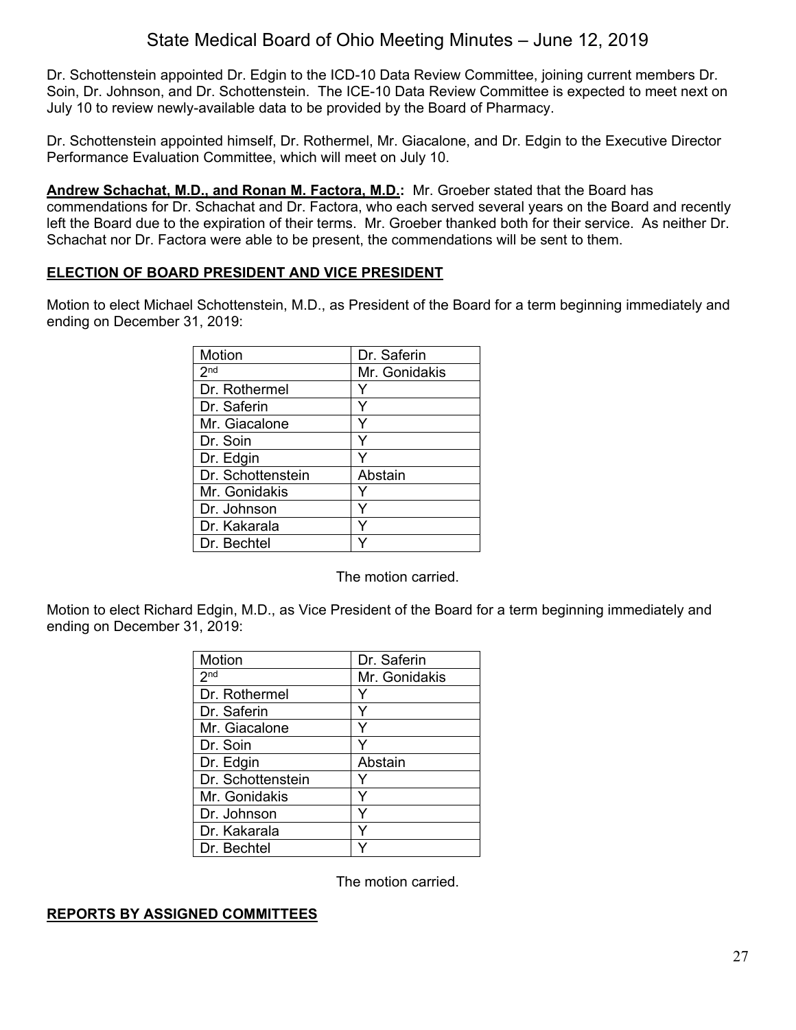Dr. Schottenstein appointed Dr. Edgin to the ICD-10 Data Review Committee, joining current members Dr. Soin, Dr. Johnson, and Dr. Schottenstein. The ICE-10 Data Review Committee is expected to meet next on July 10 to review newly-available data to be provided by the Board of Pharmacy.

Dr. Schottenstein appointed himself, Dr. Rothermel, Mr. Giacalone, and Dr. Edgin to the Executive Director Performance Evaluation Committee, which will meet on July 10.

**Andrew Schachat, M.D., and Ronan M. Factora, M.D.:** Mr. Groeber stated that the Board has commendations for Dr. Schachat and Dr. Factora, who each served several years on the Board and recently left the Board due to the expiration of their terms. Mr. Groeber thanked both for their service. As neither Dr. Schachat nor Dr. Factora were able to be present, the commendations will be sent to them.

## ELECTION OF BOARD PRESIDENT AND VICE PRESIDENT

Motion to elect Michael Schottenstein, M.D., as President of the Board for a term beginning immediately and ending on December 31, 2019:

| Motion | Dr. Saferin |
|---|---|
| 2nd | Mr. Gonidakis |
| Dr. Rothermel | Y |
| Dr. Saferin | Y |
| Mr. Giacalone | Y |
| Dr. Soin | Y |
| Dr. Edgin | Y |
| Dr. Schottenstein | Abstain |
| Mr. Gonidakis | Y |
| Dr. Johnson | Y |
| Dr. Kakarala | Y |
| Dr. Bechtel | Y |

The motion carried.

Motion to elect Richard Edgin, M.D., as Vice President of the Board for a term beginning immediately and ending on December 31, 2019:

| Motion | Dr. Saferin |
|---|---|
| 2nd | Mr. Gonidakis |
| Dr. Rothermel | Y |
| Dr. Saferin | Y |
| Mr. Giacalone | Y |
| Dr. Soin | Y |
| Dr. Edgin | Abstain |
| Dr. Schottenstein | Y |
| Mr. Gonidakis | Y |
| Dr. Johnson | Y |
| Dr. Kakarala | Y |
| Dr. Bechtel | Y |

The motion carried.

## REPORTS BY ASSIGNED COMMITTEES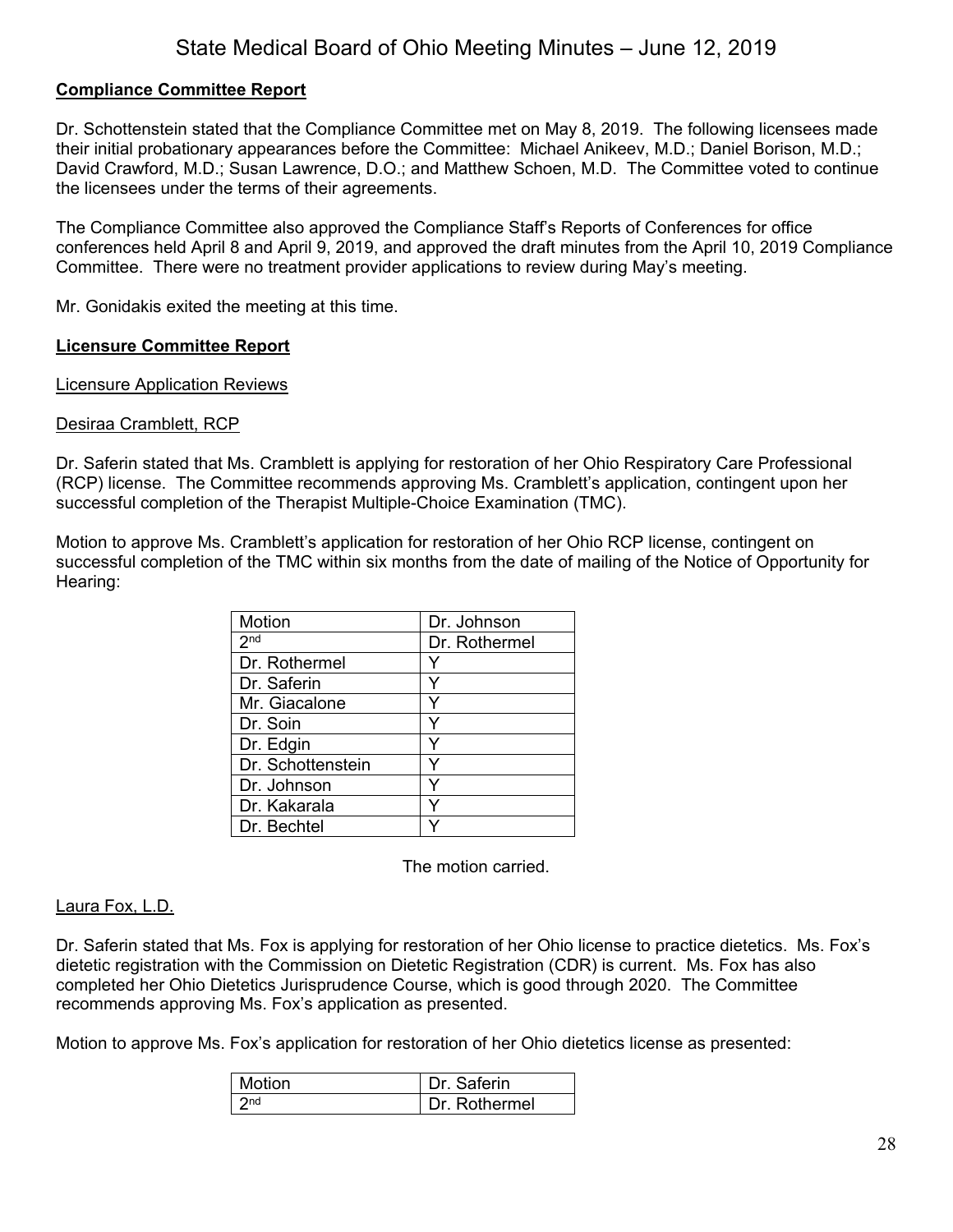**Compliance Committee Report**

Dr. Schottenstein stated that the Compliance Committee met on May 8, 2019. The following licensees made their initial probationary appearances before the Committee: Michael Anikeev, M.D.; Daniel Borison, M.D.; David Crawford, M.D.; Susan Lawrence, D.O.; and Matthew Schoen, M.D. The Committee voted to continue the licensees under the terms of their agreements.

The Compliance Committee also approved the Compliance Staff's Reports of Conferences for office conferences held April 8 and April 9, 2019, and approved the draft minutes from the April 10, 2019 Compliance Committee. There were no treatment provider applications to review during May's meeting.

Mr. Gonidakis exited the meeting at this time.

**Licensure Committee Report**

Licensure Application Reviews

Desiraa Cramblett, RCP

Dr. Saferin stated that Ms. Cramblett is applying for restoration of her Ohio Respiratory Care Professional (RCP) license. The Committee recommends approving Ms. Cramblett's application, contingent upon her successful completion of the Therapist Multiple-Choice Examination (TMC).

Motion to approve Ms. Cramblett's application for restoration of her Ohio RCP license, contingent on successful completion of the TMC within six months from the date of mailing of the Notice of Opportunity for Hearing:

| Motion | Dr. Johnson |
|---|---|
| 2nd | Dr. Rothermel |
| Dr. Rothermel | Y |
| Dr. Saferin | Y |
| Mr. Giacalone | Y |
| Dr. Soin | Y |
| Dr. Edgin | Y |
| Dr. Schottenstein | Y |
| Dr. Johnson | Y |
| Dr. Kakarala | Y |
| Dr. Bechtel | Y |

The motion carried.

Laura Fox, L.D.

Dr. Saferin stated that Ms. Fox is applying for restoration of her Ohio license to practice dietetics. Ms. Fox's dietetic registration with the Commission on Dietetic Registration (CDR) is current. Ms. Fox has also completed her Ohio Dietetics Jurisprudence Course, which is good through 2020. The Committee recommends approving Ms. Fox's application as presented.

Motion to approve Ms. Fox's application for restoration of her Ohio dietetics license as presented:

| Motion | Dr. Saferin |
|---|---|
| 2nd | Dr. Rothermel |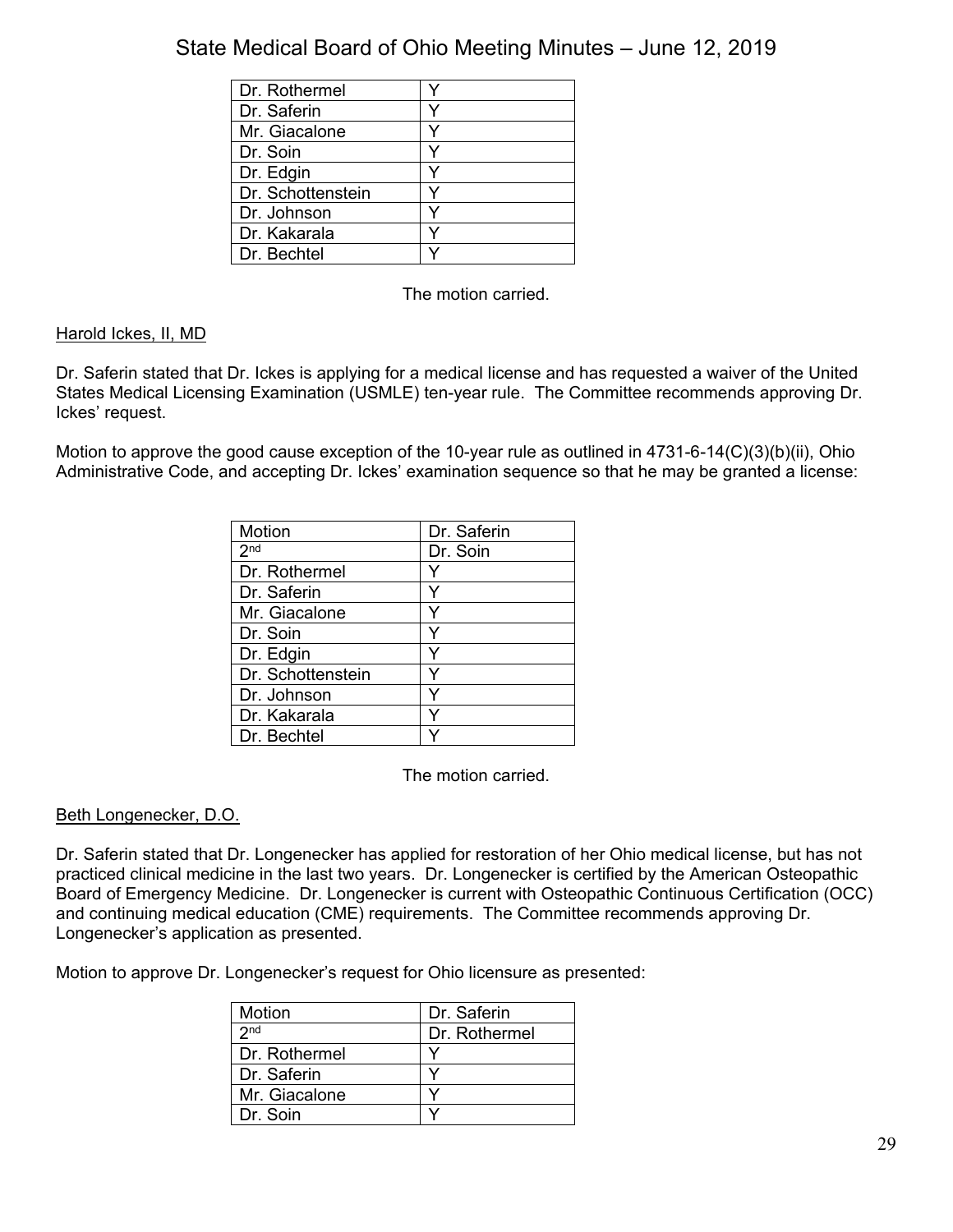| Dr. Rothermel | Y |
|---|---|
| Dr. Saferin | Y |
| Mr. Giacalone | Y |
| Dr. Soin | Y |
| Dr. Edgin | Y |
| Dr. Schottenstein | Y |
| Dr. Johnson | Y |
| Dr. Kakarala | Y |
| Dr. Bechtel | Y |

The motion carried.

Harold Ickes, II, MD

Dr. Saferin stated that Dr. Ickes is applying for a medical license and has requested a waiver of the United States Medical Licensing Examination (USMLE) ten-year rule. The Committee recommends approving Dr. Ickes' request.

Motion to approve the good cause exception of the 10-year rule as outlined in 4731-6-14(C)(3)(b)(ii), Ohio Administrative Code, and accepting Dr. Ickes' examination sequence so that he may be granted a license:

| Motion | Dr. Saferin |
|---|---|
| 2nd | Dr. Soin |
| Dr. Rothermel | Y |
| Dr. Saferin | Y |
| Mr. Giacalone | Y |
| Dr. Soin | Y |
| Dr. Edgin | Y |
| Dr. Schottenstein | Y |
| Dr. Johnson | Y |
| Dr. Kakarala | Y |
| Dr. Bechtel | Y |

The motion carried.

Beth Longenecker, D.O.

Dr. Saferin stated that Dr. Longenecker has applied for restoration of her Ohio medical license, but has not practiced clinical medicine in the last two years. Dr. Longenecker is certified by the American Osteopathic Board of Emergency Medicine. Dr. Longenecker is current with Osteopathic Continuous Certification (OCC) and continuing medical education (CME) requirements. The Committee recommends approving Dr. Longenecker's application as presented.

Motion to approve Dr. Longenecker's request for Ohio licensure as presented:

| Motion | Dr. Saferin |
|---|---|
| 2nd | Dr. Rothermel |
| Dr. Rothermel | Y |
| Dr. Saferin | Y |
| Mr. Giacalone | Y |
| Dr. Soin | Y |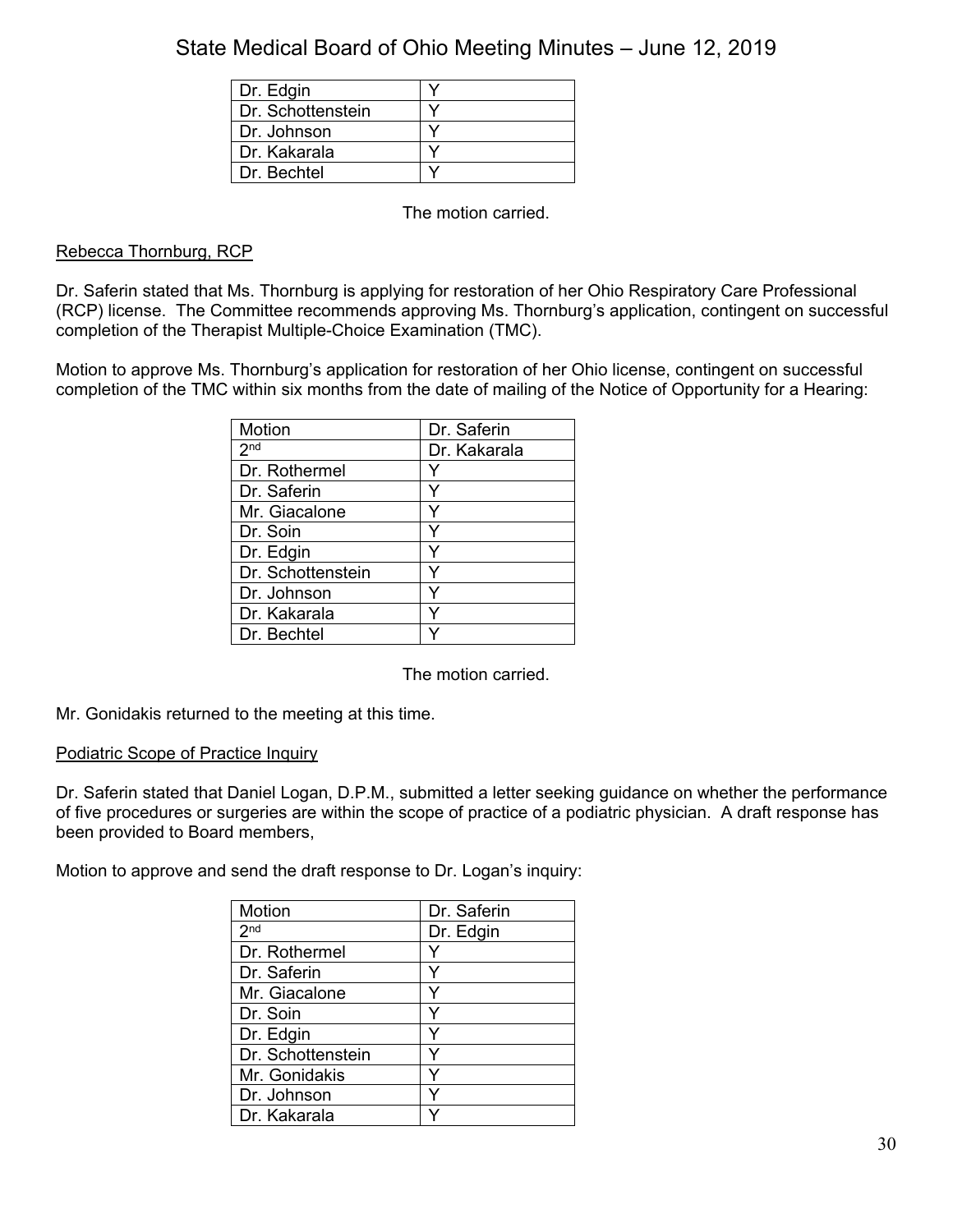| Dr. Edgin | Y |
|---|---|
| Dr. Schottenstein | Y |
| Dr. Johnson | Y |
| Dr. Kakarala | Y |
| Dr. Bechtel | Y |

The motion carried.

Rebecca Thornburg, RCP

Dr. Saferin stated that Ms. Thornburg is applying for restoration of her Ohio Respiratory Care Professional (RCP) license. The Committee recommends approving Ms. Thornburg's application, contingent on successful completion of the Therapist Multiple-Choice Examination (TMC).

Motion to approve Ms. Thornburg's application for restoration of her Ohio license, contingent on successful completion of the TMC within six months from the date of mailing of the Notice of Opportunity for a Hearing:

| Motion | Dr. Saferin |
|---|---|
| 2nd | Dr. Kakarala |
| Dr. Rothermel | Y |
| Dr. Saferin | Y |
| Mr. Giacalone | Y |
| Dr. Soin | Y |
| Dr. Edgin | Y |
| Dr. Schottenstein | Y |
| Dr. Johnson | Y |
| Dr. Kakarala | Y |
| Dr. Bechtel | Y |

The motion carried.

Mr. Gonidakis returned to the meeting at this time.

Podiatric Scope of Practice Inquiry

Dr. Saferin stated that Daniel Logan, D.P.M., submitted a letter seeking guidance on whether the performance of five procedures or surgeries are within the scope of practice of a podiatric physician. A draft response has been provided to Board members,

Motion to approve and send the draft response to Dr. Logan's inquiry:

| Motion | Dr. Saferin |
|---|---|
| 2nd | Dr. Edgin |
| Dr. Rothermel | Y |
| Dr. Saferin | Y |
| Mr. Giacalone | Y |
| Dr. Soin | Y |
| Dr. Edgin | Y |
| Dr. Schottenstein | Y |
| Mr. Gonidakis | Y |
| Dr. Johnson | Y |
| Dr. Kakarala | Y |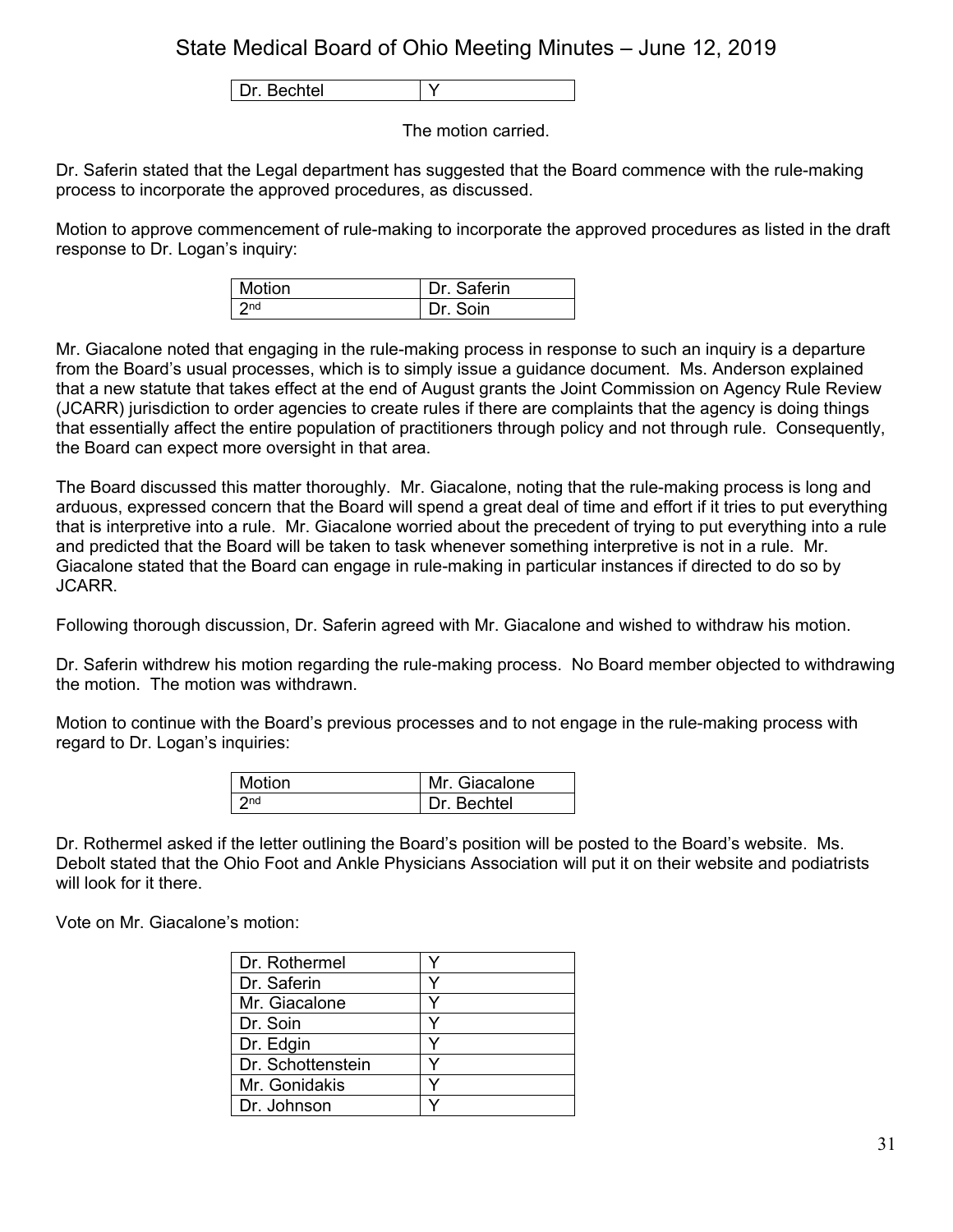| Dr. Bechtel | Y |
|---|---|

The motion carried.

Dr. Saferin stated that the Legal department has suggested that the Board commence with the rule-making process to incorporate the approved procedures, as discussed.

Motion to approve commencement of rule-making to incorporate the approved procedures as listed in the draft response to Dr. Logan's inquiry:

| Motion | Dr. Saferin |
|---|---|
| 2nd | Dr. Soin |

Mr. Giacalone noted that engaging in the rule-making process in response to such an inquiry is a departure from the Board's usual processes, which is to simply issue a guidance document. Ms. Anderson explained that a new statute that takes effect at the end of August grants the Joint Commission on Agency Rule Review (JCARR) jurisdiction to order agencies to create rules if there are complaints that the agency is doing things that essentially affect the entire population of practitioners through policy and not through rule. Consequently, the Board can expect more oversight in that area.

The Board discussed this matter thoroughly. Mr. Giacalone, noting that the rule-making process is long and arduous, expressed concern that the Board will spend a great deal of time and effort if it tries to put everything that is interpretive into a rule. Mr. Giacalone worried about the precedent of trying to put everything into a rule and predicted that the Board will be taken to task whenever something interpretive is not in a rule. Mr. Giacalone stated that the Board can engage in rule-making in particular instances if directed to do so by JCARR.

Following thorough discussion, Dr. Saferin agreed with Mr. Giacalone and wished to withdraw his motion.

Dr. Saferin withdrew his motion regarding the rule-making process. No Board member objected to withdrawing the motion. The motion was withdrawn.

Motion to continue with the Board's previous processes and to not engage in the rule-making process with regard to Dr. Logan's inquiries:

| Motion | Mr. Giacalone |
|---|---|
| 2nd | Dr. Bechtel |

Dr. Rothermel asked if the letter outlining the Board's position will be posted to the Board's website. Ms. Debolt stated that the Ohio Foot and Ankle Physicians Association will put it on their website and podiatrists will look for it there.

Vote on Mr. Giacalone's motion:

| Dr. Rothermel | Y |
|---|---|
| Dr. Saferin | Y |
| Mr. Giacalone | Y |
| Dr. Soin | Y |
| Dr. Edgin | Y |
| Dr. Schottenstein | Y |
| Mr. Gonidakis | Y |
| Dr. Johnson | Y |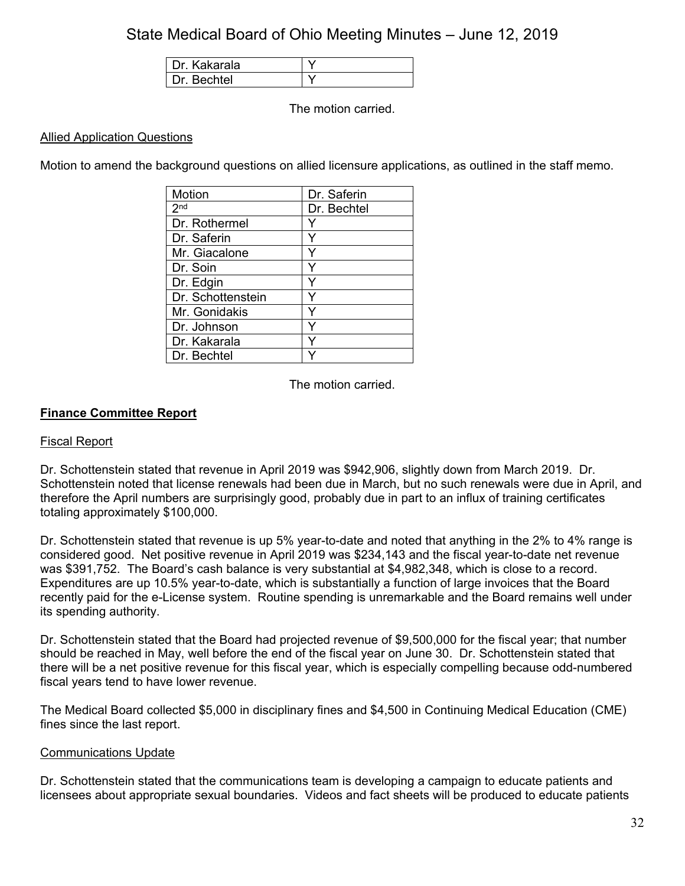| Dr. Kakarala | Y |
|---|---|
| Dr. Bechtel | Y |

The motion carried.

Allied Application Questions

Motion to amend the background questions on allied licensure applications, as outlined in the staff memo.

| Motion | Dr. Saferin |
|---|---|
| 2nd | Dr. Bechtel |
| Dr. Rothermel | Y |
| Dr. Saferin | Y |
| Mr. Giacalone | Y |
| Dr. Soin | Y |
| Dr. Edgin | Y |
| Dr. Schottenstein | Y |
| Mr. Gonidakis | Y |
| Dr. Johnson | Y |
| Dr. Kakarala | Y |
| Dr. Bechtel | Y |

The motion carried.

**Finance Committee Report**

Fiscal Report

Dr. Schottenstein stated that revenue in April 2019 was $942,906, slightly down from March 2019. Dr. Schottenstein noted that license renewals had been due in March, but no such renewals were due in April, and therefore the April numbers are surprisingly good, probably due in part to an influx of training certificates totaling approximately $100,000.

Dr. Schottenstein stated that revenue is up 5% year-to-date and noted that anything in the 2% to 4% range is considered good. Net positive revenue in April 2019 was $234,143 and the fiscal year-to-date net revenue was $391,752. The Board's cash balance is very substantial at $4,982,348, which is close to a record. Expenditures are up 10.5% year-to-date, which is substantially a function of large invoices that the Board recently paid for the e-License system. Routine spending is unremarkable and the Board remains well under its spending authority.

Dr. Schottenstein stated that the Board had projected revenue of $9,500,000 for the fiscal year; that number should be reached in May, well before the end of the fiscal year on June 30. Dr. Schottenstein stated that there will be a net positive revenue for this fiscal year, which is especially compelling because odd-numbered fiscal years tend to have lower revenue.

The Medical Board collected $5,000 in disciplinary fines and $4,500 in Continuing Medical Education (CME) fines since the last report.

Communications Update

Dr. Schottenstein stated that the communications team is developing a campaign to educate patients and licensees about appropriate sexual boundaries. Videos and fact sheets will be produced to educate patients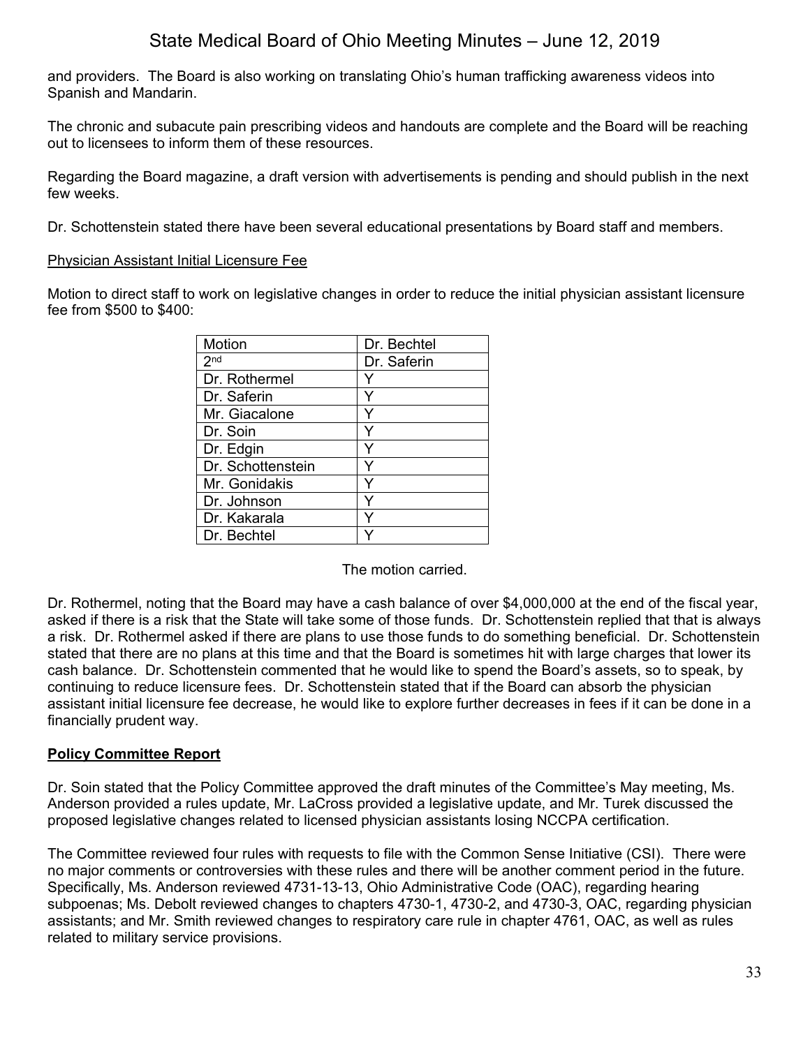and providers. The Board is also working on translating Ohio's human trafficking awareness videos into Spanish and Mandarin.

The chronic and subacute pain prescribing videos and handouts are complete and the Board will be reaching out to licensees to inform them of these resources.

Regarding the Board magazine, a draft version with advertisements is pending and should publish in the next few weeks.

Dr. Schottenstein stated there have been several educational presentations by Board staff and members.

<u>Physician Assistant Initial Licensure Fee</u>

Motion to direct staff to work on legislative changes in order to reduce the initial physician assistant licensure fee from $500 to $400:

| Motion | Dr. Bechtel |
|---|---|
| 2nd | Dr. Saferin |
| Dr. Rothermel | Y |
| Dr. Saferin | Y |
| Mr. Giacalone | Y |
| Dr. Soin | Y |
| Dr. Edgin | Y |
| Dr. Schottenstein | Y |
| Mr. Gonidakis | Y |
| Dr. Johnson | Y |
| Dr. Kakarala | Y |
| Dr. Bechtel | Y |

The motion carried.

Dr. Rothermel, noting that the Board may have a cash balance of over $4,000,000 at the end of the fiscal year, asked if there is a risk that the State will take some of those funds. Dr. Schottenstein replied that that is always a risk. Dr. Rothermel asked if there are plans to use those funds to do something beneficial. Dr. Schottenstein stated that there are no plans at this time and that the Board is sometimes hit with large charges that lower its cash balance. Dr. Schottenstein commented that he would like to spend the Board's assets, so to speak, by continuing to reduce licensure fees. Dr. Schottenstein stated that if the Board can absorb the physician assistant initial licensure fee decrease, he would like to explore further decreases in fees if it can be done in a financially prudent way.

## Policy Committee Report

Dr. Soin stated that the Policy Committee approved the draft minutes of the Committee's May meeting, Ms. Anderson provided a rules update, Mr. LaCross provided a legislative update, and Mr. Turek discussed the proposed legislative changes related to licensed physician assistants losing NCCPA certification.

The Committee reviewed four rules with requests to file with the Common Sense Initiative (CSI). There were no major comments or controversies with these rules and there will be another comment period in the future. Specifically, Ms. Anderson reviewed 4731-13-13, Ohio Administrative Code (OAC), regarding hearing subpoenas; Ms. Debolt reviewed changes to chapters 4730-1, 4730-2, and 4730-3, OAC, regarding physician assistants; and Mr. Smith reviewed changes to respiratory care rule in chapter 4761, OAC, as well as rules related to military service provisions.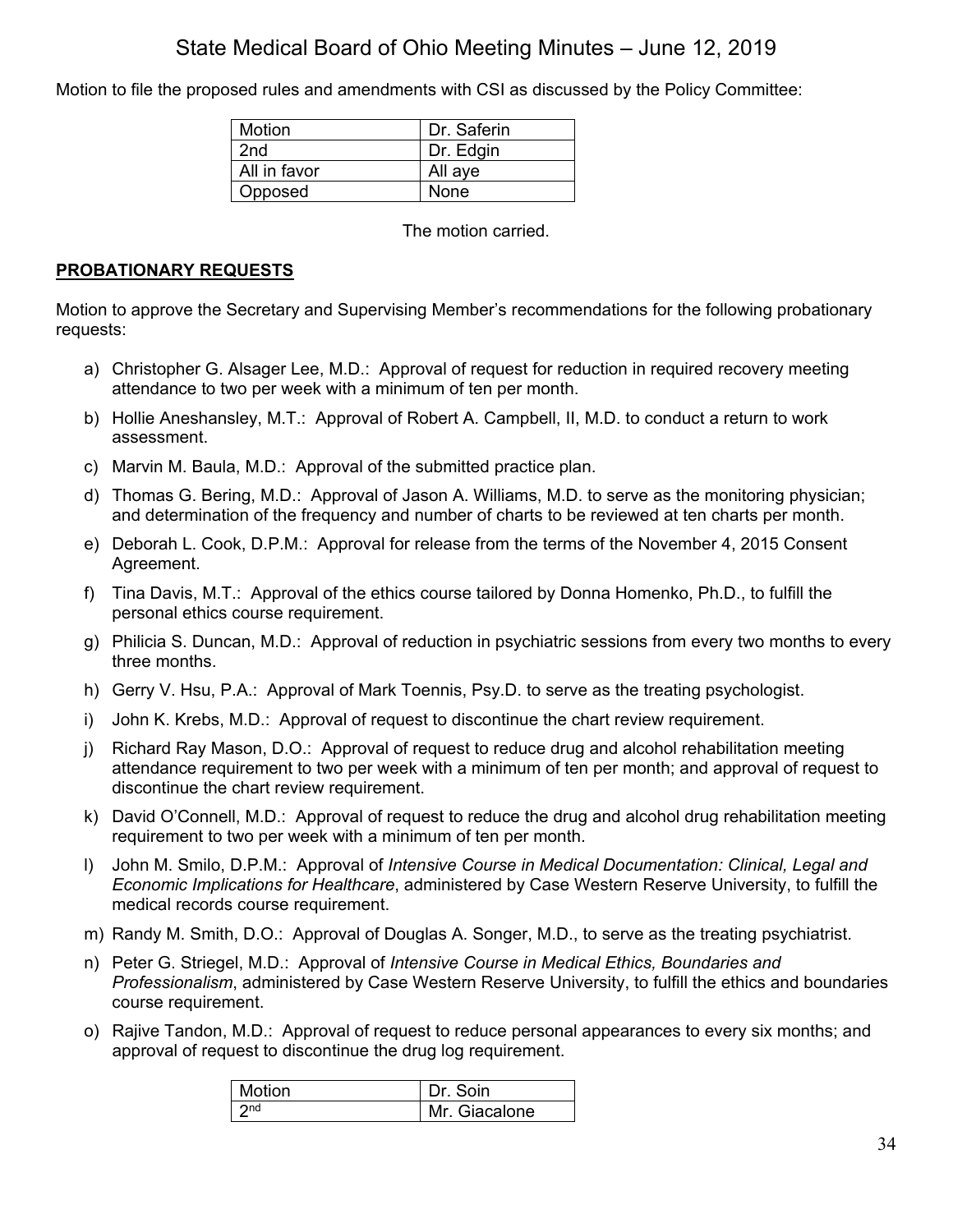Motion to file the proposed rules and amendments with CSI as discussed by the Policy Committee:

| Motion | Dr. Saferin |
|---|---|
| 2nd | Dr. Edgin |
| All in favor | All aye |
| Opposed | None |

The motion carried.

**PROBATIONARY REQUESTS**

Motion to approve the Secretary and Supervising Member's recommendations for the following probationary requests:

a) Christopher G. Alsager Lee, M.D.: Approval of request for reduction in required recovery meeting attendance to two per week with a minimum of ten per month.

b) Hollie Aneshansley, M.T.: Approval of Robert A. Campbell, II, M.D. to conduct a return to work assessment.

c) Marvin M. Baula, M.D.: Approval of the submitted practice plan.

d) Thomas G. Bering, M.D.: Approval of Jason A. Williams, M.D. to serve as the monitoring physician; and determination of the frequency and number of charts to be reviewed at ten charts per month.

e) Deborah L. Cook, D.P.M.: Approval for release from the terms of the November 4, 2015 Consent Agreement.

f) Tina Davis, M.T.: Approval of the ethics course tailored by Donna Homenko, Ph.D., to fulfill the personal ethics course requirement.

g) Philicia S. Duncan, M.D.: Approval of reduction in psychiatric sessions from every two months to every three months.

h) Gerry V. Hsu, P.A.: Approval of Mark Toennis, Psy.D. to serve as the treating psychologist.

i) John K. Krebs, M.D.: Approval of request to discontinue the chart review requirement.

j) Richard Ray Mason, D.O.: Approval of request to reduce drug and alcohol rehabilitation meeting attendance requirement to two per week with a minimum of ten per month; and approval of request to discontinue the chart review requirement.

k) David O'Connell, M.D.: Approval of request to reduce the drug and alcohol drug rehabilitation meeting requirement to two per week with a minimum of ten per month.

l) John M. Smilo, D.P.M.: Approval of *Intensive Course in Medical Documentation: Clinical, Legal and Economic Implications for Healthcare*, administered by Case Western Reserve University, to fulfill the medical records course requirement.

m) Randy M. Smith, D.O.: Approval of Douglas A. Songer, M.D., to serve as the treating psychiatrist.

n) Peter G. Striegel, M.D.: Approval of *Intensive Course in Medical Ethics, Boundaries and Professionalism*, administered by Case Western Reserve University, to fulfill the ethics and boundaries course requirement.

o) Rajive Tandon, M.D.: Approval of request to reduce personal appearances to every six months; and approval of request to discontinue the drug log requirement.

| Motion | Dr. Soin |
|---|---|
| 2nd | Mr. Giacalone |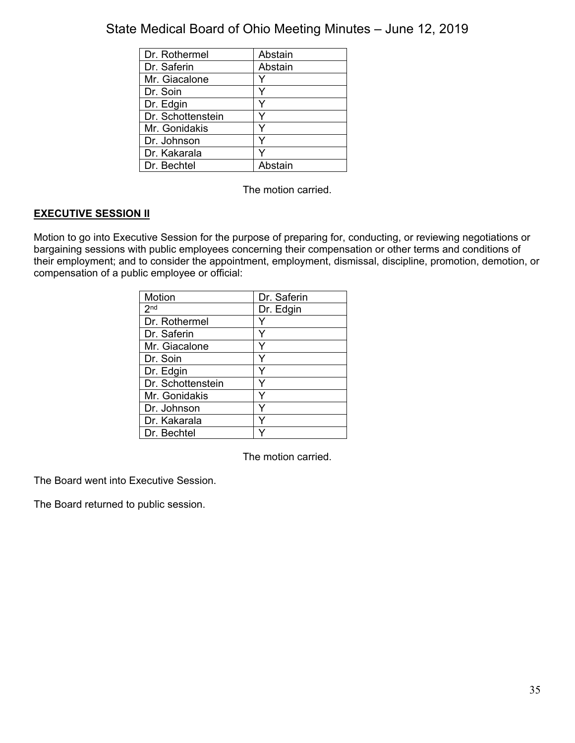| | |
|---|---|
| Dr. Rothermel | Abstain |
| Dr. Saferin | Abstain |
| Mr. Giacalone | Y |
| Dr. Soin | Y |
| Dr. Edgin | Y |
| Dr. Schottenstein | Y |
| Mr. Gonidakis | Y |
| Dr. Johnson | Y |
| Dr. Kakarala | Y |
| Dr. Bechtel | Abstain |

The motion carried.

## EXECUTIVE SESSION II

Motion to go into Executive Session for the purpose of preparing for, conducting, or reviewing negotiations or bargaining sessions with public employees concerning their compensation or other terms and conditions of their employment; and to consider the appointment, employment, dismissal, discipline, promotion, demotion, or compensation of a public employee or official:

| Motion | Dr. Saferin |
|---|---|
| 2nd | Dr. Edgin |
| Dr. Rothermel | Y |
| Dr. Saferin | Y |
| Mr. Giacalone | Y |
| Dr. Soin | Y |
| Dr. Edgin | Y |
| Dr. Schottenstein | Y |
| Mr. Gonidakis | Y |
| Dr. Johnson | Y |
| Dr. Kakarala | Y |
| Dr. Bechtel | Y |

The motion carried.

The Board went into Executive Session.

The Board returned to public session.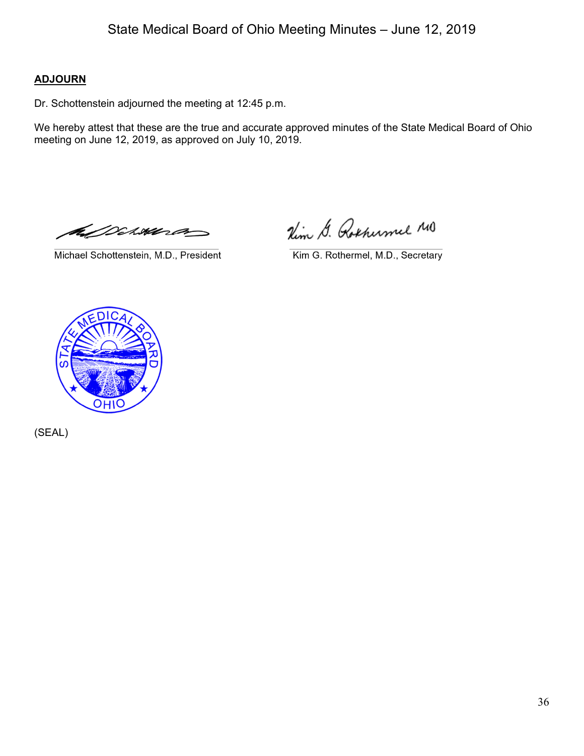## ADJOURN

Dr. Schottenstein adjourned the meeting at 12:45 p.m.

We hereby attest that these are the true and accurate approved minutes of the State Medical Board of Ohio meeting on June 12, 2019, as approved on July 10, 2019.

Michael Schottenstein, M.D., President

Kim G. Rothermel, M.D., Secretary

(SEAL)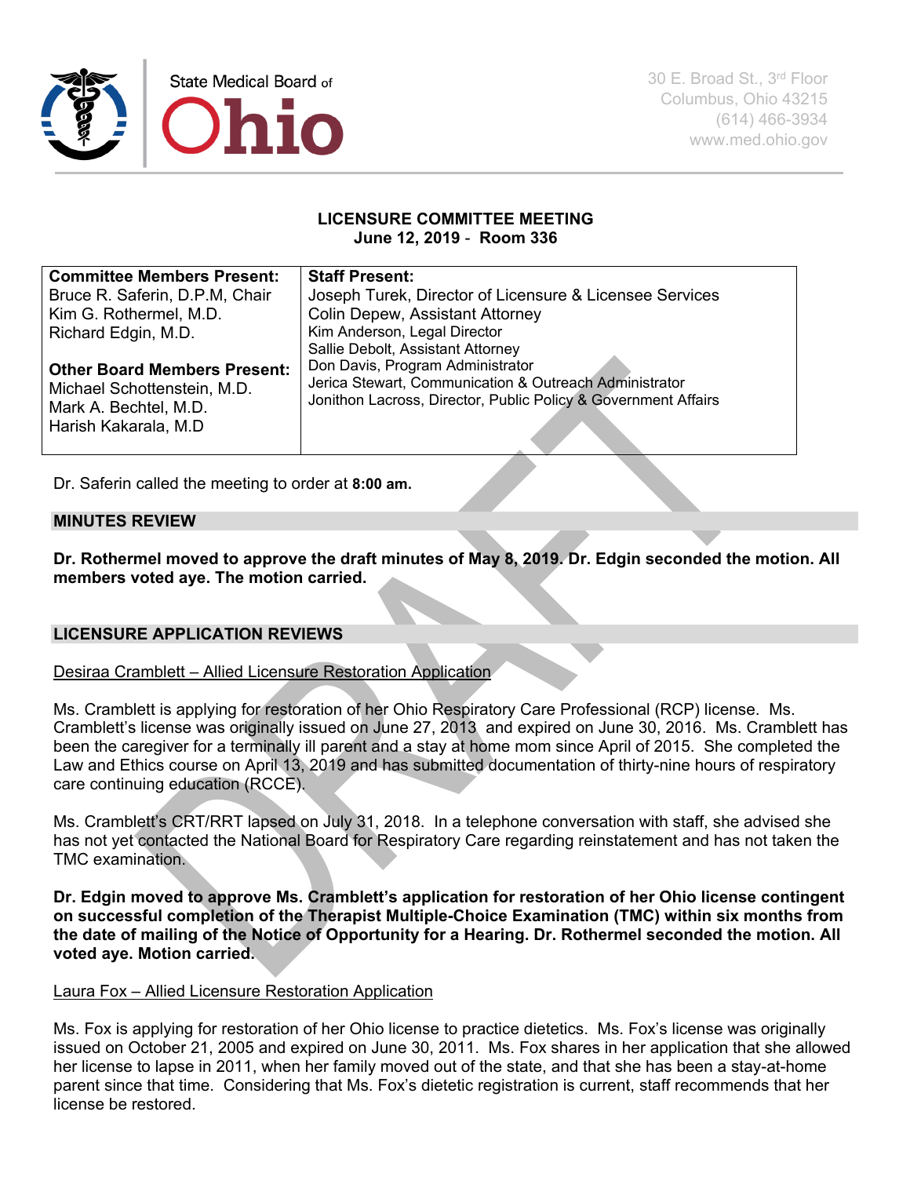State Medical Board of Ohio

30 E. Broad St., 3rd Floor
Columbus, Ohio 43215
(614) 466-3934
www.med.ohio.gov

**LICENSURE COMMITTEE MEETING**
**June 12, 2019 - Room 336**

| **Committee Members Present:** | **Staff Present:** |
|---|---|
| Bruce R. Saferin, D.P.M, Chair | Joseph Turek, Director of Licensure & Licensee Services |
| Kim G. Rothermel, M.D. | Colin Depew, Assistant Attorney |
| Richard Edgin, M.D. | Kim Anderson, Legal Director |
| | Sallie Debolt, Assistant Attorney |
| **Other Board Members Present:** | Don Davis, Program Administrator |
| Michael Schottenstein, M.D. | Jerica Stewart, Communication & Outreach Administrator |
| Mark A. Bechtel, M.D. | Jonithon Lacross, Director, Public Policy & Government Affairs |
| Harish Kakarala, M.D | |

Dr. Saferin called the meeting to order at **8:00 am.**

## MINUTES REVIEW

**Dr. Rothermel moved to approve the draft minutes of May 8, 2019. Dr. Edgin seconded the motion. All members voted aye. The motion carried.**

## LICENSURE APPLICATION REVIEWS

Desiraa Cramblett – Allied Licensure Restoration Application

Ms. Cramblett is applying for restoration of her Ohio Respiratory Care Professional (RCP) license. Ms. Cramblett's license was originally issued on June 27, 2013 and expired on June 30, 2016. Ms. Cramblett has been the caregiver for a terminally ill parent and a stay at home mom since April of 2015. She completed the Law and Ethics course on April 13, 2019 and has submitted documentation of thirty-nine hours of respiratory care continuing education (RCCE).

Ms. Cramblett's CRT/RRT lapsed on July 31, 2018. In a telephone conversation with staff, she advised she has not yet contacted the National Board for Respiratory Care regarding reinstatement and has not taken the TMC examination.

**Dr. Edgin moved to approve Ms. Cramblett's application for restoration of her Ohio license contingent on successful completion of the Therapist Multiple-Choice Examination (TMC) within six months from the date of mailing of the Notice of Opportunity for a Hearing. Dr. Rothermel seconded the motion. All voted aye. Motion carried.**

Laura Fox – Allied Licensure Restoration Application

Ms. Fox is applying for restoration of her Ohio license to practice dietetics. Ms. Fox's license was originally issued on October 21, 2005 and expired on June 30, 2011. Ms. Fox shares in her application that she allowed her license to lapse in 2011, when her family moved out of the state, and that she has been a stay-at-home parent since that time. Considering that Ms. Fox's dietetic registration is current, staff recommends that her license be restored.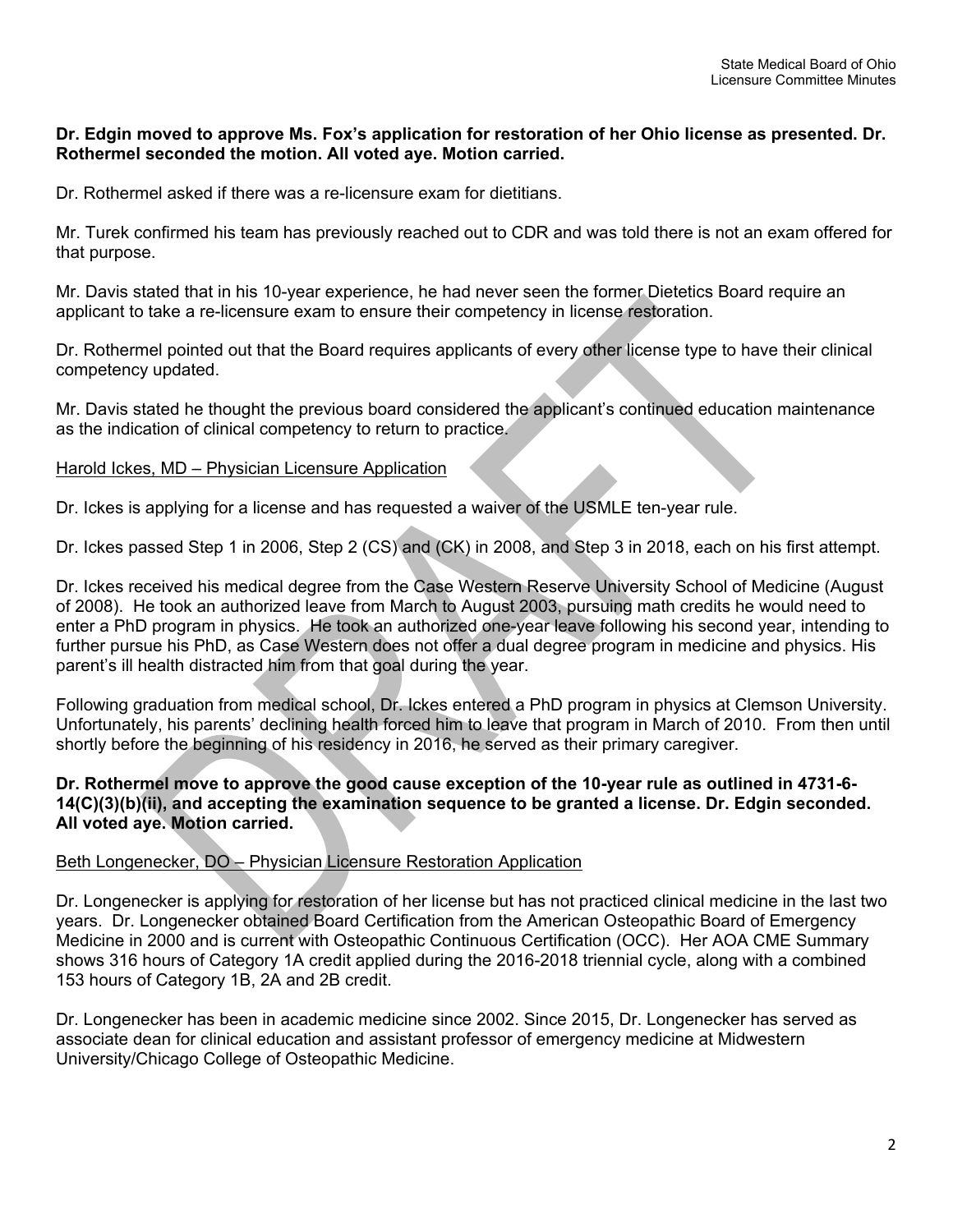**Dr. Edgin moved to approve Ms. Fox's application for restoration of her Ohio license as presented. Dr. Rothermel seconded the motion. All voted aye. Motion carried.**

Dr. Rothermel asked if there was a re-licensure exam for dietitians.

Mr. Turek confirmed his team has previously reached out to CDR and was told there is not an exam offered for that purpose.

Mr. Davis stated that in his 10-year experience, he had never seen the former Dietetics Board require an applicant to take a re-licensure exam to ensure their competency in license restoration.

Dr. Rothermel pointed out that the Board requires applicants of every other license type to have their clinical competency updated.

Mr. Davis stated he thought the previous board considered the applicant's continued education maintenance as the indication of clinical competency to return to practice.

Harold Ickes, MD – Physician Licensure Application

Dr. Ickes is applying for a license and has requested a waiver of the USMLE ten-year rule.

Dr. Ickes passed Step 1 in 2006, Step 2 (CS) and (CK) in 2008, and Step 3 in 2018, each on his first attempt.

Dr. Ickes received his medical degree from the Case Western Reserve University School of Medicine (August of 2008). He took an authorized leave from March to August 2003, pursuing math credits he would need to enter a PhD program in physics. He took an authorized one-year leave following his second year, intending to further pursue his PhD, as Case Western does not offer a dual degree program in medicine and physics. His parent's ill health distracted him from that goal during the year.

Following graduation from medical school, Dr. Ickes entered a PhD program in physics at Clemson University. Unfortunately, his parents' declining health forced him to leave that program in March of 2010. From then until shortly before the beginning of his residency in 2016, he served as their primary caregiver.

**Dr. Rothermel move to approve the good cause exception of the 10-year rule as outlined in 4731-6-14(C)(3)(b)(ii), and accepting the examination sequence to be granted a license. Dr. Edgin seconded. All voted aye. Motion carried.**

Beth Longenecker, DO – Physician Licensure Restoration Application

Dr. Longenecker is applying for restoration of her license but has not practiced clinical medicine in the last two years. Dr. Longenecker obtained Board Certification from the American Osteopathic Board of Emergency Medicine in 2000 and is current with Osteopathic Continuous Certification (OCC). Her AOA CME Summary shows 316 hours of Category 1A credit applied during the 2016-2018 triennial cycle, along with a combined 153 hours of Category 1B, 2A and 2B credit.

Dr. Longenecker has been in academic medicine since 2002. Since 2015, Dr. Longenecker has served as associate dean for clinical education and assistant professor of emergency medicine at Midwestern University/Chicago College of Osteopathic Medicine.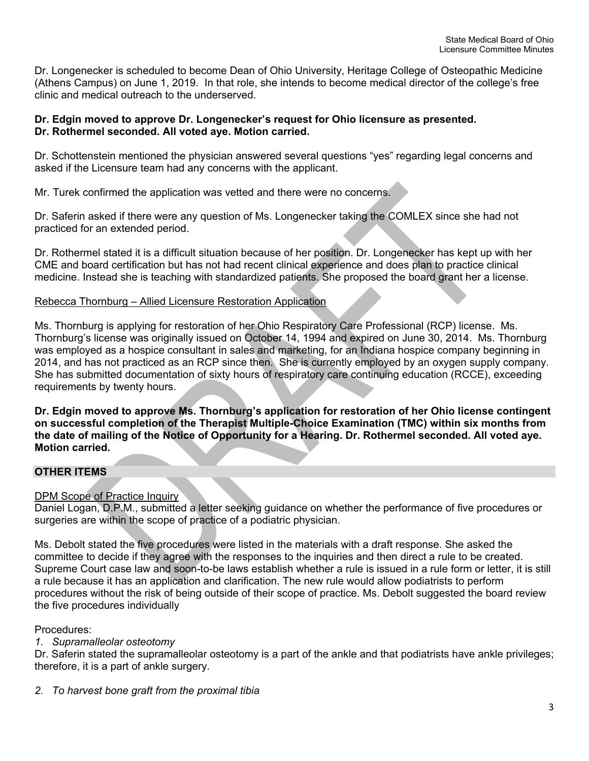Dr. Longenecker is scheduled to become Dean of Ohio University, Heritage College of Osteopathic Medicine (Athens Campus) on June 1, 2019. In that role, she intends to become medical director of the college's free clinic and medical outreach to the underserved.

**Dr. Edgin moved to approve Dr. Longenecker's request for Ohio licensure as presented. Dr. Rothermel seconded. All voted aye. Motion carried.**

Dr. Schottenstein mentioned the physician answered several questions "yes" regarding legal concerns and asked if the Licensure team had any concerns with the applicant.

Mr. Turek confirmed the application was vetted and there were no concerns.

Dr. Saferin asked if there were any question of Ms. Longenecker taking the COMLEX since she had not practiced for an extended period.

Dr. Rothermel stated it is a difficult situation because of her position. Dr. Longenecker has kept up with her CME and board certification but has not had recent clinical experience and does plan to practice clinical medicine. Instead she is teaching with standardized patients. She proposed the board grant her a license.

Rebecca Thornburg – Allied Licensure Restoration Application

Ms. Thornburg is applying for restoration of her Ohio Respiratory Care Professional (RCP) license. Ms. Thornburg's license was originally issued on October 14, 1994 and expired on June 30, 2014. Ms. Thornburg was employed as a hospice consultant in sales and marketing, for an Indiana hospice company beginning in 2014, and has not practiced as an RCP since then. She is currently employed by an oxygen supply company. She has submitted documentation of sixty hours of respiratory care continuing education (RCCE), exceeding requirements by twenty hours.

**Dr. Edgin moved to approve Ms. Thornburg's application for restoration of her Ohio license contingent on successful completion of the Therapist Multiple-Choice Examination (TMC) within six months from the date of mailing of the Notice of Opportunity for a Hearing. Dr. Rothermel seconded. All voted aye. Motion carried.**

## OTHER ITEMS

DPM Scope of Practice Inquiry

Daniel Logan, D.P.M., submitted a letter seeking guidance on whether the performance of five procedures or surgeries are within the scope of practice of a podiatric physician.

Ms. Debolt stated the five procedures were listed in the materials with a draft response. She asked the committee to decide if they agree with the responses to the inquiries and then direct a rule to be created. Supreme Court case law and soon-to-be laws establish whether a rule is issued in a rule form or letter, it is still a rule because it has an application and clarification. The new rule would allow podiatrists to perform procedures without the risk of being outside of their scope of practice. Ms. Debolt suggested the board review the five procedures individually

Procedures:

1. *Supramalleolar osteotomy*

Dr. Saferin stated the supramalleolar osteotomy is a part of the ankle and that podiatrists have ankle privileges; therefore, it is a part of ankle surgery.

2. *To harvest bone graft from the proximal tibia*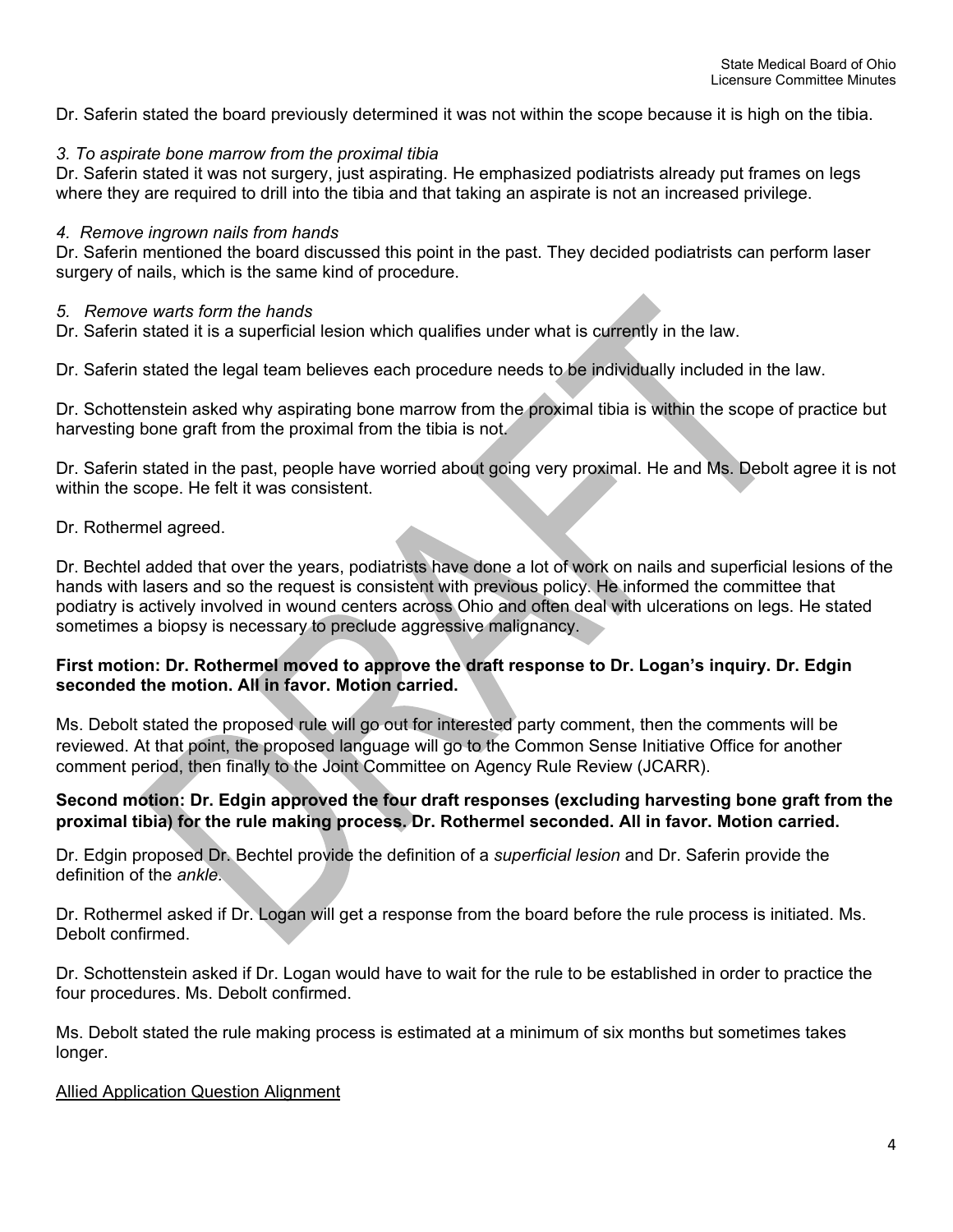Dr. Saferin stated the board previously determined it was not within the scope because it is high on the tibia.

*3. To aspirate bone marrow from the proximal tibia*

Dr. Saferin stated it was not surgery, just aspirating. He emphasized podiatrists already put frames on legs where they are required to drill into the tibia and that taking an aspirate is not an increased privilege.

*4. Remove ingrown nails from hands*

Dr. Saferin mentioned the board discussed this point in the past. They decided podiatrists can perform laser surgery of nails, which is the same kind of procedure.

*5. Remove warts form the hands*

Dr. Saferin stated it is a superficial lesion which qualifies under what is currently in the law.

Dr. Saferin stated the legal team believes each procedure needs to be individually included in the law.

Dr. Schottenstein asked why aspirating bone marrow from the proximal tibia is within the scope of practice but harvesting bone graft from the proximal from the tibia is not.

Dr. Saferin stated in the past, people have worried about going very proximal. He and Ms. Debolt agree it is not within the scope. He felt it was consistent.

Dr. Rothermel agreed.

Dr. Bechtel added that over the years, podiatrists have done a lot of work on nails and superficial lesions of the hands with lasers and so the request is consistent with previous policy. He informed the committee that podiatry is actively involved in wound centers across Ohio and often deal with ulcerations on legs. He stated sometimes a biopsy is necessary to preclude aggressive malignancy.

**First motion: Dr. Rothermel moved to approve the draft response to Dr. Logan's inquiry. Dr. Edgin seconded the motion. All in favor. Motion carried.**

Ms. Debolt stated the proposed rule will go out for interested party comment, then the comments will be reviewed. At that point, the proposed language will go to the Common Sense Initiative Office for another comment period, then finally to the Joint Committee on Agency Rule Review (JCARR).

**Second motion: Dr. Edgin approved the four draft responses (excluding harvesting bone graft from the proximal tibia) for the rule making process. Dr. Rothermel seconded. All in favor. Motion carried.**

Dr. Edgin proposed Dr. Bechtel provide the definition of a *superficial lesion* and Dr. Saferin provide the definition of the *ankle*.

Dr. Rothermel asked if Dr. Logan will get a response from the board before the rule process is initiated. Ms. Debolt confirmed.

Dr. Schottenstein asked if Dr. Logan would have to wait for the rule to be established in order to practice the four procedures. Ms. Debolt confirmed.

Ms. Debolt stated the rule making process is estimated at a minimum of six months but sometimes takes longer.

<u>Allied Application Question Alignment</u>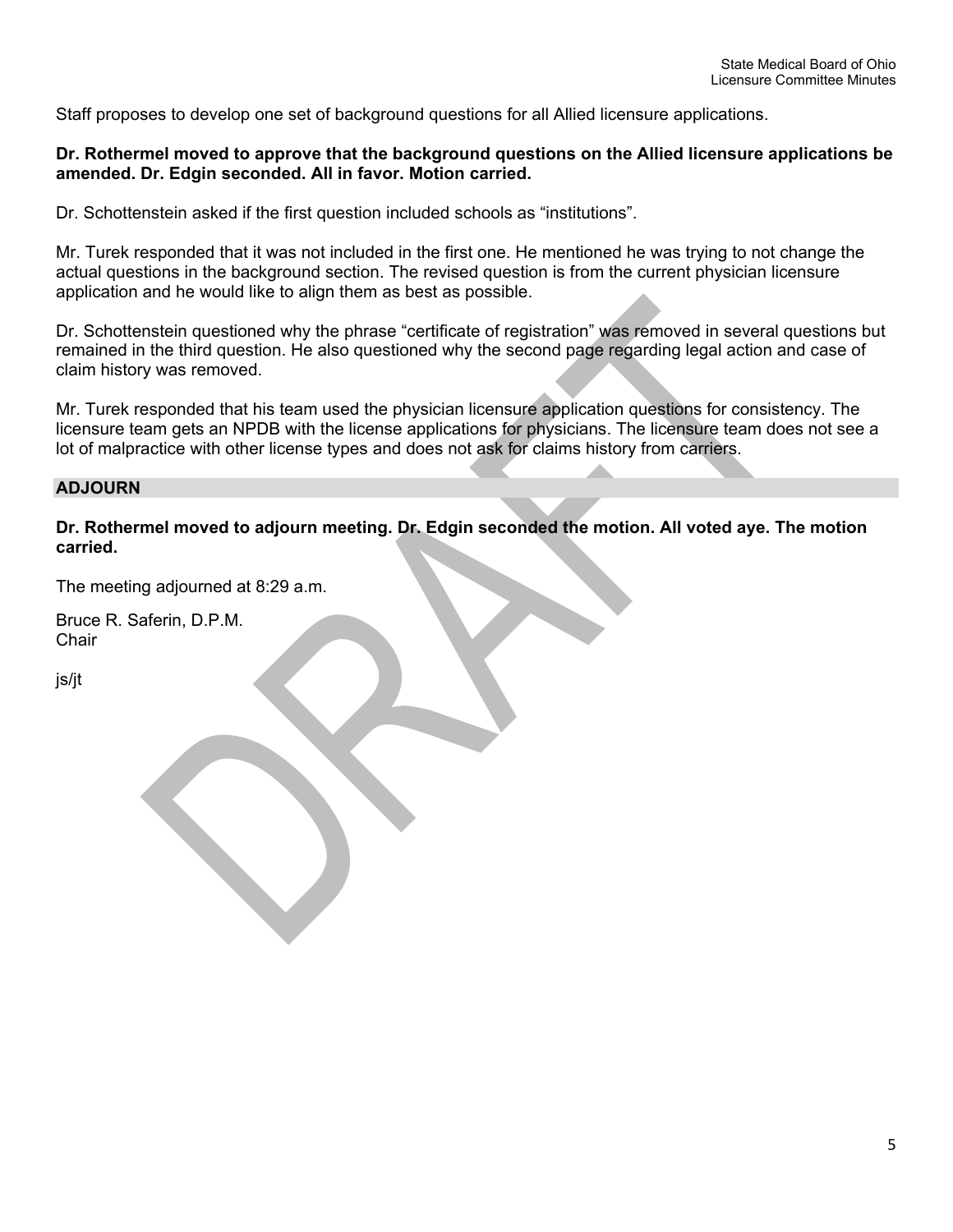Staff proposes to develop one set of background questions for all Allied licensure applications.

**Dr. Rothermel moved to approve that the background questions on the Allied licensure applications be amended. Dr. Edgin seconded. All in favor. Motion carried.**

Dr. Schottenstein asked if the first question included schools as "institutions".

Mr. Turek responded that it was not included in the first one. He mentioned he was trying to not change the actual questions in the background section. The revised question is from the current physician licensure application and he would like to align them as best as possible.

Dr. Schottenstein questioned why the phrase "certificate of registration" was removed in several questions but remained in the third question. He also questioned why the second page regarding legal action and case of claim history was removed.

Mr. Turek responded that his team used the physician licensure application questions for consistency. The licensure team gets an NPDB with the license applications for physicians. The licensure team does not see a lot of malpractice with other license types and does not ask for claims history from carriers.

## ADJOURN

**Dr. Rothermel moved to adjourn meeting. Dr. Edgin seconded the motion. All voted aye. The motion carried.**

The meeting adjourned at 8:29 a.m.

Bruce R. Saferin, D.P.M.
Chair

js/jt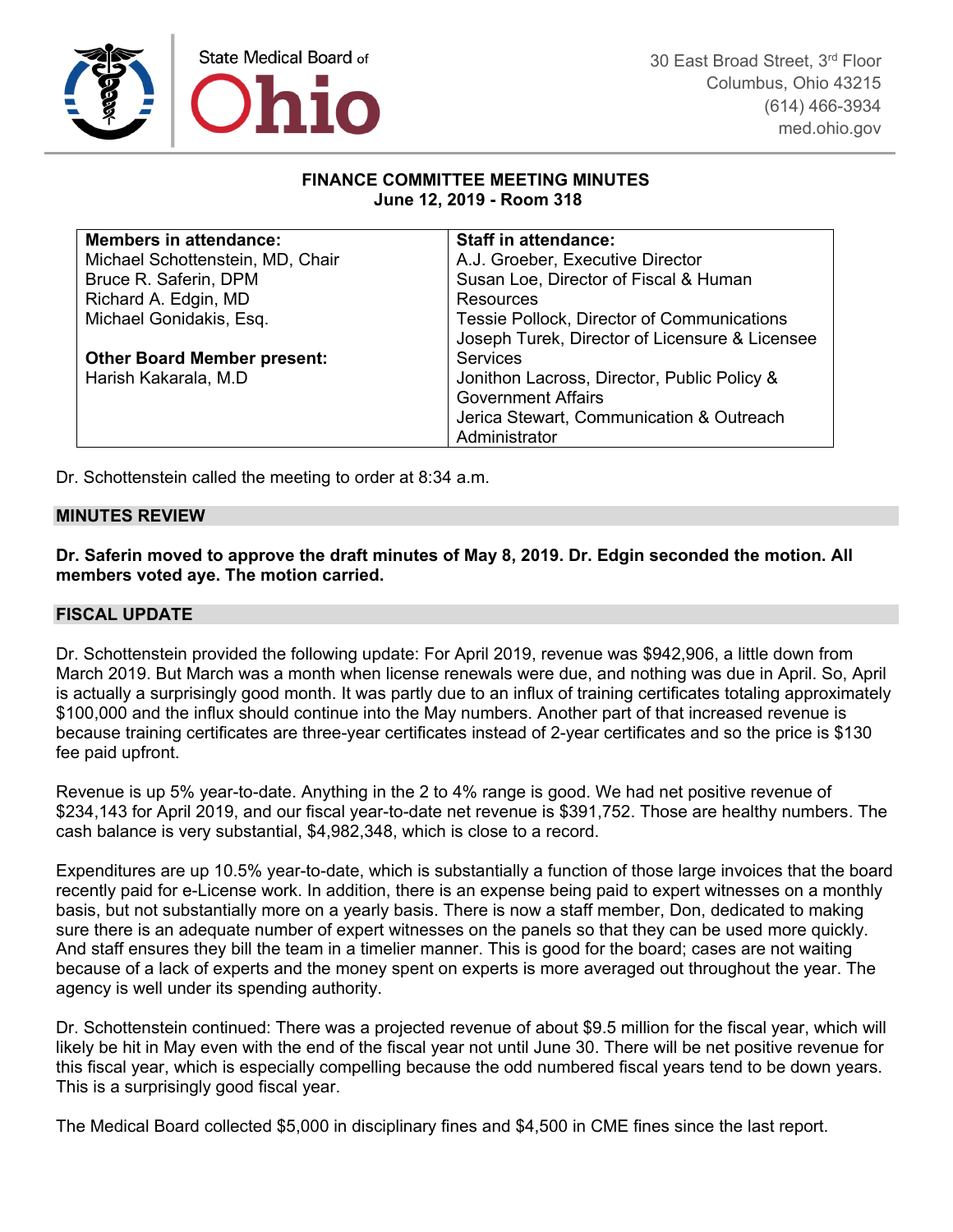State Medical Board of Ohio

30 East Broad Street, 3rd Floor
Columbus, Ohio 43215
(614) 466-3934
med.ohio.gov

**FINANCE COMMITTEE MEETING MINUTES**
**June 12, 2019 - Room 318**

| **Members in attendance:** | **Staff in attendance:** |
|---|---|
| Michael Schottenstein, MD, Chair<br>Bruce R. Saferin, DPM<br>Richard A. Edgin, MD<br>Michael Gonidakis, Esq.<br><br>**Other Board Member present:**<br>Harish Kakarala, M.D | A.J. Groeber, Executive Director<br>Susan Loe, Director of Fiscal & Human Resources<br>Tessie Pollock, Director of Communications<br>Joseph Turek, Director of Licensure & Licensee Services<br>Jonithon Lacross, Director, Public Policy & Government Affairs<br>Jerica Stewart, Communication & Outreach Administrator |

Dr. Schottenstein called the meeting to order at 8:34 a.m.

## MINUTES REVIEW

**Dr. Saferin moved to approve the draft minutes of May 8, 2019. Dr. Edgin seconded the motion. All members voted aye. The motion carried.**

## FISCAL UPDATE

Dr. Schottenstein provided the following update: For April 2019, revenue was $942,906, a little down from March 2019. But March was a month when license renewals were due, and nothing was due in April. So, April is actually a surprisingly good month. It was partly due to an influx of training certificates totaling approximately $100,000 and the influx should continue into the May numbers. Another part of that increased revenue is because training certificates are three-year certificates instead of 2-year certificates and so the price is $130 fee paid upfront.

Revenue is up 5% year-to-date. Anything in the 2 to 4% range is good. We had net positive revenue of $234,143 for April 2019, and our fiscal year-to-date net revenue is $391,752. Those are healthy numbers. The cash balance is very substantial, $4,982,348, which is close to a record.

Expenditures are up 10.5% year-to-date, which is substantially a function of those large invoices that the board recently paid for e-License work. In addition, there is an expense being paid to expert witnesses on a monthly basis, but not substantially more on a yearly basis. There is now a staff member, Don, dedicated to making sure there is an adequate number of expert witnesses on the panels so that they can be used more quickly. And staff ensures they bill the team in a timelier manner. This is good for the board; cases are not waiting because of a lack of experts and the money spent on experts is more averaged out throughout the year. The agency is well under its spending authority.

Dr. Schottenstein continued: There was a projected revenue of about $9.5 million for the fiscal year, which will likely be hit in May even with the end of the fiscal year not until June 30. There will be net positive revenue for this fiscal year, which is especially compelling because the odd numbered fiscal years tend to be down years. This is a surprisingly good fiscal year.

The Medical Board collected $5,000 in disciplinary fines and $4,500 in CME fines since the last report.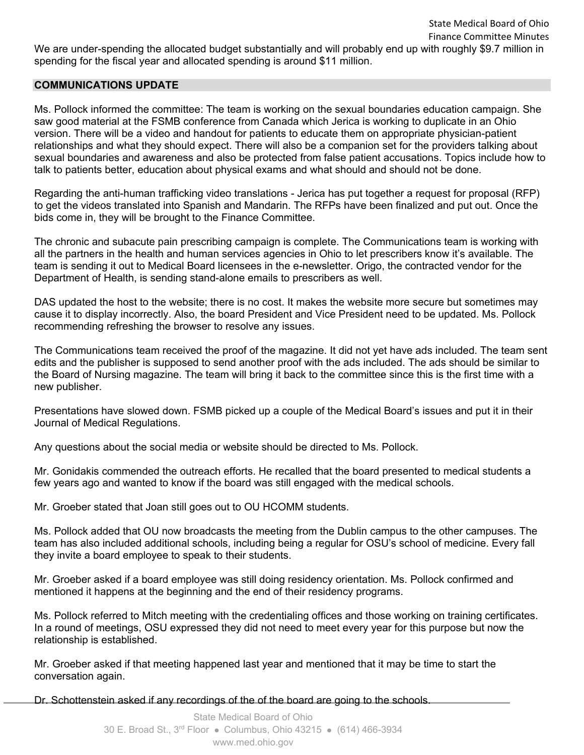We are under-spending the allocated budget substantially and will probably end up with roughly $9.7 million in spending for the fiscal year and allocated spending is around $11 million.

## COMMUNICATIONS UPDATE

Ms. Pollock informed the committee: The team is working on the sexual boundaries education campaign. She saw good material at the FSMB conference from Canada which Jerica is working to duplicate in an Ohio version. There will be a video and handout for patients to educate them on appropriate physician-patient relationships and what they should expect. There will also be a companion set for the providers talking about sexual boundaries and awareness and also be protected from false patient accusations. Topics include how to talk to patients better, education about physical exams and what should and should not be done.

Regarding the anti-human trafficking video translations - Jerica has put together a request for proposal (RFP) to get the videos translated into Spanish and Mandarin. The RFPs have been finalized and put out. Once the bids come in, they will be brought to the Finance Committee.

The chronic and subacute pain prescribing campaign is complete. The Communications team is working with all the partners in the health and human services agencies in Ohio to let prescribers know it's available. The team is sending it out to Medical Board licensees in the e-newsletter. Origo, the contracted vendor for the Department of Health, is sending stand-alone emails to prescribers as well.

DAS updated the host to the website; there is no cost. It makes the website more secure but sometimes may cause it to display incorrectly. Also, the board President and Vice President need to be updated. Ms. Pollock recommending refreshing the browser to resolve any issues.

The Communications team received the proof of the magazine. It did not yet have ads included. The team sent edits and the publisher is supposed to send another proof with the ads included. The ads should be similar to the Board of Nursing magazine. The team will bring it back to the committee since this is the first time with a new publisher.

Presentations have slowed down. FSMB picked up a couple of the Medical Board's issues and put it in their Journal of Medical Regulations.

Any questions about the social media or website should be directed to Ms. Pollock.

Mr. Gonidakis commended the outreach efforts. He recalled that the board presented to medical students a few years ago and wanted to know if the board was still engaged with the medical schools.

Mr. Groeber stated that Joan still goes out to OU HCOMM students.

Ms. Pollock added that OU now broadcasts the meeting from the Dublin campus to the other campuses. The team has also included additional schools, including being a regular for OSU's school of medicine. Every fall they invite a board employee to speak to their students.

Mr. Groeber asked if a board employee was still doing residency orientation. Ms. Pollock confirmed and mentioned it happens at the beginning and the end of their residency programs.

Ms. Pollock referred to Mitch meeting with the credentialing offices and those working on training certificates. In a round of meetings, OSU expressed they did not need to meet every year for this purpose but now the relationship is established.

Mr. Groeber asked if that meeting happened last year and mentioned that it may be time to start the conversation again.

Dr. Schottenstein asked if any recordings of the of the board are going to the schools.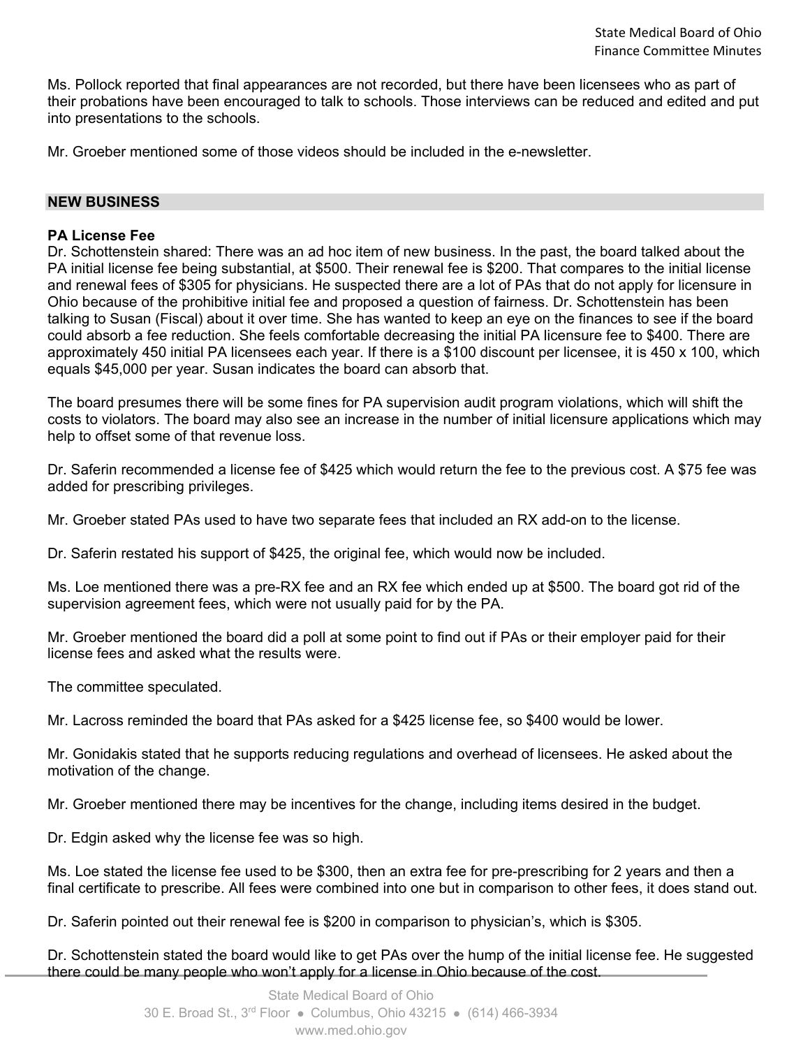Ms. Pollock reported that final appearances are not recorded, but there have been licensees who as part of their probations have been encouraged to talk to schools. Those interviews can be reduced and edited and put into presentations to the schools.

Mr. Groeber mentioned some of those videos should be included in the e-newsletter.

## NEW BUSINESS

### PA License Fee

Dr. Schottenstein shared: There was an ad hoc item of new business. In the past, the board talked about the PA initial license fee being substantial, at $500. Their renewal fee is $200. That compares to the initial license and renewal fees of $305 for physicians. He suspected there are a lot of PAs that do not apply for licensure in Ohio because of the prohibitive initial fee and proposed a question of fairness. Dr. Schottenstein has been talking to Susan (Fiscal) about it over time. She has wanted to keep an eye on the finances to see if the board could absorb a fee reduction. She feels comfortable decreasing the initial PA licensure fee to $400. There are approximately 450 initial PA licensees each year. If there is a $100 discount per licensee, it is 450 x 100, which equals $45,000 per year. Susan indicates the board can absorb that.

The board presumes there will be some fines for PA supervision audit program violations, which will shift the costs to violators. The board may also see an increase in the number of initial licensure applications which may help to offset some of that revenue loss.

Dr. Saferin recommended a license fee of $425 which would return the fee to the previous cost. A $75 fee was added for prescribing privileges.

Mr. Groeber stated PAs used to have two separate fees that included an RX add-on to the license.

Dr. Saferin restated his support of $425, the original fee, which would now be included.

Ms. Loe mentioned there was a pre-RX fee and an RX fee which ended up at $500. The board got rid of the supervision agreement fees, which were not usually paid for by the PA.

Mr. Groeber mentioned the board did a poll at some point to find out if PAs or their employer paid for their license fees and asked what the results were.

The committee speculated.

Mr. Lacross reminded the board that PAs asked for a $425 license fee, so $400 would be lower.

Mr. Gonidakis stated that he supports reducing regulations and overhead of licensees. He asked about the motivation of the change.

Mr. Groeber mentioned there may be incentives for the change, including items desired in the budget.

Dr. Edgin asked why the license fee was so high.

Ms. Loe stated the license fee used to be $300, then an extra fee for pre-prescribing for 2 years and then a final certificate to prescribe. All fees were combined into one but in comparison to other fees, it does stand out.

Dr. Saferin pointed out their renewal fee is $200 in comparison to physician's, which is $305.

Dr. Schottenstein stated the board would like to get PAs over the hump of the initial license fee. He suggested there could be many people who won't apply for a license in Ohio because of the cost.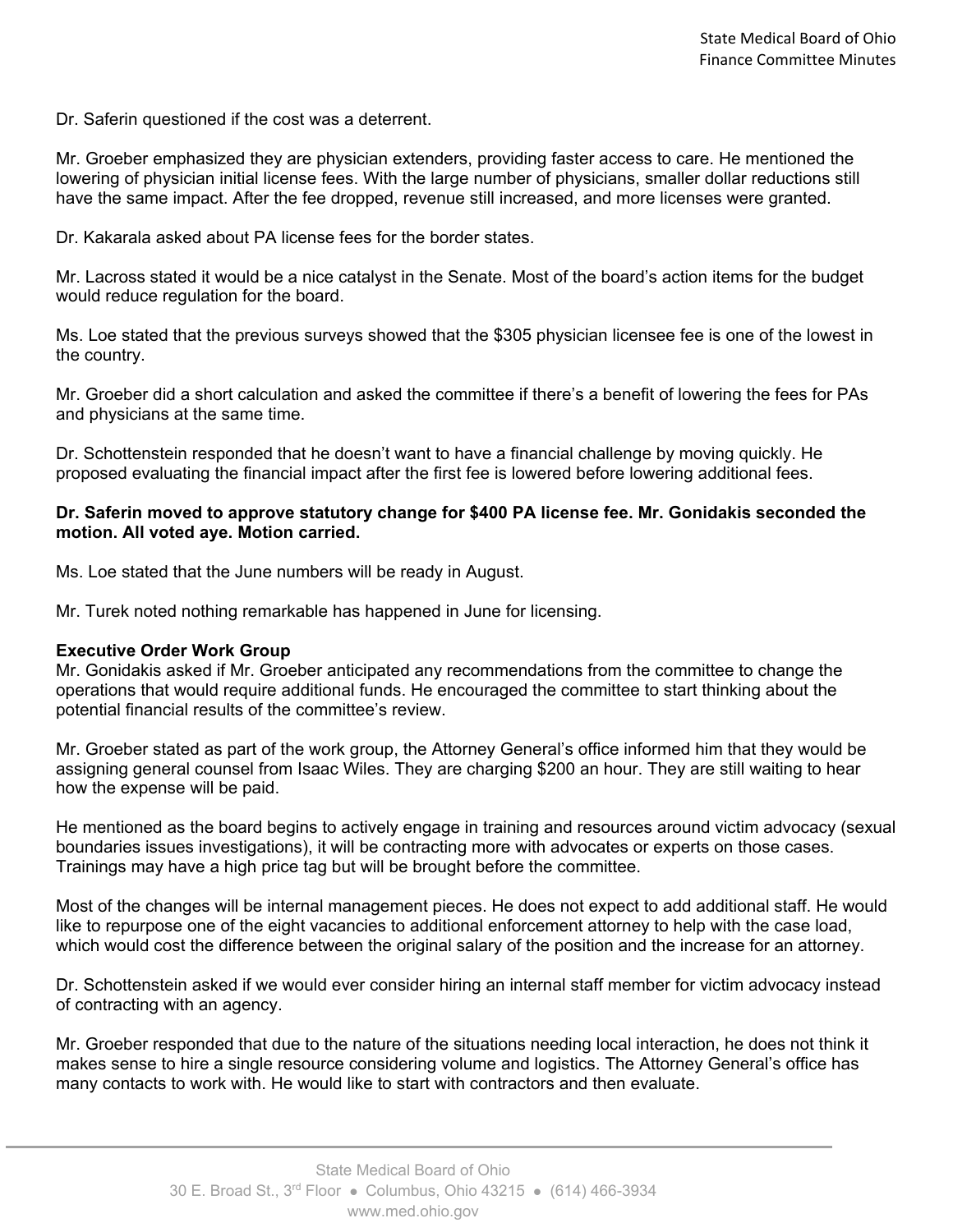Dr. Saferin questioned if the cost was a deterrent.

Mr. Groeber emphasized they are physician extenders, providing faster access to care. He mentioned the lowering of physician initial license fees. With the large number of physicians, smaller dollar reductions still have the same impact. After the fee dropped, revenue still increased, and more licenses were granted.

Dr. Kakarala asked about PA license fees for the border states.

Mr. Lacross stated it would be a nice catalyst in the Senate. Most of the board's action items for the budget would reduce regulation for the board.

Ms. Loe stated that the previous surveys showed that the $305 physician licensee fee is one of the lowest in the country.

Mr. Groeber did a short calculation and asked the committee if there's a benefit of lowering the fees for PAs and physicians at the same time.

Dr. Schottenstein responded that he doesn't want to have a financial challenge by moving quickly. He proposed evaluating the financial impact after the first fee is lowered before lowering additional fees.

**Dr. Saferin moved to approve statutory change for $400 PA license fee. Mr. Gonidakis seconded the motion. All voted aye. Motion carried.**

Ms. Loe stated that the June numbers will be ready in August.

Mr. Turek noted nothing remarkable has happened in June for licensing.

**Executive Order Work Group**

Mr. Gonidakis asked if Mr. Groeber anticipated any recommendations from the committee to change the operations that would require additional funds. He encouraged the committee to start thinking about the potential financial results of the committee's review.

Mr. Groeber stated as part of the work group, the Attorney General's office informed him that they would be assigning general counsel from Isaac Wiles. They are charging $200 an hour. They are still waiting to hear how the expense will be paid.

He mentioned as the board begins to actively engage in training and resources around victim advocacy (sexual boundaries issues investigations), it will be contracting more with advocates or experts on those cases. Trainings may have a high price tag but will be brought before the committee.

Most of the changes will be internal management pieces. He does not expect to add additional staff. He would like to repurpose one of the eight vacancies to additional enforcement attorney to help with the case load, which would cost the difference between the original salary of the position and the increase for an attorney.

Dr. Schottenstein asked if we would ever consider hiring an internal staff member for victim advocacy instead of contracting with an agency.

Mr. Groeber responded that due to the nature of the situations needing local interaction, he does not think it makes sense to hire a single resource considering volume and logistics. The Attorney General's office has many contacts to work with. He would like to start with contractors and then evaluate.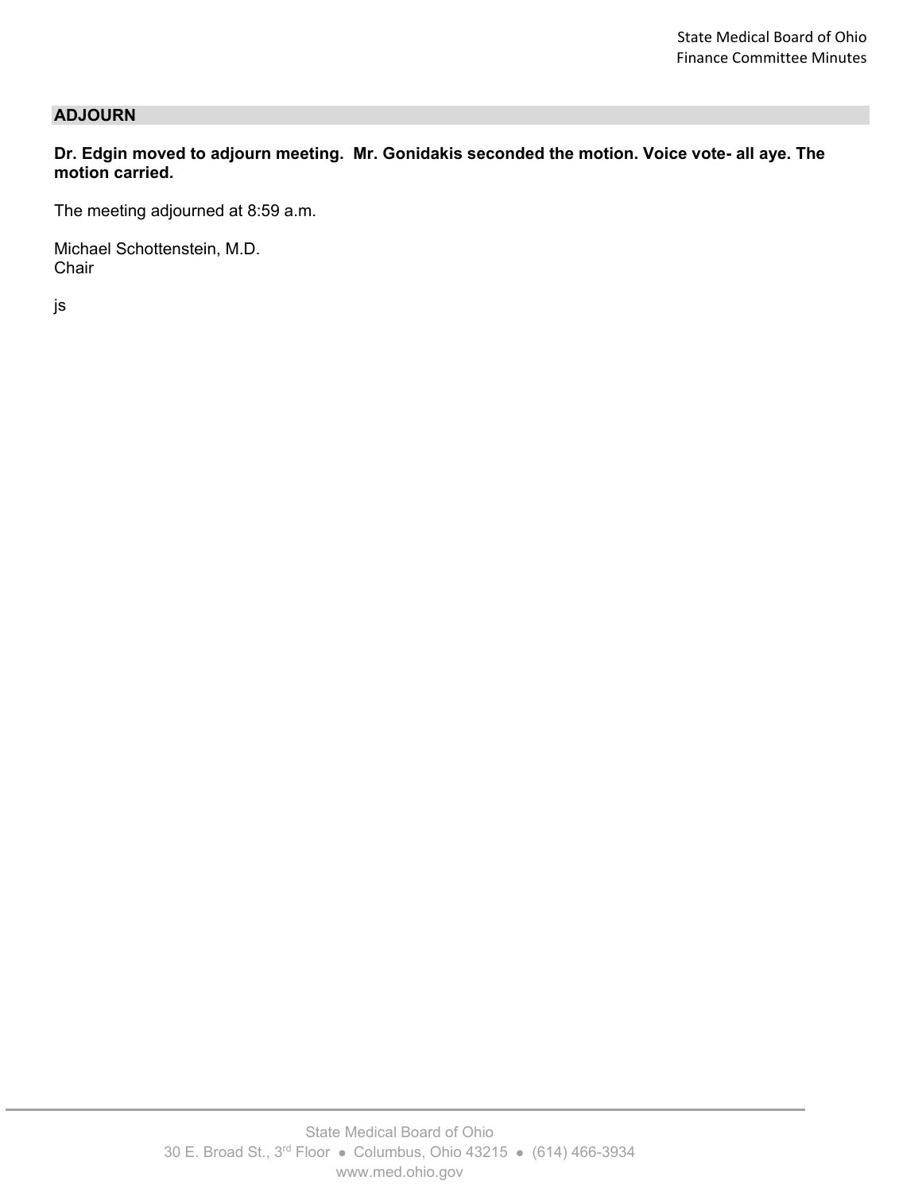## ADJOURN

**Dr. Edgin moved to adjourn meeting. Mr. Gonidakis seconded the motion. Voice vote- all aye. The motion carried.**

The meeting adjourned at 8:59 a.m.

Michael Schottenstein, M.D.
Chair

js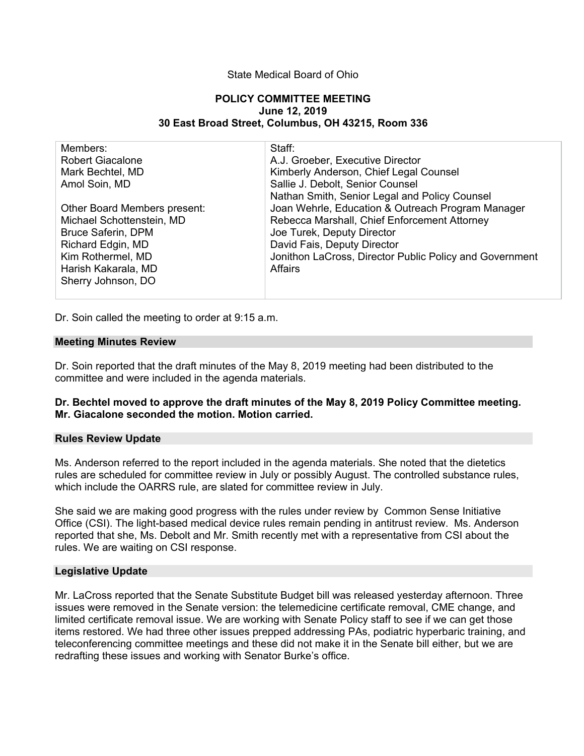State Medical Board of Ohio

**POLICY COMMITTEE MEETING**
**June 12, 2019**
**30 East Broad Street, Columbus, OH 43215, Room 336**

| Members: | Staff: |
|---|---|
| Robert Giacalone | A.J. Groeber, Executive Director |
| Mark Bechtel, MD | Kimberly Anderson, Chief Legal Counsel |
| Amol Soin, MD | Sallie J. Debolt, Senior Counsel |
| | Nathan Smith, Senior Legal and Policy Counsel |
| Other Board Members present: | Joan Wehrle, Education & Outreach Program Manager |
| Michael Schottenstein, MD | Rebecca Marshall, Chief Enforcement Attorney |
| Bruce Saferin, DPM | Joe Turek, Deputy Director |
| Richard Edgin, MD | David Fais, Deputy Director |
| Kim Rothermel, MD | Jonithon LaCross, Director Public Policy and Government Affairs |
| Harish Kakarala, MD | |
| Sherry Johnson, DO | |

Dr. Soin called the meeting to order at 9:15 a.m.

## Meeting Minutes Review

Dr. Soin reported that the draft minutes of the May 8, 2019 meeting had been distributed to the committee and were included in the agenda materials.

**Dr. Bechtel moved to approve the draft minutes of the May 8, 2019 Policy Committee meeting. Mr. Giacalone seconded the motion. Motion carried.**

## Rules Review Update

Ms. Anderson referred to the report included in the agenda materials. She noted that the dietetics rules are scheduled for committee review in July or possibly August. The controlled substance rules, which include the OARRS rule, are slated for committee review in July.

She said we are making good progress with the rules under review by Common Sense Initiative Office (CSI). The light-based medical device rules remain pending in antitrust review. Ms. Anderson reported that she, Ms. Debolt and Mr. Smith recently met with a representative from CSI about the rules. We are waiting on CSI response.

## Legislative Update

Mr. LaCross reported that the Senate Substitute Budget bill was released yesterday afternoon. Three issues were removed in the Senate version: the telemedicine certificate removal, CME change, and limited certificate removal issue. We are working with Senate Policy staff to see if we can get those items restored. We had three other issues prepped addressing PAs, podiatric hyperbaric training, and teleconferencing committee meetings and these did not make it in the Senate bill either, but we are redrafting these issues and working with Senator Burke's office.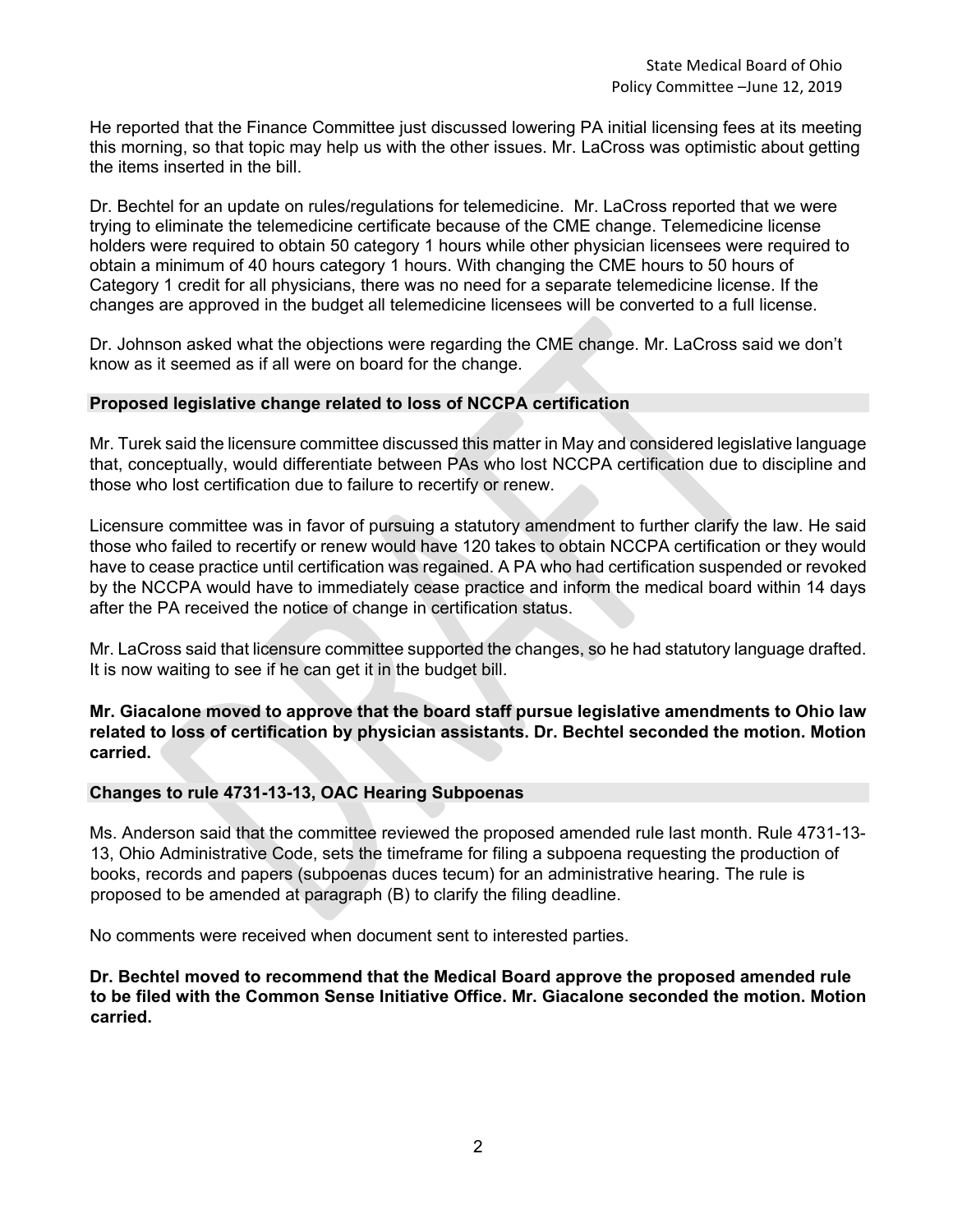He reported that the Finance Committee just discussed lowering PA initial licensing fees at its meeting this morning, so that topic may help us with the other issues. Mr. LaCross was optimistic about getting the items inserted in the bill.

Dr. Bechtel for an update on rules/regulations for telemedicine. Mr. LaCross reported that we were trying to eliminate the telemedicine certificate because of the CME change. Telemedicine license holders were required to obtain 50 category 1 hours while other physician licensees were required to obtain a minimum of 40 hours category 1 hours. With changing the CME hours to 50 hours of Category 1 credit for all physicians, there was no need for a separate telemedicine license. If the changes are approved in the budget all telemedicine licensees will be converted to a full license.

Dr. Johnson asked what the objections were regarding the CME change. Mr. LaCross said we don't know as it seemed as if all were on board for the change.

## Proposed legislative change related to loss of NCCPA certification

Mr. Turek said the licensure committee discussed this matter in May and considered legislative language that, conceptually, would differentiate between PAs who lost NCCPA certification due to discipline and those who lost certification due to failure to recertify or renew.

Licensure committee was in favor of pursuing a statutory amendment to further clarify the law. He said those who failed to recertify or renew would have 120 takes to obtain NCCPA certification or they would have to cease practice until certification was regained. A PA who had certification suspended or revoked by the NCCPA would have to immediately cease practice and inform the medical board within 14 days after the PA received the notice of change in certification status.

Mr. LaCross said that licensure committee supported the changes, so he had statutory language drafted. It is now waiting to see if he can get it in the budget bill.

**Mr. Giacalone moved to approve that the board staff pursue legislative amendments to Ohio law related to loss of certification by physician assistants. Dr. Bechtel seconded the motion. Motion carried.**

## Changes to rule 4731-13-13, OAC Hearing Subpoenas

Ms. Anderson said that the committee reviewed the proposed amended rule last month. Rule 4731-13-13, Ohio Administrative Code, sets the timeframe for filing a subpoena requesting the production of books, records and papers (subpoenas duces tecum) for an administrative hearing. The rule is proposed to be amended at paragraph (B) to clarify the filing deadline.

No comments were received when document sent to interested parties.

**Dr. Bechtel moved to recommend that the Medical Board approve the proposed amended rule to be filed with the Common Sense Initiative Office. Mr. Giacalone seconded the motion. Motion carried.**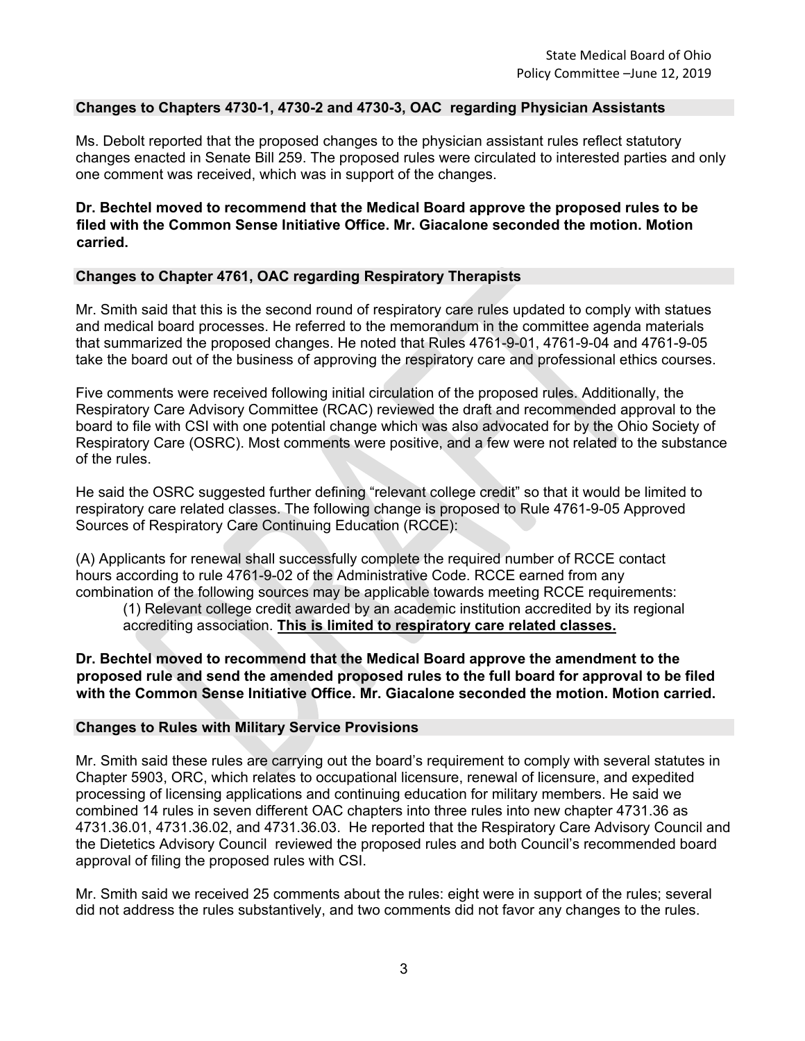## Changes to Chapters 4730-1, 4730-2 and 4730-3, OAC regarding Physician Assistants

Ms. Debolt reported that the proposed changes to the physician assistant rules reflect statutory changes enacted in Senate Bill 259. The proposed rules were circulated to interested parties and only one comment was received, which was in support of the changes.

**Dr. Bechtel moved to recommend that the Medical Board approve the proposed rules to be filed with the Common Sense Initiative Office. Mr. Giacalone seconded the motion. Motion carried.**

## Changes to Chapter 4761, OAC regarding Respiratory Therapists

Mr. Smith said that this is the second round of respiratory care rules updated to comply with statues and medical board processes. He referred to the memorandum in the committee agenda materials that summarized the proposed changes. He noted that Rules 4761-9-01, 4761-9-04 and 4761-9-05 take the board out of the business of approving the respiratory care and professional ethics courses.

Five comments were received following initial circulation of the proposed rules. Additionally, the Respiratory Care Advisory Committee (RCAC) reviewed the draft and recommended approval to the board to file with CSI with one potential change which was also advocated for by the Ohio Society of Respiratory Care (OSRC). Most comments were positive, and a few were not related to the substance of the rules.

He said the OSRC suggested further defining "relevant college credit" so that it would be limited to respiratory care related classes. The following change is proposed to Rule 4761-9-05 Approved Sources of Respiratory Care Continuing Education (RCCE):

(A) Applicants for renewal shall successfully complete the required number of RCCE contact hours according to rule 4761-9-02 of the Administrative Code. RCCE earned from any combination of the following sources may be applicable towards meeting RCCE requirements:

(1) Relevant college credit awarded by an academic institution accredited by its regional accrediting association. **<u>This is limited to respiratory care related classes.</u>**

**Dr. Bechtel moved to recommend that the Medical Board approve the amendment to the proposed rule and send the amended proposed rules to the full board for approval to be filed with the Common Sense Initiative Office. Mr. Giacalone seconded the motion. Motion carried.**

## Changes to Rules with Military Service Provisions

Mr. Smith said these rules are carrying out the board's requirement to comply with several statutes in Chapter 5903, ORC, which relates to occupational licensure, renewal of licensure, and expedited processing of licensing applications and continuing education for military members. He said we combined 14 rules in seven different OAC chapters into three rules into new chapter 4731.36 as 4731.36.01, 4731.36.02, and 4731.36.03. He reported that the Respiratory Care Advisory Council and the Dietetics Advisory Council reviewed the proposed rules and both Council's recommended board approval of filing the proposed rules with CSI.

Mr. Smith said we received 25 comments about the rules: eight were in support of the rules; several did not address the rules substantively, and two comments did not favor any changes to the rules.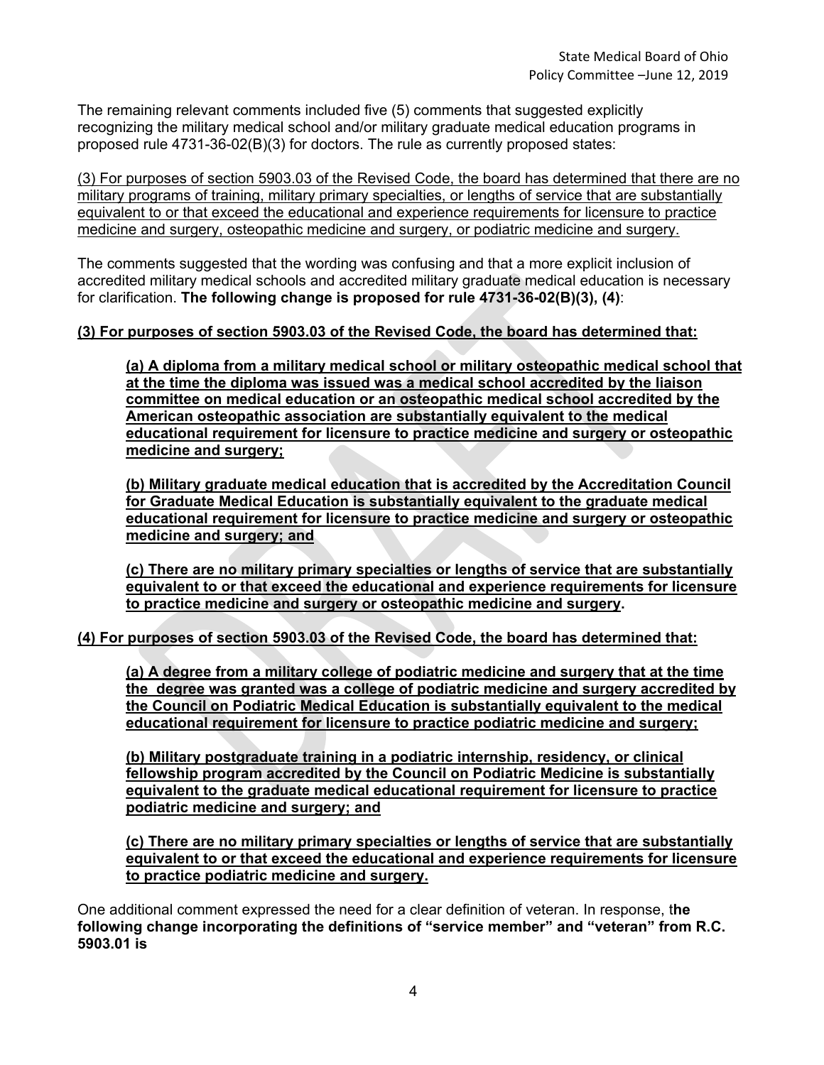The remaining relevant comments included five (5) comments that suggested explicitly recognizing the military medical school and/or military graduate medical education programs in proposed rule 4731-36-02(B)(3) for doctors. The rule as currently proposed states:

<u>(3) For purposes of section 5903.03 of the Revised Code, the board has determined that there are no military programs of training, military primary specialties, or lengths of service that are substantially equivalent to or that exceed the educational and experience requirements for licensure to practice medicine and surgery, osteopathic medicine and surgery, or podiatric medicine and surgery.</u>

The comments suggested that the wording was confusing and that a more explicit inclusion of accredited military medical schools and accredited military graduate medical education is necessary for clarification. **The following change is proposed for rule 4731-36-02(B)(3), (4)**:

**<u>(3) For purposes of section 5903.03 of the Revised Code, the board has determined that:</u>**

> **<u>(a) A diploma from a military medical school or military osteopathic medical school that at the time the diploma was issued was a medical school accredited by the liaison committee on medical education or an osteopathic medical school accredited by the American osteopathic association are substantially equivalent to the medical educational requirement for licensure to practice medicine and surgery or osteopathic medicine and surgery;</u>**
>
> **<u>(b) Military graduate medical education that is accredited by the Accreditation Council for Graduate Medical Education is substantially equivalent to the graduate medical educational requirement for licensure to practice medicine and surgery or osteopathic medicine and surgery; and</u>**
>
> **<u>(c) There are no military primary specialties or lengths of service that are substantially equivalent to or that exceed the educational and experience requirements for licensure to practice medicine and surgery or osteopathic medicine and surgery.</u>**

**<u>(4) For purposes of section 5903.03 of the Revised Code, the board has determined that:</u>**

> **<u>(a) A degree from a military college of podiatric medicine and surgery that at the time the degree was granted was a college of podiatric medicine and surgery accredited by the Council on Podiatric Medical Education is substantially equivalent to the medical educational requirement for licensure to practice podiatric medicine and surgery;</u>**
>
> **<u>(b) Military postgraduate training in a podiatric internship, residency, or clinical fellowship program accredited by the Council on Podiatric Medicine is substantially equivalent to the graduate medical educational requirement for licensure to practice podiatric medicine and surgery; and</u>**
>
> **<u>(c) There are no military primary specialties or lengths of service that are substantially equivalent to or that exceed the educational and experience requirements for licensure to practice podiatric medicine and surgery.</u>**

One additional comment expressed the need for a clear definition of veteran. In response, t**he following change incorporating the definitions of "service member" and "veteran" from R.C. 5903.01 is**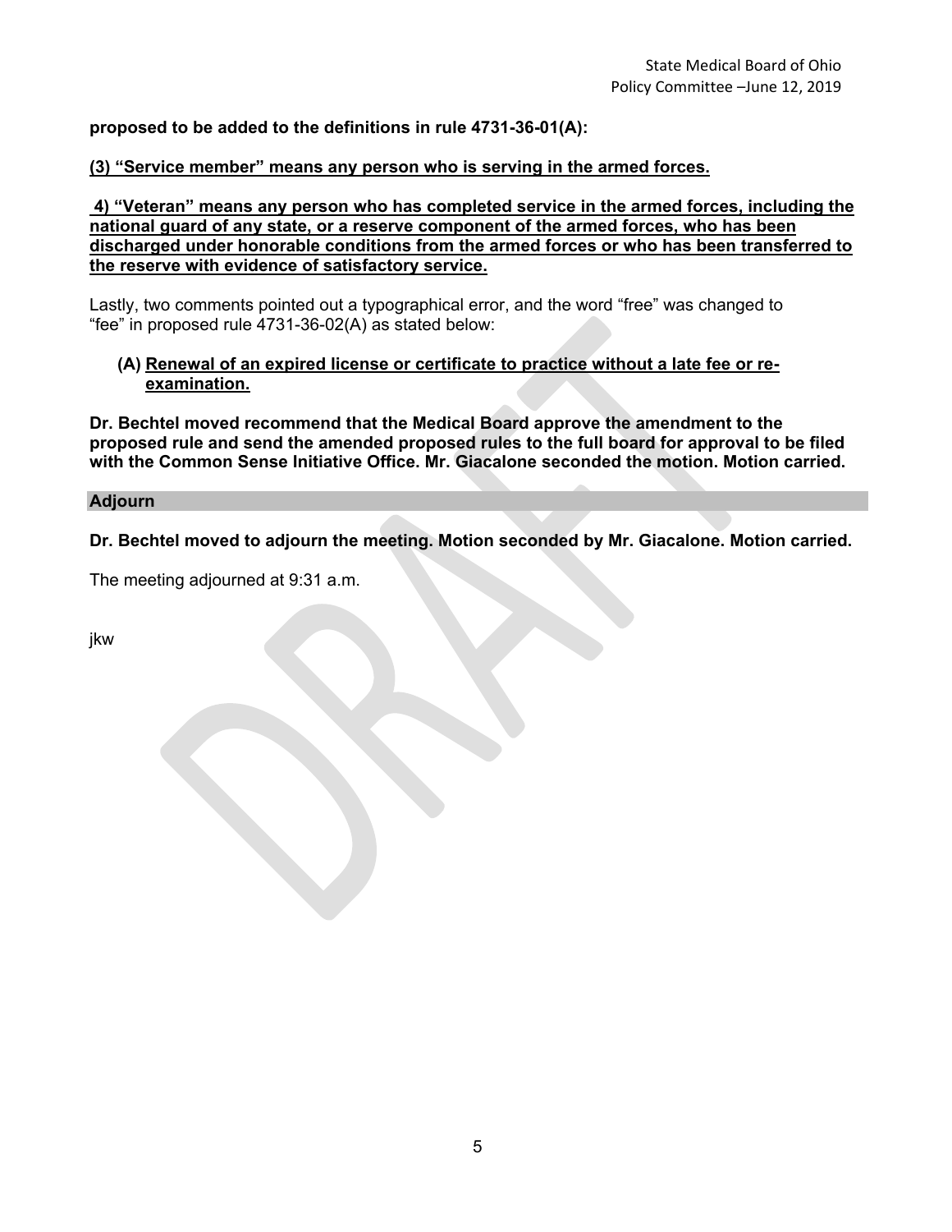**proposed to be added to the definitions in rule 4731-36-01(A):**

**<u>(3) "Service member" means any person who is serving in the armed forces.</u>**

**<u>4) "Veteran" means any person who has completed service in the armed forces, including the national guard of any state, or a reserve component of the armed forces, who has been discharged under honorable conditions from the armed forces or who has been transferred to the reserve with evidence of satisfactory service.</u>**

Lastly, two comments pointed out a typographical error, and the word "free" was changed to "fee" in proposed rule 4731-36-02(A) as stated below:

**(A) <u>Renewal of an expired license or certificate to practice without a late fee or re-examination.</u>**

**Dr. Bechtel moved recommend that the Medical Board approve the amendment to the proposed rule and send the amended proposed rules to the full board for approval to be filed with the Common Sense Initiative Office. Mr. Giacalone seconded the motion. Motion carried.**

## Adjourn

**Dr. Bechtel moved to adjourn the meeting. Motion seconded by Mr. Giacalone. Motion carried.**

The meeting adjourned at 9:31 a.m.

jkw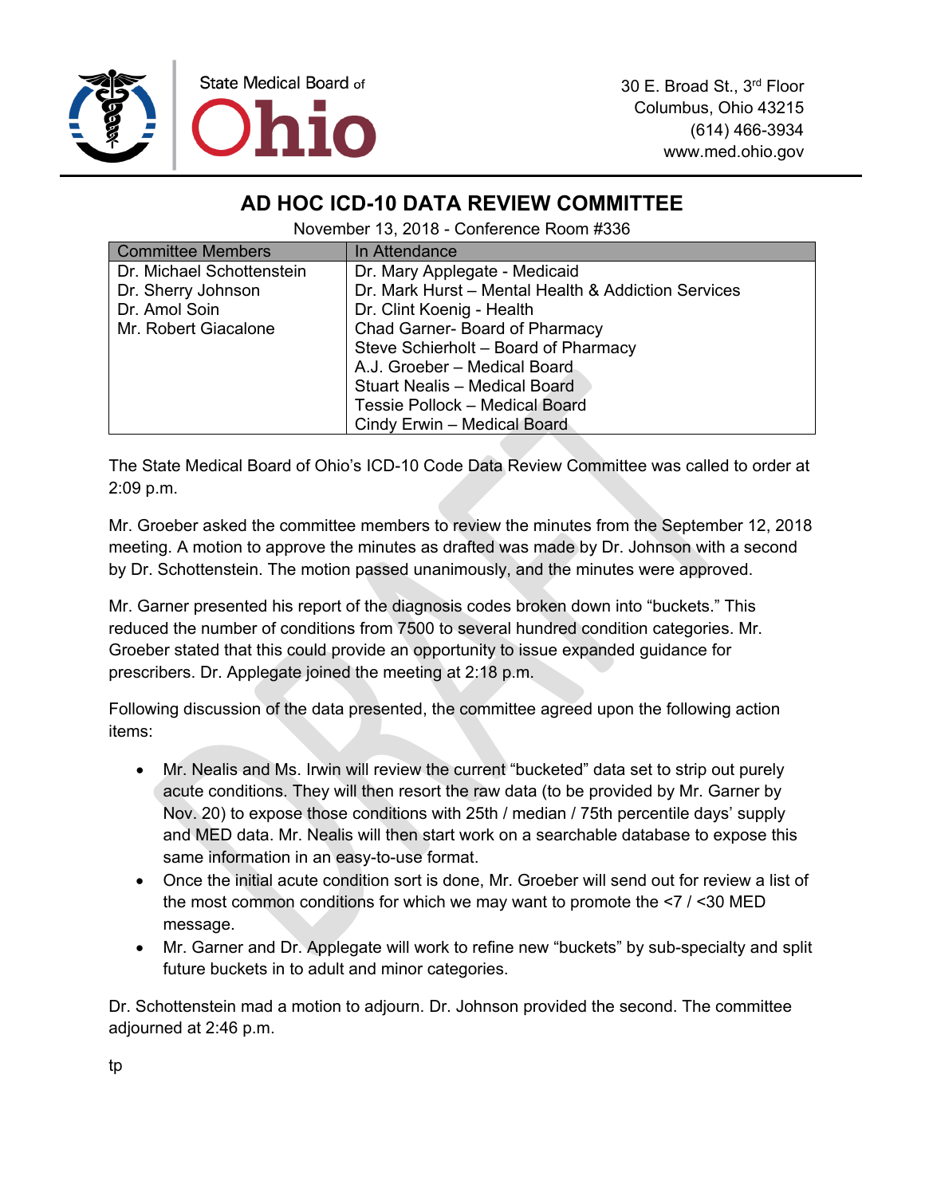State Medical Board of Ohio

30 E. Broad St., 3rd Floor
Columbus, Ohio 43215
(614) 466-3934
www.med.ohio.gov

# AD HOC ICD-10 DATA REVIEW COMMITTEE

November 13, 2018 - Conference Room #336

| Committee Members | In Attendance |
|---|---|
| Dr. Michael Schottenstein<br>Dr. Sherry Johnson<br>Dr. Amol Soin<br>Mr. Robert Giacalone | Dr. Mary Applegate - Medicaid<br>Dr. Mark Hurst – Mental Health & Addiction Services<br>Dr. Clint Koenig - Health<br>Chad Garner- Board of Pharmacy<br>Steve Schierholt – Board of Pharmacy<br>A.J. Groeber – Medical Board<br>Stuart Nealis – Medical Board<br>Tessie Pollock – Medical Board<br>Cindy Erwin – Medical Board |

The State Medical Board of Ohio's ICD-10 Code Data Review Committee was called to order at 2:09 p.m.

Mr. Groeber asked the committee members to review the minutes from the September 12, 2018 meeting. A motion to approve the minutes as drafted was made by Dr. Johnson with a second by Dr. Schottenstein. The motion passed unanimously, and the minutes were approved.

Mr. Garner presented his report of the diagnosis codes broken down into "buckets." This reduced the number of conditions from 7500 to several hundred condition categories. Mr. Groeber stated that this could provide an opportunity to issue expanded guidance for prescribers. Dr. Applegate joined the meeting at 2:18 p.m.

Following discussion of the data presented, the committee agreed upon the following action items:

- Mr. Nealis and Ms. Irwin will review the current "bucketed" data set to strip out purely acute conditions. They will then resort the raw data (to be provided by Mr. Garner by Nov. 20) to expose those conditions with 25th / median / 75th percentile days' supply and MED data. Mr. Nealis will then start work on a searchable database to expose this same information in an easy-to-use format.
- Once the initial acute condition sort is done, Mr. Groeber will send out for review a list of the most common conditions for which we may want to promote the <7 / <30 MED message.
- Mr. Garner and Dr. Applegate will work to refine new "buckets" by sub-specialty and split future buckets in to adult and minor categories.

Dr. Schottenstein mad a motion to adjourn. Dr. Johnson provided the second. The committee adjourned at 2:46 p.m.

tp